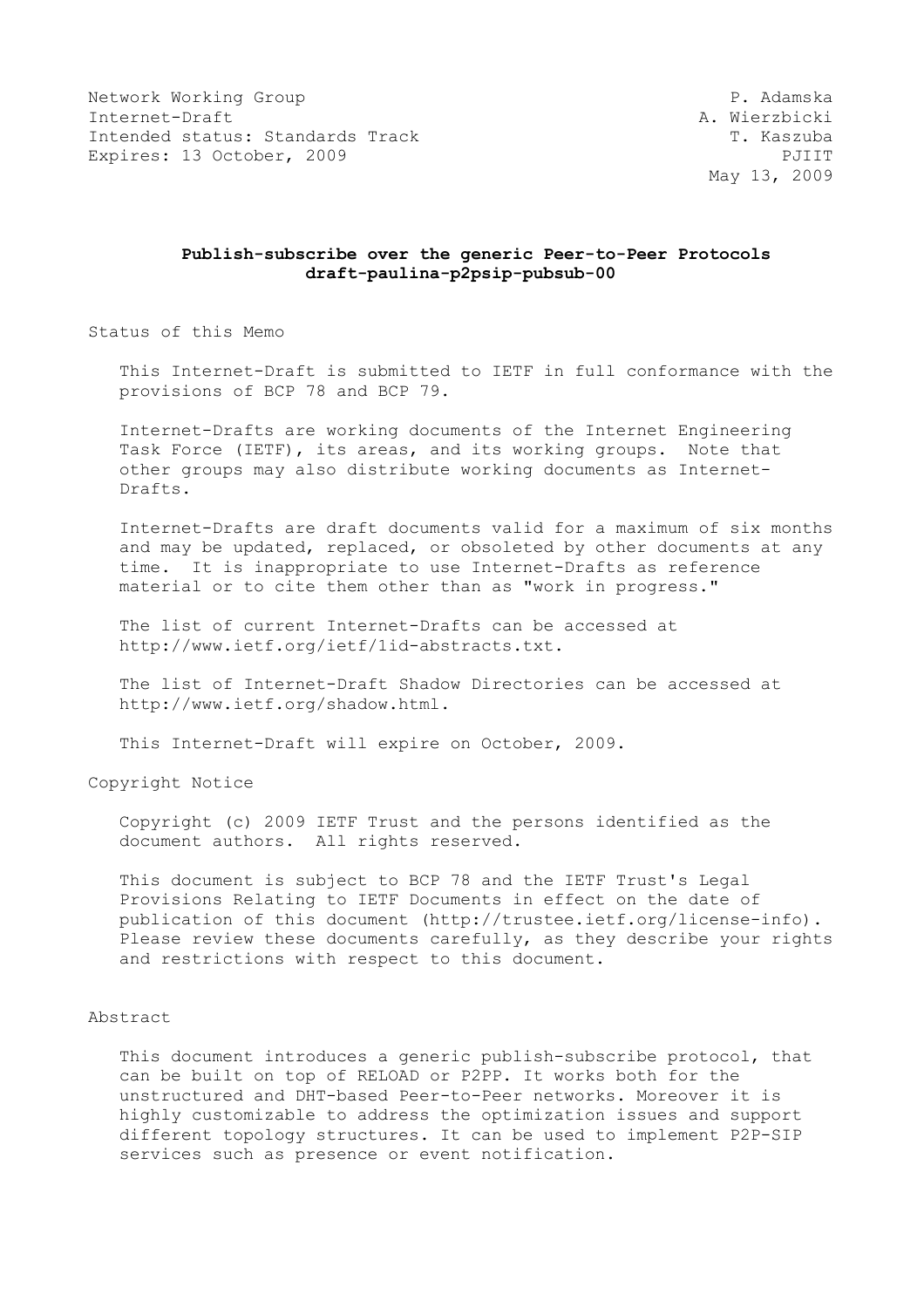Network Working Group P. Adamska
Internet-Draft A. Wierzbicki
Intended status: Standards Track T. Kaszuba
Expires: 13 October, 2009 PJIIT
May 13, 2009

# Publish-subscribe over the generic Peer-to-Peer Protocols
## draft-paulina-p2psip-pubsub-00

Status of this Memo

This Internet-Draft is submitted to IETF in full conformance with the provisions of BCP 78 and BCP 79.

Internet-Drafts are working documents of the Internet Engineering Task Force (IETF), its areas, and its working groups. Note that other groups may also distribute working documents as Internet-Drafts.

Internet-Drafts are draft documents valid for a maximum of six months and may be updated, replaced, or obsoleted by other documents at any time. It is inappropriate to use Internet-Drafts as reference material or to cite them other than as "work in progress."

The list of current Internet-Drafts can be accessed at http://www.ietf.org/ietf/1id-abstracts.txt.

The list of Internet-Draft Shadow Directories can be accessed at http://www.ietf.org/shadow.html.

This Internet-Draft will expire on October, 2009.

Copyright Notice

Copyright (c) 2009 IETF Trust and the persons identified as the document authors. All rights reserved.

This document is subject to BCP 78 and the IETF Trust's Legal Provisions Relating to IETF Documents in effect on the date of publication of this document (http://trustee.ietf.org/license-info). Please review these documents carefully, as they describe your rights and restrictions with respect to this document.

Abstract

This document introduces a generic publish-subscribe protocol, that can be built on top of RELOAD or P2PP. It works both for the unstructured and DHT-based Peer-to-Peer networks. Moreover it is highly customizable to address the optimization issues and support different topology structures. It can be used to implement P2P-SIP services such as presence or event notification.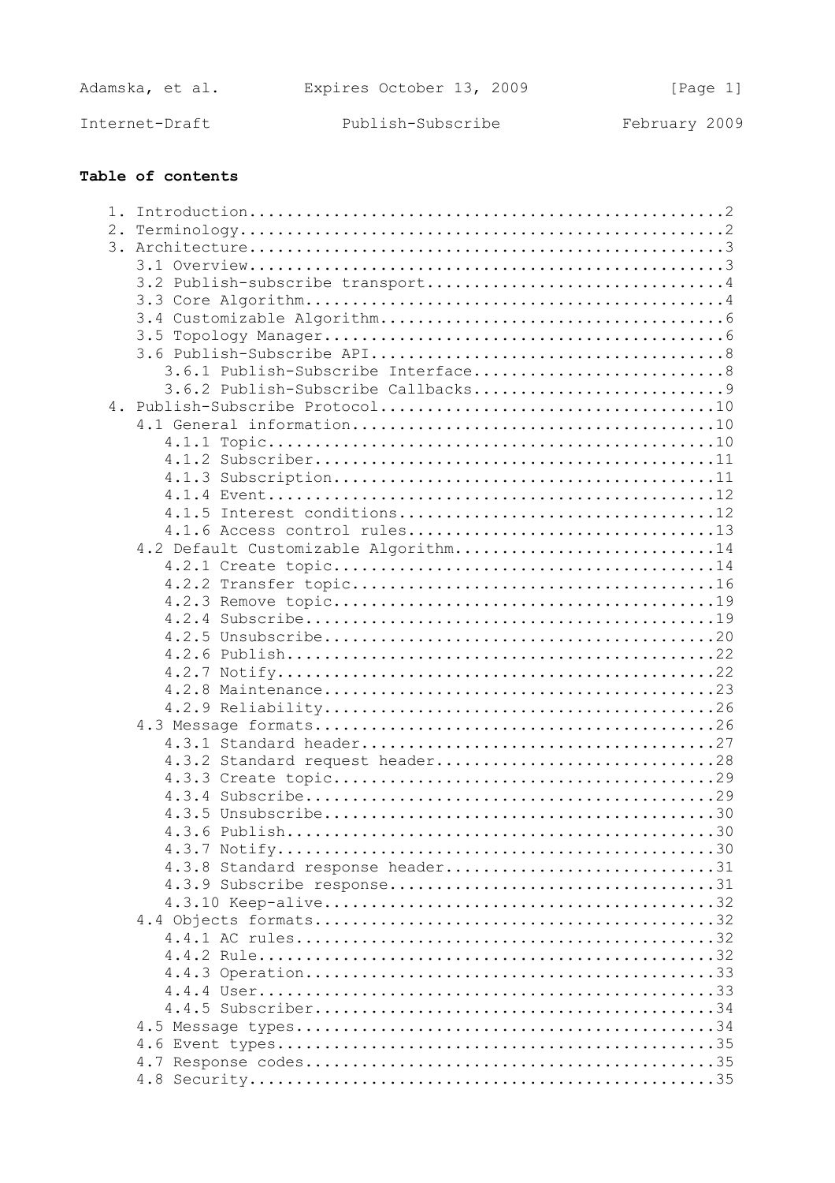**Table of contents**

```
   1. Introduction...................................................2
   2. Terminology....................................................2
   3. Architecture...................................................3
      3.1 Overview...................................................3
      3.2 Publish-subscribe transport................................4
      3.3 Core Algorithm.............................................4
      3.4 Customizable Algorithm.....................................6
      3.5 Topology Manager...........................................6
      3.6 Publish-Subscribe API......................................8
         3.6.1 Publish-Subscribe Interface...........................8
         3.6.2 Publish-Subscribe Callbacks...........................9
   4. Publish-Subscribe Protocol....................................10
      4.1 General information.......................................10
         4.1.1 Topic................................................10
         4.1.2 Subscriber...........................................11
         4.1.3 Subscription.........................................11
         4.1.4 Event................................................12
         4.1.5 Interest conditions..................................12
         4.1.6 Access control rules.................................13
      4.2 Default Customizable Algorithm............................14
         4.2.1 Create topic.........................................14
         4.2.2 Transfer topic.......................................16
         4.2.3 Remove topic.........................................19
         4.2.4 Subscribe............................................19
         4.2.5 Unsubscribe..........................................20
         4.2.6 Publish..............................................22
         4.2.7 Notify...............................................22
         4.2.8 Maintenance..........................................23
         4.2.9 Reliability..........................................26
      4.3 Message formats...........................................26
         4.3.1 Standard header......................................27
         4.3.2 Standard request header..............................28
         4.3.3 Create topic.........................................29
         4.3.4 Subscribe............................................29
         4.3.5 Unsubscribe..........................................30
         4.3.6 Publish..............................................30
         4.3.7 Notify...............................................30
         4.3.8 Standard response header.............................31
         4.3.9 Subscribe response...................................31
         4.3.10 Keep-alive..........................................32
      4.4 Objects formats...........................................32
         4.4.1 AC rules.............................................32
         4.4.2 Rule.................................................32
         4.4.3 Operation............................................33
         4.4.4 User.................................................33
         4.4.5 Subscriber...........................................34
      4.5 Message types.............................................34
      4.6 Event types...............................................35
      4.7 Response codes............................................35
      4.8 Security..................................................35
```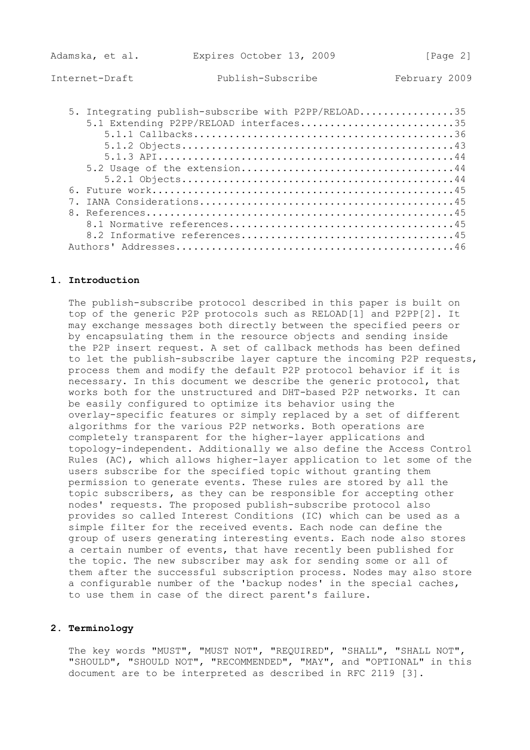5. Integrating publish-subscribe with P2PP/RELOAD................35
   5.1 Extending P2PP/RELOAD interfaces..........................35
      5.1.1 Callbacks............................................36
      5.1.2 Objects..............................................43
      5.1.3 API..................................................44
   5.2 Usage of the extension....................................44
      5.2.1 Objects..............................................44
6. Future work...................................................45
7. IANA Considerations...........................................45
8. References....................................................45
   8.1 Normative references......................................45
   8.2 Informative references....................................45
Authors' Addresses...............................................46

## 1. Introduction

The publish-subscribe protocol described in this paper is built on top of the generic P2P protocols such as RELOAD[1] and P2PP[2]. It may exchange messages both directly between the specified peers or by encapsulating them in the resource objects and sending inside the P2P insert request. A set of callback methods has been defined to let the publish-subscribe layer capture the incoming P2P requests, process them and modify the default P2P protocol behavior if it is necessary. In this document we describe the generic protocol, that works both for the unstructured and DHT-based P2P networks. It can be easily configured to optimize its behavior using the overlay-specific features or simply replaced by a set of different algorithms for the various P2P networks. Both operations are completely transparent for the higher-layer applications and topology-independent. Additionally we also define the Access Control Rules (AC), which allows higher-layer application to let some of the users subscribe for the specified topic without granting them permission to generate events. These rules are stored by all the topic subscribers, as they can be responsible for accepting other nodes' requests. The proposed publish-subscribe protocol also provides so called Interest Conditions (IC) which can be used as a simple filter for the received events. Each node can define the group of users generating interesting events. Each node also stores a certain number of events, that have recently been published for the topic. The new subscriber may ask for sending some or all of them after the successful subscription process. Nodes may also store a configurable number of the 'backup nodes' in the special caches, to use them in case of the direct parent's failure.

## 2. Terminology

The key words "MUST", "MUST NOT", "REQUIRED", "SHALL", "SHALL NOT", "SHOULD", "SHOULD NOT", "RECOMMENDED", "MAY", and "OPTIONAL" in this document are to be interpreted as described in RFC 2119 [3].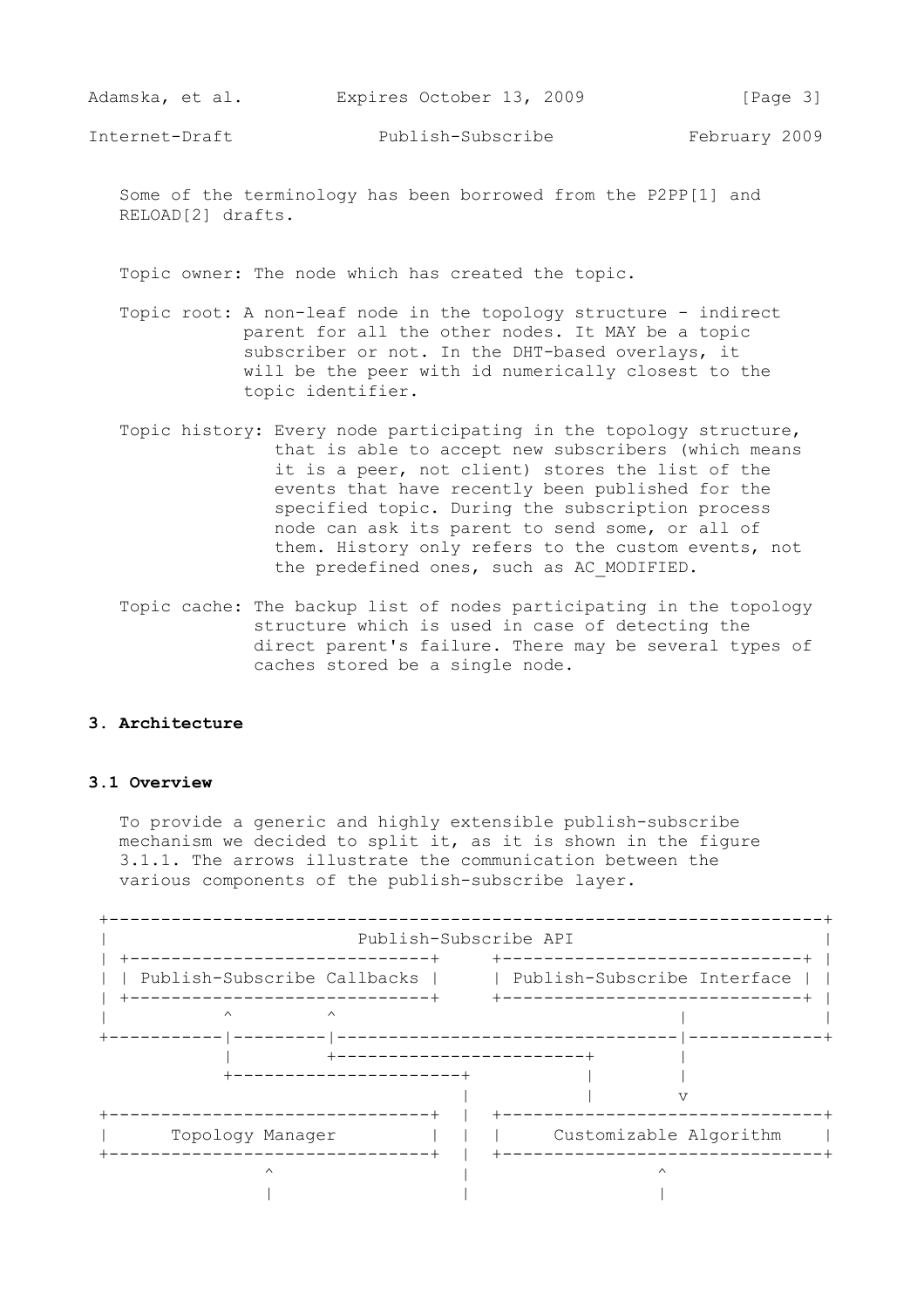Some of the terminology has been borrowed from the P2PP[1] and RELOAD[2] drafts.

Topic owner: The node which has created the topic.

Topic root: A non-leaf node in the topology structure - indirect parent for all the other nodes. It MAY be a topic subscriber or not. In the DHT-based overlays, it will be the peer with id numerically closest to the topic identifier.

Topic history: Every node participating in the topology structure, that is able to accept new subscribers (which means it is a peer, not client) stores the list of the events that have recently been published for the specified topic. During the subscription process node can ask its parent to send some, or all of them. History only refers to the custom events, not the predefined ones, such as AC_MODIFIED.

Topic cache: The backup list of nodes participating in the topology structure which is used in case of detecting the direct parent's failure. There may be several types of caches stored be a single node.

## 3. Architecture

### 3.1 Overview

To provide a generic and highly extensible publish-subscribe mechanism we decided to split it, as it is shown in the figure 3.1.1. The arrows illustrate the communication between the various components of the publish-subscribe layer.

```
+------------------------------------------------------------------+
|                       Publish-Subscribe API                      |
| +-----------------------------+   +-----------------------------+ |
| | Publish-Subscribe Callbacks |   | Publish-Subscribe Interface | |
| +-----------------------------+   +-----------------------------+ |
|           ^         ^                            |               |
+-----------|---------|----------------------------|---------------+
            |         +------------------------+   |
            +----------------------+           |   |
                                   |           |   v
+-------------------------------+  |  +-------------------------------+
|      Topology Manager         |  |  |    Customizable Algorithm     |
+-------------------------------+  |  +-------------------------------+
               ^                   |               ^
               |                   |               |
```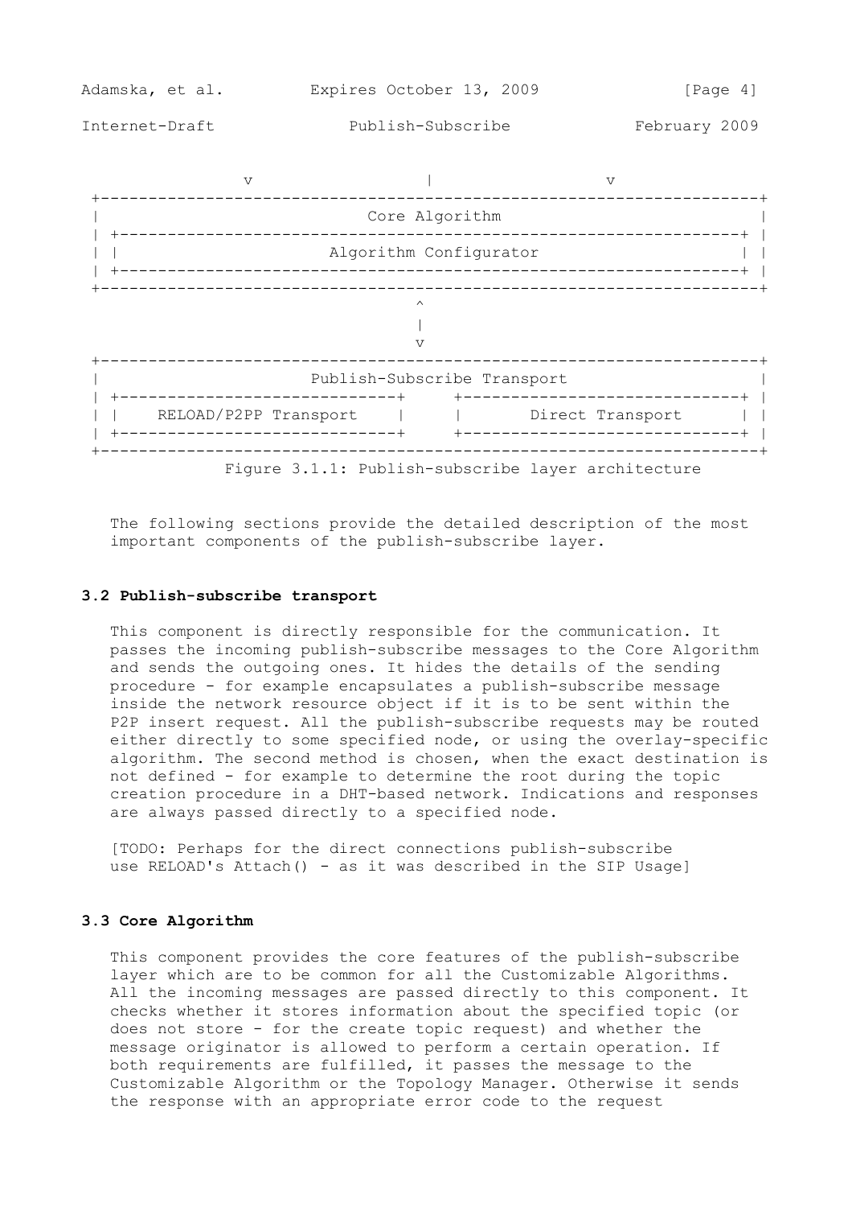```
              v                   |                   v
 +------------------------------------------------------------------+
 |                          Core Algorithm                          |
 | +--------------------------------------------------------------+ |
 | |                    Algorithm Configurator                    | |
 | +--------------------------------------------------------------+ |
 +------------------------------------------------------------------+
                                  ^
                                  |
                                  v
 +------------------------------------------------------------------+
 |                    Publish-Subscribe Transport                   |
 | +----------------------------+     +----------------------------+ |
 | |    RELOAD/P2PP Transport   |     |      Direct Transport      | |
 | +----------------------------+     +----------------------------+ |
 +------------------------------------------------------------------+
```

Figure 3.1.1: Publish-subscribe layer architecture

The following sections provide the detailed description of the most important components of the publish-subscribe layer.

### 3.2 Publish-subscribe transport

This component is directly responsible for the communication. It passes the incoming publish-subscribe messages to the Core Algorithm and sends the outgoing ones. It hides the details of the sending procedure - for example encapsulates a publish-subscribe message inside the network resource object if it is to be sent within the P2P insert request. All the publish-subscribe requests may be routed either directly to some specified node, or using the overlay-specific algorithm. The second method is chosen, when the exact destination is not defined - for example to determine the root during the topic creation procedure in a DHT-based network. Indications and responses are always passed directly to a specified node.

[TODO: Perhaps for the direct connections publish-subscribe use RELOAD's Attach() - as it was described in the SIP Usage]

### 3.3 Core Algorithm

This component provides the core features of the publish-subscribe layer which are to be common for all the Customizable Algorithms. All the incoming messages are passed directly to this component. It checks whether it stores information about the specified topic (or does not store - for the create topic request) and whether the message originator is allowed to perform a certain operation. If both requirements are fulfilled, it passes the message to the Customizable Algorithm or the Topology Manager. Otherwise it sends the response with an appropriate error code to the request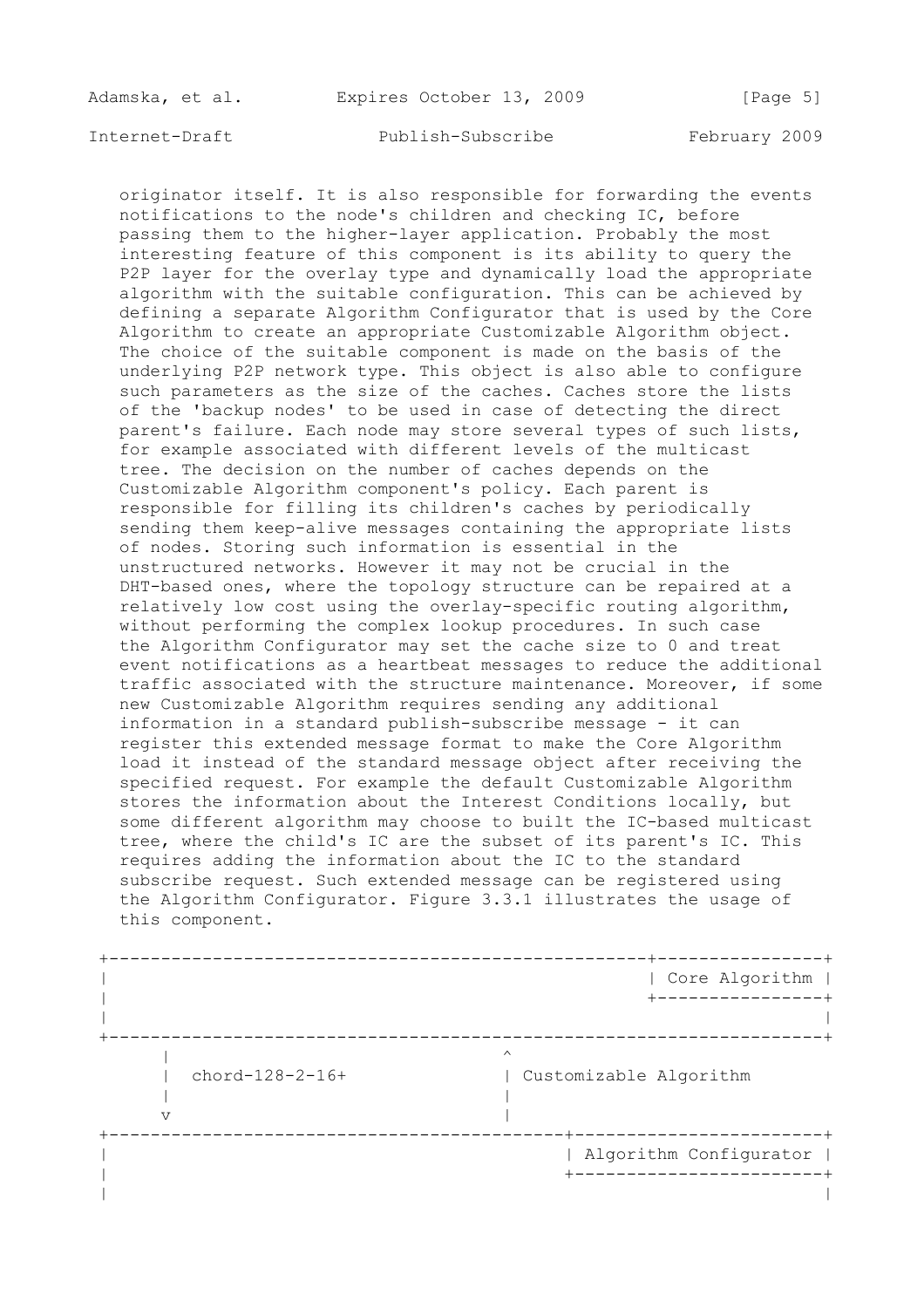originator itself. It is also responsible for forwarding the events notifications to the node's children and checking IC, before passing them to the higher-layer application. Probably the most interesting feature of this component is its ability to query the P2P layer for the overlay type and dynamically load the appropriate algorithm with the suitable configuration. This can be achieved by defining a separate Algorithm Configurator that is used by the Core Algorithm to create an appropriate Customizable Algorithm object. The choice of the suitable component is made on the basis of the underlying P2P network type. This object is also able to configure such parameters as the size of the caches. Caches store the lists of the 'backup nodes' to be used in case of detecting the direct parent's failure. Each node may store several types of such lists, for example associated with different levels of the multicast tree. The decision on the number of caches depends on the Customizable Algorithm component's policy. Each parent is responsible for filling its children's caches by periodically sending them keep-alive messages containing the appropriate lists of nodes. Storing such information is essential in the unstructured networks. However it may not be crucial in the DHT-based ones, where the topology structure can be repaired at a relatively low cost using the overlay-specific routing algorithm, without performing the complex lookup procedures. In such case the Algorithm Configurator may set the cache size to 0 and treat event notifications as a heartbeat messages to reduce the additional traffic associated with the structure maintenance. Moreover, if some new Customizable Algorithm requires sending any additional information in a standard publish-subscribe message - it can register this extended message format to make the Core Algorithm load it instead of the standard message object after receiving the specified request. For example the default Customizable Algorithm stores the information about the Interest Conditions locally, but some different algorithm may choose to built the IC-based multicast tree, where the child's IC are the subset of its parent's IC. This requires adding the information about the IC to the standard subscribe request. Such extended message can be registered using the Algorithm Configurator. Figure 3.3.1 illustrates the usage of this component.

```
+--------------------------------------------------+----------------+
|                                                  | Core Algorithm |
|                                                  +----------------+
|                                                                   |
+-------------------------------------------------------------------+
      |                             ^
      |  chord-128-2-16+            | Customizable Algorithm
      |                             |
      v                             |
+-----------------------------------------+-------------------------+
|                                         | Algorithm Configurator  |
|                                         +-------------------------+
|                                                                   |
```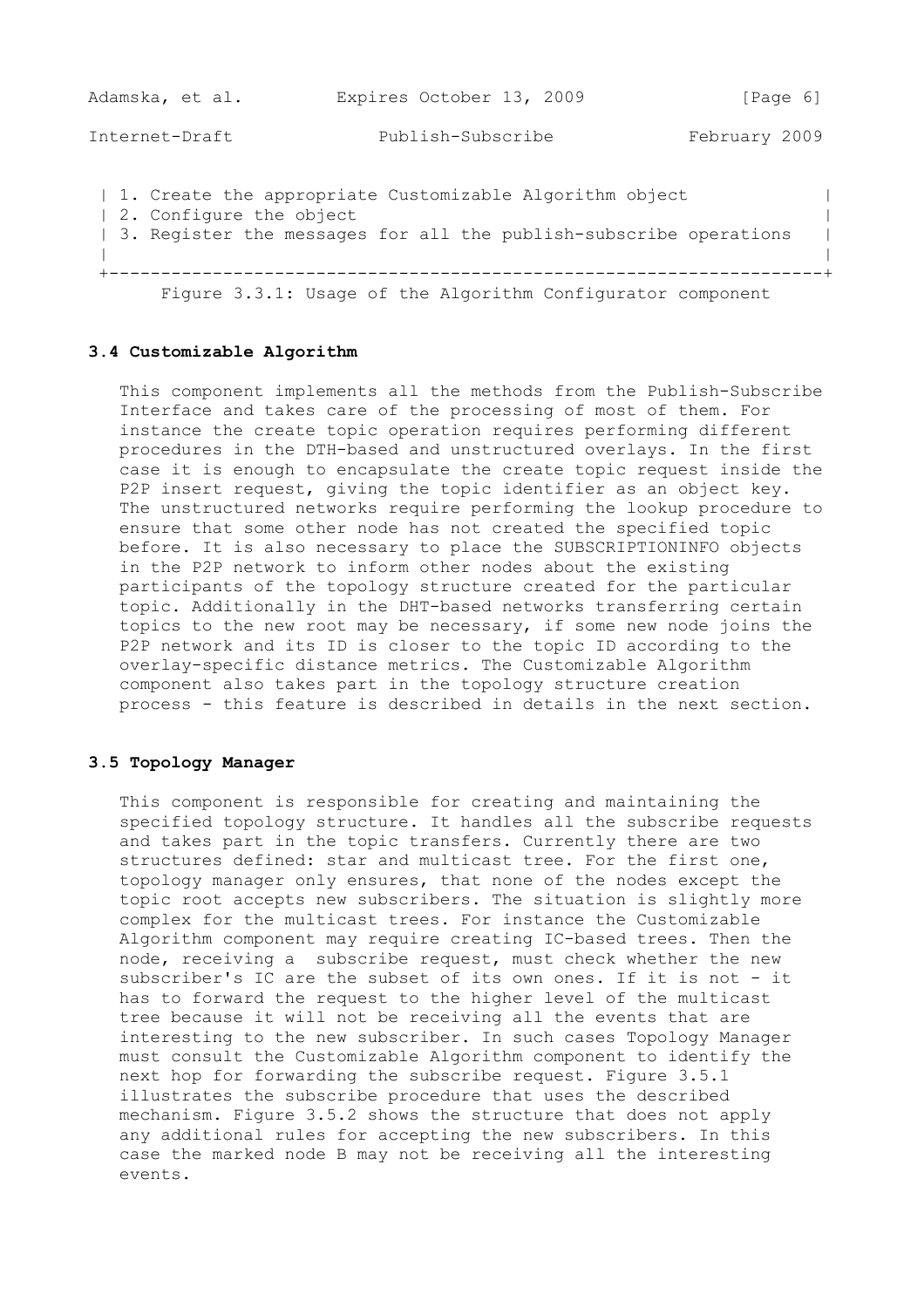```
| 1. Create the appropriate Customizable Algorithm object            |
| 2. Configure the object                                            |
| 3. Register the messages for all the publish-subscribe operations  |
|                                                                    |
+--------------------------------------------------------------------+
```

Figure 3.3.1: Usage of the Algorithm Configurator component

### 3.4 Customizable Algorithm

This component implements all the methods from the Publish-Subscribe Interface and takes care of the processing of most of them. For instance the create topic operation requires performing different procedures in the DTH-based and unstructured overlays. In the first case it is enough to encapsulate the create topic request inside the P2P insert request, giving the topic identifier as an object key. The unstructured networks require performing the lookup procedure to ensure that some other node has not created the specified topic before. It is also necessary to place the SUBSCRIPTIONINFO objects in the P2P network to inform other nodes about the existing participants of the topology structure created for the particular topic. Additionally in the DHT-based networks transferring certain topics to the new root may be necessary, if some new node joins the P2P network and its ID is closer to the topic ID according to the overlay-specific distance metrics. The Customizable Algorithm component also takes part in the topology structure creation process - this feature is described in details in the next section.

### 3.5 Topology Manager

This component is responsible for creating and maintaining the specified topology structure. It handles all the subscribe requests and takes part in the topic transfers. Currently there are two structures defined: star and multicast tree. For the first one, topology manager only ensures, that none of the nodes except the topic root accepts new subscribers. The situation is slightly more complex for the multicast trees. For instance the Customizable Algorithm component may require creating IC-based trees. Then the node, receiving a subscribe request, must check whether the new subscriber's IC are the subset of its own ones. If it is not - it has to forward the request to the higher level of the multicast tree because it will not be receiving all the events that are interesting to the new subscriber. In such cases Topology Manager must consult the Customizable Algorithm component to identify the next hop for forwarding the subscribe request. Figure 3.5.1 illustrates the subscribe procedure that uses the described mechanism. Figure 3.5.2 shows the structure that does not apply any additional rules for accepting the new subscribers. In this case the marked node B may not be receiving all the interesting events.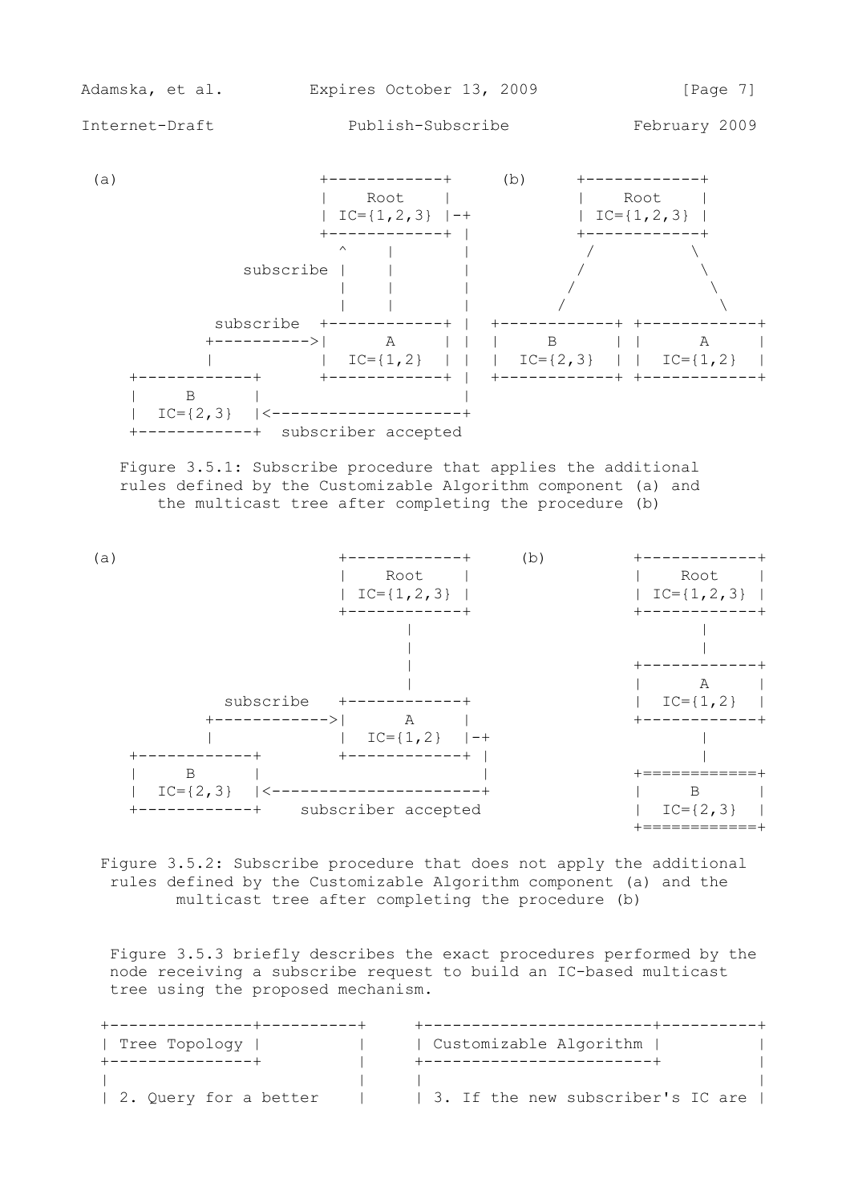```
(a)                    +------------+     (b)      +------------+
                       |    Root    |              |    Root    |
                       | IC={1,2,3} |-+            | IC={1,2,3} |
                       +------------+ |            +------------+
                         ^    |       |               /          \
             subscribe |    |       |              /            \
                         |    |       |             /              \
                         |    |       |            /                \
          subscribe  +------------+ |  +------------+ +------------+
          +---------->|     A      | |  |     B      | |     A      |
          |           |  IC={1,2}  | |  |  IC={2,3}  | |  IC={1,2}  |
  +------------+      +------------+ |  +------------+ +------------+
  |     B      |                     |
  |  IC={2,3}  |<--------------------+
  +------------+  subscriber accepted
```

Figure 3.5.1: Subscribe procedure that applies the additional rules defined by the Customizable Algorithm component (a) and the multicast tree after completing the procedure (b)

```
(a)                       +------------+     (b)         +------------+
                          |    Root    |                 |    Root    |
                          | IC={1,2,3} |                 | IC={1,2,3} |
                          +------------+                 +------------+
                                 |                              |
                                 |                              |
                                 |                       +------------+
                                 |                       |     A      |
          subscribe   +------------+                     |  IC={1,2}  |
          +------------>|     A      |                   +------------+
          |             |  IC={1,2}  |-+                        |
  +------------+        +------------+ |                        |
  |     B      |                       |                 +============+
  |  IC={2,3}  |<----------------------+                 |     B      |
  +------------+    subscriber accepted                  |  IC={2,3}  |
                                                         +============+
```

Figure 3.5.2: Subscribe procedure that does not apply the additional rules defined by the Customizable Algorithm component (a) and the multicast tree after completing the procedure (b)

Figure 3.5.3 briefly describes the exact procedures performed by the node receiving a subscribe request to build an IC-based multicast tree using the proposed mechanism.

```
+---------------+----------+     +-----------------------+----------+
| Tree Topology |          |     | Customizable Algorithm |         |
+---------------+          |     +------------------------+         |
|                          |     |                                  |
| 2. Query for a better    |     | 3. If the new subscriber's IC are |
```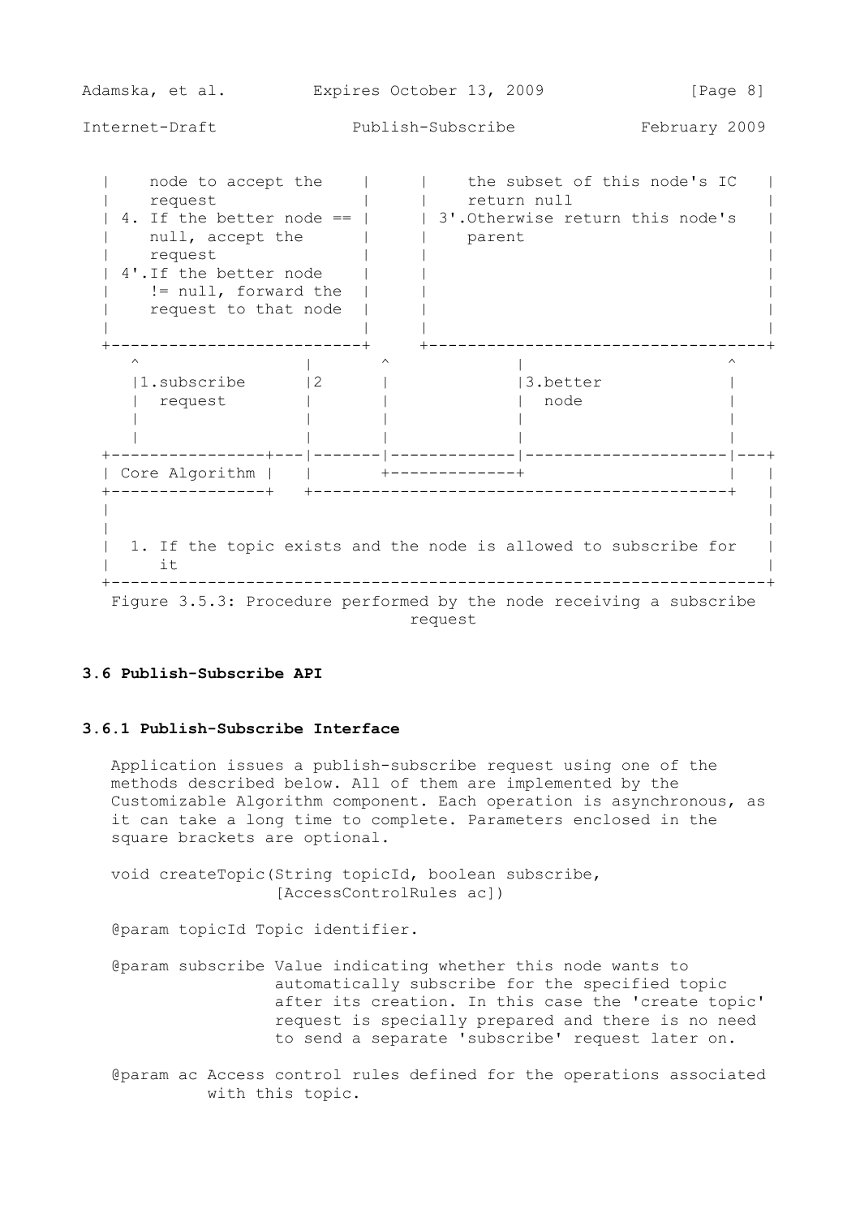```
|    node to accept the    |      |    the subset of this node's IC   |
|    request               |      |    return null                     |
| 4. If the better node == |      | 3'.Otherwise return this node's    |
|    null, accept the      |      |    parent                          |
|    request               |      |                                    |
| 4'.If the better node    |      |                                    |
|    != null, forward the  |      |                                    |
|    request to that node  |      |                                    |
|                          |      |                                    |
+--------------------------+      +------------------------------------+
   ^                  |       ^              |                       ^
   |1.subscribe       |2      |              |3.better               |
   |  request         |       |              |  node                 |
   |                  |       |              |                       |
   |                  |       |              |                       |
+----------------+---|-------|-------------|---------------------|---+
| Core Algorithm |   |       +-------------+                     |   |
+----------------+   +-----------------------------------------+   |
|                                                                   |
|                                                                   |
|  1. If the topic exists and the node is allowed to subscribe for  |
|     it                                                            |
+-------------------------------------------------------------------+
```

Figure 3.5.3: Procedure performed by the node receiving a subscribe request

### 3.6 Publish-Subscribe API

#### 3.6.1 Publish-Subscribe Interface

Application issues a publish-subscribe request using one of the methods described below. All of them are implemented by the Customizable Algorithm component. Each operation is asynchronous, as it can take a long time to complete. Parameters enclosed in the square brackets are optional.

```
void createTopic(String topicId, boolean subscribe,
                 [AccessControlRules ac])
```

@param topicId Topic identifier.

@param subscribe Value indicating whether this node wants to automatically subscribe for the specified topic after its creation. In this case the 'create topic' request is specially prepared and there is no need to send a separate 'subscribe' request later on.

@param ac Access control rules defined for the operations associated with this topic.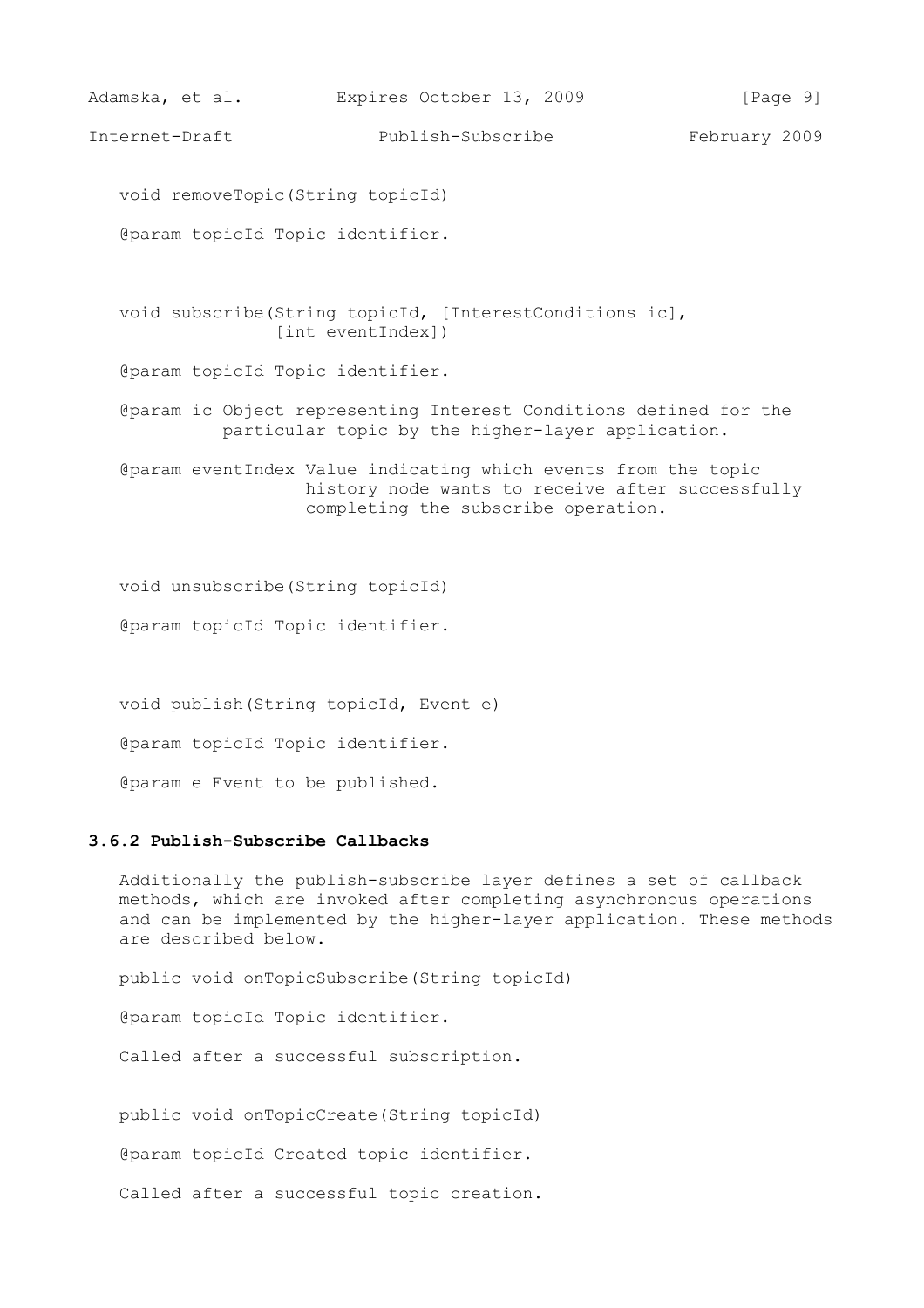```
void removeTopic(String topicId)

@param topicId Topic identifier.


void subscribe(String topicId, [InterestConditions ic],
               [int eventIndex])

@param topicId Topic identifier.

@param ic Object representing Interest Conditions defined for the
          particular topic by the higher-layer application.

@param eventIndex Value indicating which events from the topic
                  history node wants to receive after successfully
                  completing the subscribe operation.


void unsubscribe(String topicId)

@param topicId Topic identifier.


void publish(String topicId, Event e)

@param topicId Topic identifier.

@param e Event to be published.
```

### 3.6.2 Publish-Subscribe Callbacks

Additionally the publish-subscribe layer defines a set of callback methods, which are invoked after completing asynchronous operations and can be implemented by the higher-layer application. These methods are described below.

```
public void onTopicSubscribe(String topicId)

@param topicId Topic identifier.
```

Called after a successful subscription.

```
public void onTopicCreate(String topicId)

@param topicId Created topic identifier.
```

Called after a successful topic creation.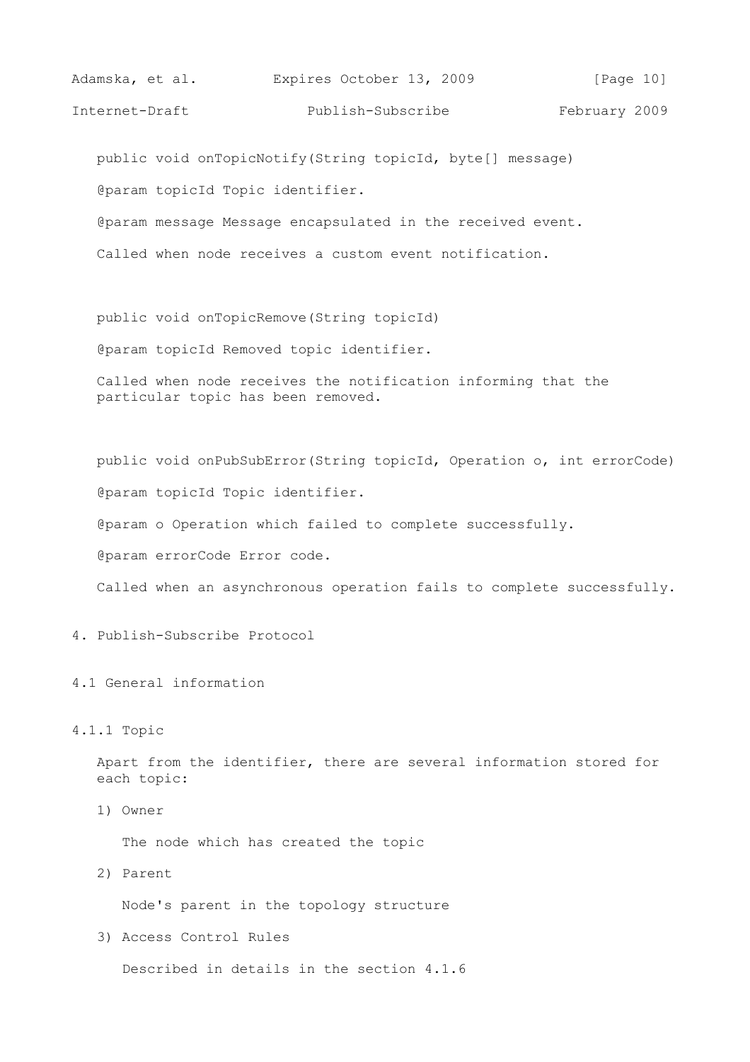```
public void onTopicNotify(String topicId, byte[] message)
```

@param topicId Topic identifier.

@param message Message encapsulated in the received event.

Called when node receives a custom event notification.

```
public void onTopicRemove(String topicId)
```

@param topicId Removed topic identifier.

Called when node receives the notification informing that the particular topic has been removed.

```
public void onPubSubError(String topicId, Operation o, int errorCode)
```

@param topicId Topic identifier.

@param o Operation which failed to complete successfully.

@param errorCode Error code.

Called when an asynchronous operation fails to complete successfully.

# 4. Publish-Subscribe Protocol

## 4.1 General information

### 4.1.1 Topic

Apart from the identifier, there are several information stored for each topic:

1) Owner

   The node which has created the topic

2) Parent

   Node's parent in the topology structure

3) Access Control Rules

   Described in details in the section 4.1.6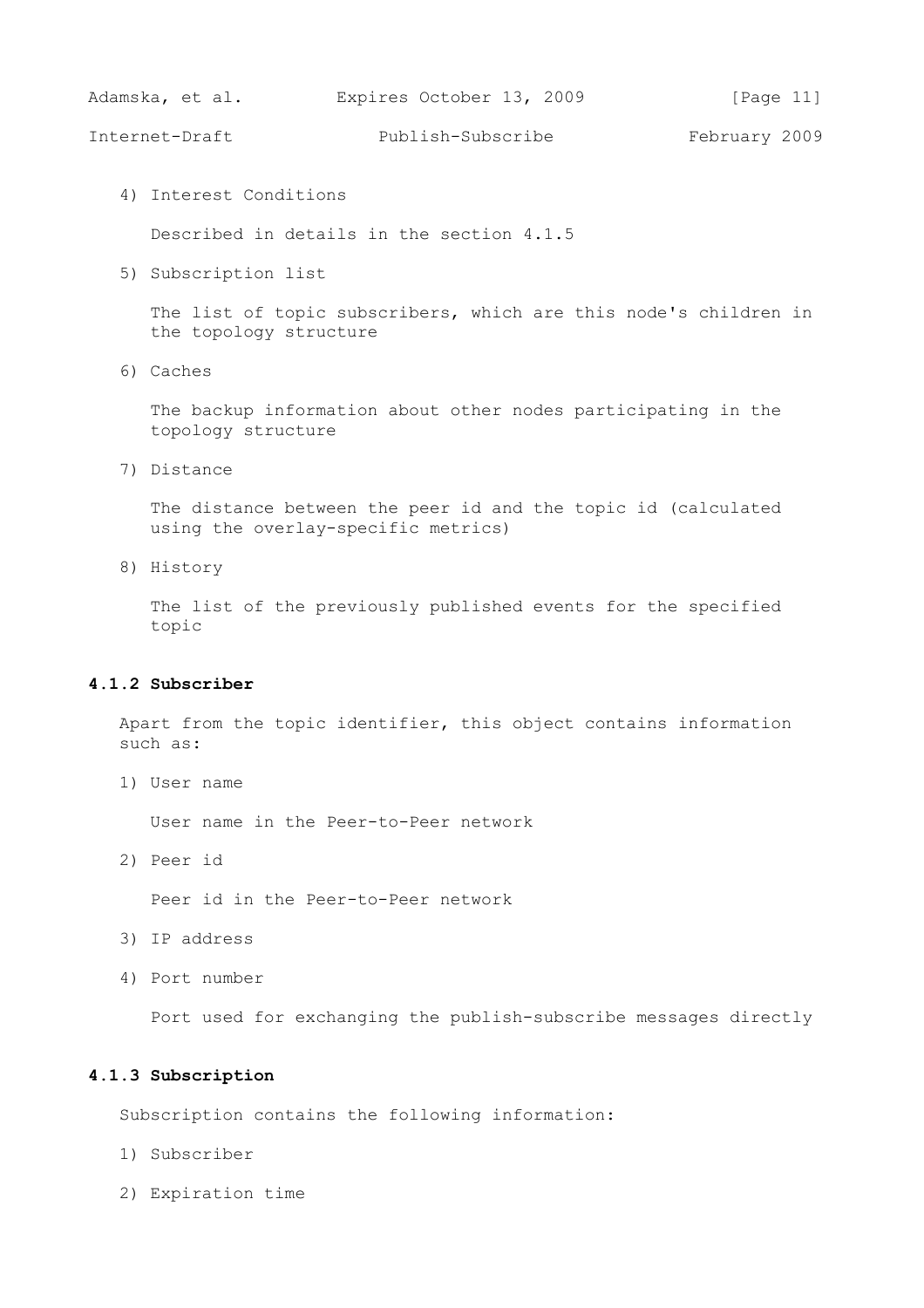4) Interest Conditions

   Described in details in the section 4.1.5

5) Subscription list

   The list of topic subscribers, which are this node's children in the topology structure

6) Caches

   The backup information about other nodes participating in the topology structure

7) Distance

   The distance between the peer id and the topic id (calculated using the overlay-specific metrics)

8) History

   The list of the previously published events for the specified topic

### 4.1.2 Subscriber

Apart from the topic identifier, this object contains information such as:

1) User name

   User name in the Peer-to-Peer network

2) Peer id

   Peer id in the Peer-to-Peer network

3) IP address

4) Port number

   Port used for exchanging the publish-subscribe messages directly

### 4.1.3 Subscription

Subscription contains the following information:

1) Subscriber

2) Expiration time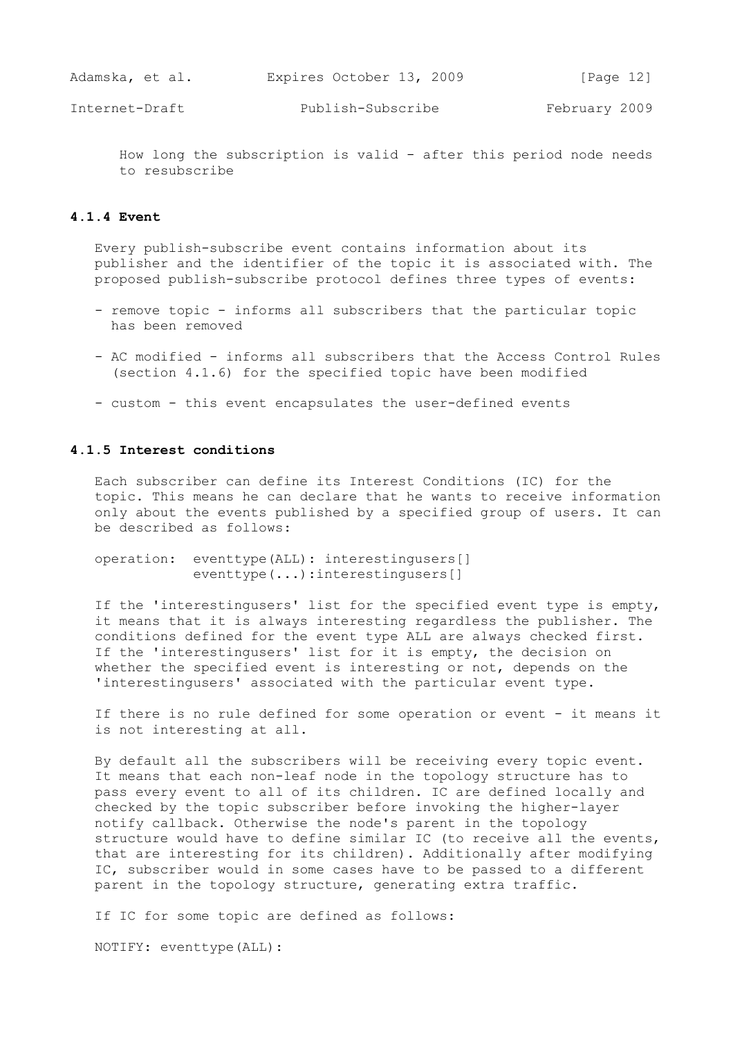How long the subscription is valid - after this period node needs to resubscribe

#### 4.1.4 Event

Every publish-subscribe event contains information about its publisher and the identifier of the topic it is associated with. The proposed publish-subscribe protocol defines three types of events:

- remove topic - informs all subscribers that the particular topic has been removed
- AC modified - informs all subscribers that the Access Control Rules (section 4.1.6) for the specified topic have been modified
- custom - this event encapsulates the user-defined events

#### 4.1.5 Interest conditions

Each subscriber can define its Interest Conditions (IC) for the topic. This means he can declare that he wants to receive information only about the events published by a specified group of users. It can be described as follows:

```
operation:  eventtype(ALL): interestingusers[]
            eventtype(...):interestingusers[]
```

If the 'interestingusers' list for the specified event type is empty, it means that it is always interesting regardless the publisher. The conditions defined for the event type ALL are always checked first. If the 'interestingusers' list for it is empty, the decision on whether the specified event is interesting or not, depends on the 'interestingusers' associated with the particular event type.

If there is no rule defined for some operation or event - it means it is not interesting at all.

By default all the subscribers will be receiving every topic event. It means that each non-leaf node in the topology structure has to pass every event to all of its children. IC are defined locally and checked by the topic subscriber before invoking the higher-layer notify callback. Otherwise the node's parent in the topology structure would have to define similar IC (to receive all the events, that are interesting for its children). Additionally after modifying IC, subscriber would in some cases have to be passed to a different parent in the topology structure, generating extra traffic.

If IC for some topic are defined as follows:

```
NOTIFY: eventtype(ALL):
```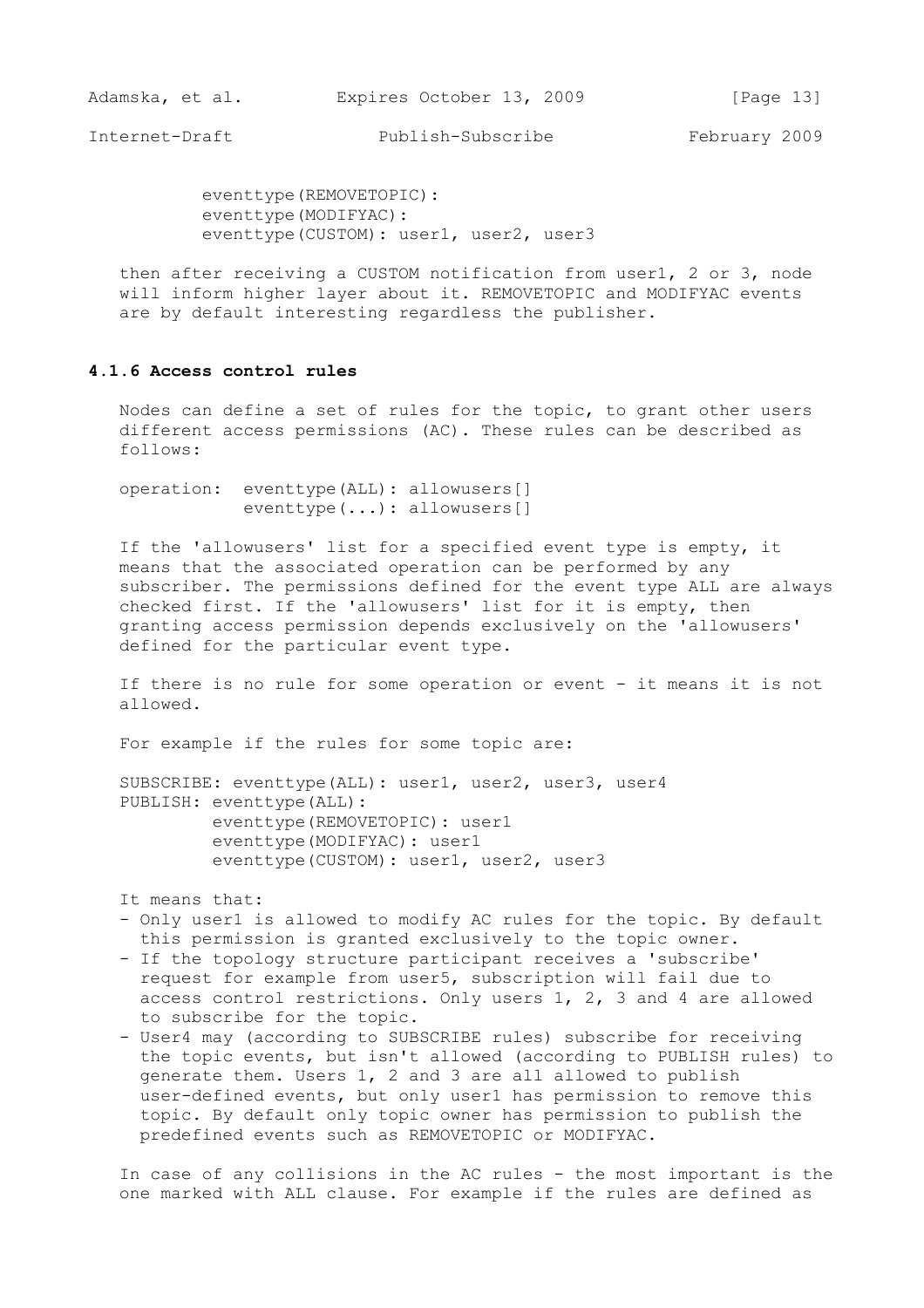```
eventtype(REMOVETOPIC):
eventtype(MODIFYAC):
eventtype(CUSTOM): user1, user2, user3
```

then after receiving a CUSTOM notification from user1, 2 or 3, node will inform higher layer about it. REMOVETOPIC and MODIFYAC events are by default interesting regardless the publisher.

### 4.1.6 Access control rules

Nodes can define a set of rules for the topic, to grant other users different access permissions (AC). These rules can be described as follows:

```
operation:  eventtype(ALL): allowusers[]
            eventtype(...): allowusers[]
```

If the 'allowusers' list for a specified event type is empty, it means that the associated operation can be performed by any subscriber. The permissions defined for the event type ALL are always checked first. If the 'allowusers' list for it is empty, then granting access permission depends exclusively on the 'allowusers' defined for the particular event type.

If there is no rule for some operation or event - it means it is not allowed.

For example if the rules for some topic are:

```
SUBSCRIBE: eventtype(ALL): user1, user2, user3, user4
PUBLISH: eventtype(ALL):
         eventtype(REMOVETOPIC): user1
         eventtype(MODIFYAC): user1
         eventtype(CUSTOM): user1, user2, user3
```

It means that:

- Only user1 is allowed to modify AC rules for the topic. By default this permission is granted exclusively to the topic owner.
- If the topology structure participant receives a 'subscribe' request for example from user5, subscription will fail due to access control restrictions. Only users 1, 2, 3 and 4 are allowed to subscribe for the topic.
- User4 may (according to SUBSCRIBE rules) subscribe for receiving the topic events, but isn't allowed (according to PUBLISH rules) to generate them. Users 1, 2 and 3 are all allowed to publish user-defined events, but only user1 has permission to remove this topic. By default only topic owner has permission to publish the predefined events such as REMOVETOPIC or MODIFYAC.

In case of any collisions in the AC rules - the most important is the one marked with ALL clause. For example if the rules are defined as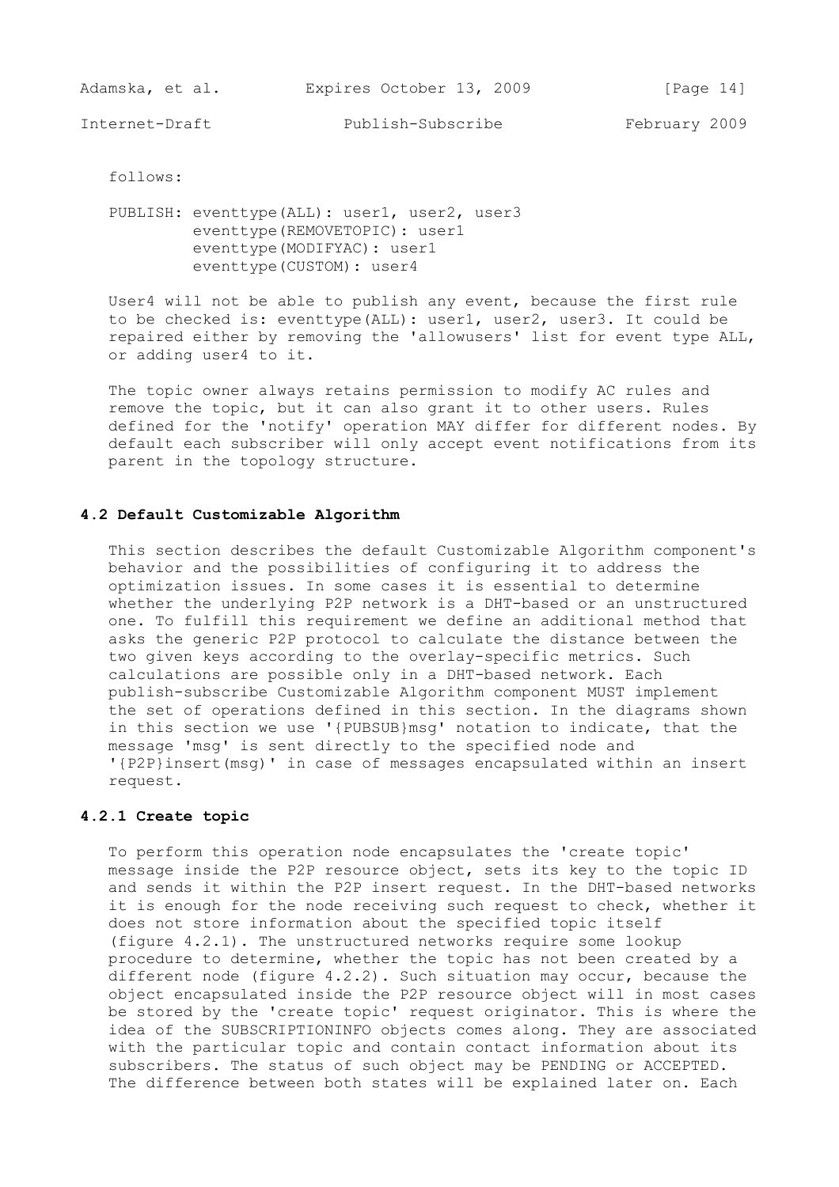follows:

```
PUBLISH: eventtype(ALL): user1, user2, user3
         eventtype(REMOVETOPIC): user1
         eventtype(MODIFYAC): user1
         eventtype(CUSTOM): user4
```

User4 will not be able to publish any event, because the first rule to be checked is: eventtype(ALL): user1, user2, user3. It could be repaired either by removing the 'allowusers' list for event type ALL, or adding user4 to it.

The topic owner always retains permission to modify AC rules and remove the topic, but it can also grant it to other users. Rules defined for the 'notify' operation MAY differ for different nodes. By default each subscriber will only accept event notifications from its parent in the topology structure.

### 4.2 Default Customizable Algorithm

This section describes the default Customizable Algorithm component's behavior and the possibilities of configuring it to address the optimization issues. In some cases it is essential to determine whether the underlying P2P network is a DHT-based or an unstructured one. To fulfill this requirement we define an additional method that asks the generic P2P protocol to calculate the distance between the two given keys according to the overlay-specific metrics. Such calculations are possible only in a DHT-based network. Each publish-subscribe Customizable Algorithm component MUST implement the set of operations defined in this section. In the diagrams shown in this section we use '{PUBSUB}msg' notation to indicate, that the message 'msg' is sent directly to the specified node and '{P2P}insert(msg)' in case of messages encapsulated within an insert request.

#### 4.2.1 Create topic

To perform this operation node encapsulates the 'create topic' message inside the P2P resource object, sets its key to the topic ID and sends it within the P2P insert request. In the DHT-based networks it is enough for the node receiving such request to check, whether it does not store information about the specified topic itself (figure 4.2.1). The unstructured networks require some lookup procedure to determine, whether the topic has not been created by a different node (figure 4.2.2). Such situation may occur, because the object encapsulated inside the P2P resource object will in most cases be stored by the 'create topic' request originator. This is where the idea of the SUBSCRIPTIONINFO objects comes along. They are associated with the particular topic and contain contact information about its subscribers. The status of such object may be PENDING or ACCEPTED. The difference between both states will be explained later on. Each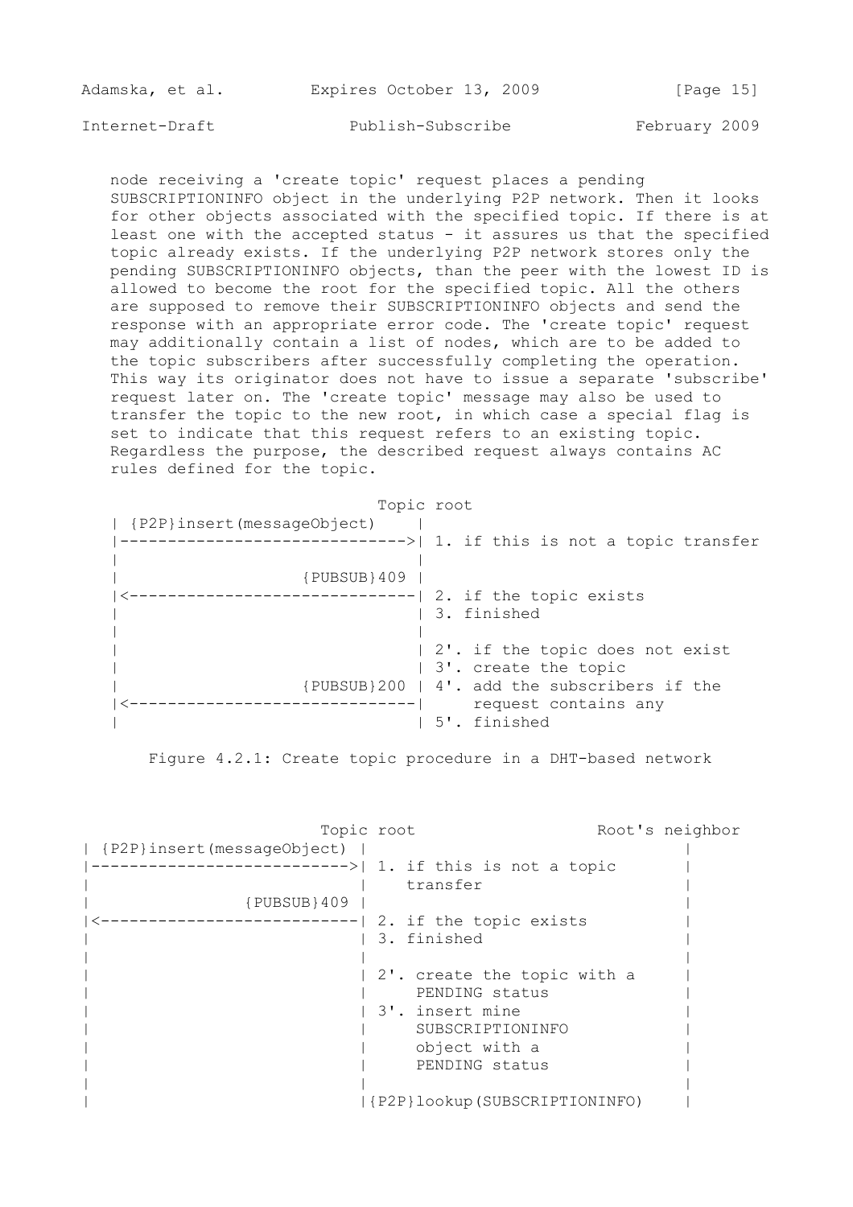node receiving a 'create topic' request places a pending SUBSCRIPTIONINFO object in the underlying P2P network. Then it looks for other objects associated with the specified topic. If there is at least one with the accepted status - it assures us that the specified topic already exists. If the underlying P2P network stores only the pending SUBSCRIPTIONINFO objects, than the peer with the lowest ID is allowed to become the root for the specified topic. All the others are supposed to remove their SUBSCRIPTIONINFO objects and send the response with an appropriate error code. The 'create topic' request may additionally contain a list of nodes, which are to be added to the topic subscribers after successfully completing the operation. This way its originator does not have to issue a separate 'subscribe' request later on. The 'create topic' message may also be used to transfer the topic to the new root, in which case a special flag is set to indicate that this request refers to an existing topic. Regardless the purpose, the described request always contains AC rules defined for the topic.

```
                                   Topic root
| {P2P}insert(messageObject)     |
|------------------------------->| 1. if this is not a topic transfer
|                                |
|                   {PUBSUB}409  |
|<-------------------------------| 2. if the topic exists
|                                | 3. finished
|                                |
|                                | 2'. if the topic does not exist
|                                | 3'. create the topic
|                   {PUBSUB}200  | 4'. add the subscribers if the
|<-------------------------------|     request contains any
|                                | 5'. finished
```

Figure 4.2.1: Create topic procedure in a DHT-based network

```
                            Topic root                   Root's neighbor
| {P2P}insert(messageObject) |                                  |
|--------------------------->| 1. if this is not a topic        |
|                            |    transfer                      |
|               {PUBSUB}409  |                                  |
|<---------------------------| 2. if the topic exists           |
|                            | 3. finished                      |
|                            |                                  |
|                            | 2'. create the topic with a      |
|                            |     PENDING status               |
|                            | 3'. insert mine                  |
|                            |     SUBSCRIPTIONINFO             |
|                            |     object with a                |
|                            |     PENDING status               |
|                            |                                  |
|                            |{P2P}lookup(SUBSCRIPTIONINFO)     |
```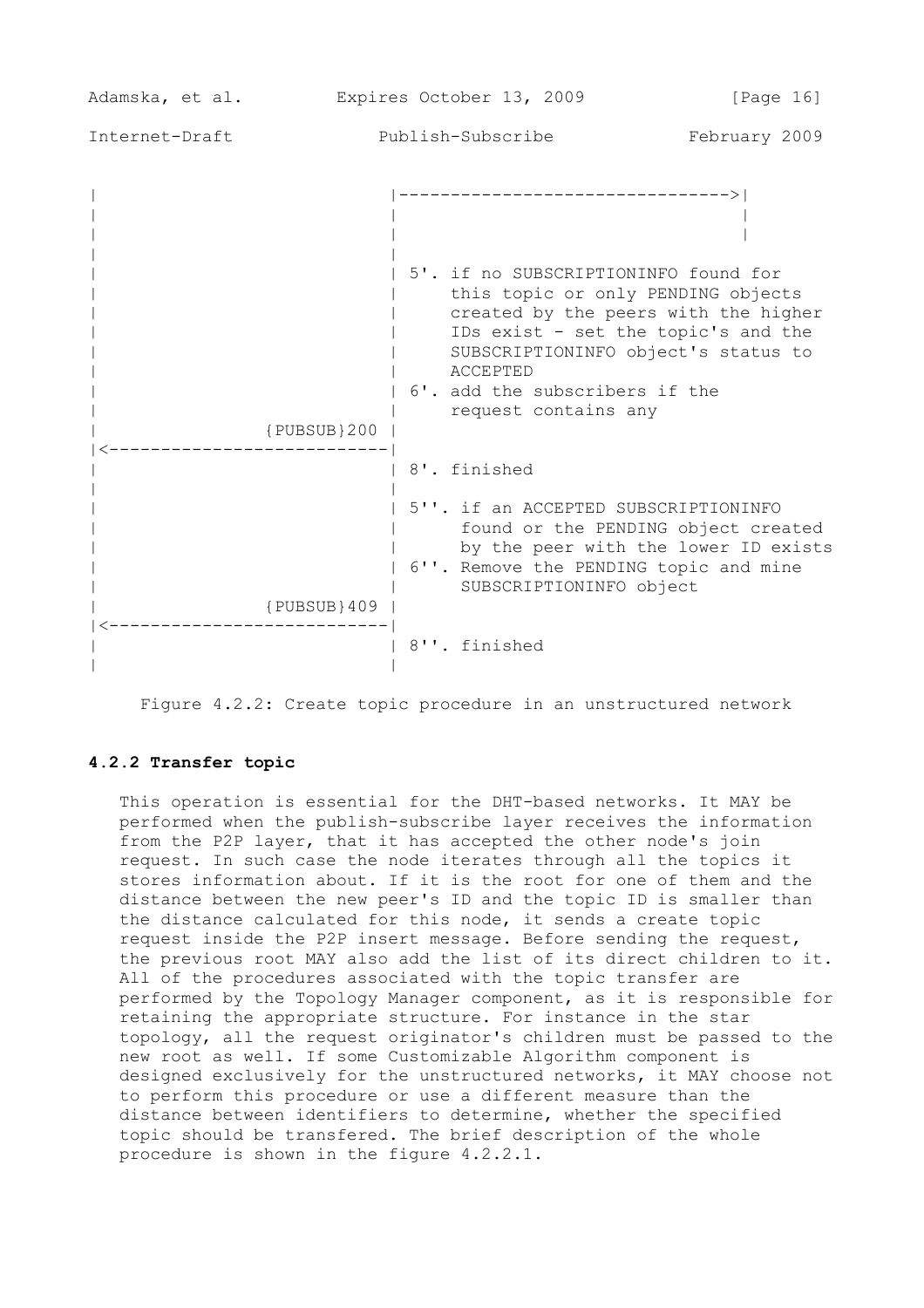```
|                            |-------------------------------->|
|                            |                                 |
|                            |                                 |
|                            |
|                            | 5'. if no SUBSCRIPTIONINFO found for
|                            |     this topic or only PENDING objects
|                            |     created by the peers with the higher
|                            |     IDs exist - set the topic's and the
|                            |     SUBSCRIPTIONINFO object's status to
|                            |     ACCEPTED
|                            | 6'. add the subscribers if the
|                            |     request contains any
|               {PUBSUB}200  |
|<---------------------------|
|                            | 8'. finished
|                            |
|                            | 5''. if an ACCEPTED SUBSCRIPTIONINFO
|                            |      found or the PENDING object created
|                            |      by the peer with the lower ID exists
|                            | 6''. Remove the PENDING topic and mine
|                            |      SUBSCRIPTIONINFO object
|               {PUBSUB}409  |
|<---------------------------|
|                            | 8''. finished
|                            |
```

Figure 4.2.2: Create topic procedure in an unstructured network

### 4.2.2 Transfer topic

This operation is essential for the DHT-based networks. It MAY be performed when the publish-subscribe layer receives the information from the P2P layer, that it has accepted the other node's join request. In such case the node iterates through all the topics it stores information about. If it is the root for one of them and the distance between the new peer's ID and the topic ID is smaller than the distance calculated for this node, it sends a create topic request inside the P2P insert message. Before sending the request, the previous root MAY also add the list of its direct children to it. All of the procedures associated with the topic transfer are performed by the Topology Manager component, as it is responsible for retaining the appropriate structure. For instance in the star topology, all the request originator's children must be passed to the new root as well. If some Customizable Algorithm component is designed exclusively for the unstructured networks, it MAY choose not to perform this procedure or use a different measure than the distance between identifiers to determine, whether the specified topic should be transfered. The brief description of the whole procedure is shown in the figure 4.2.2.1.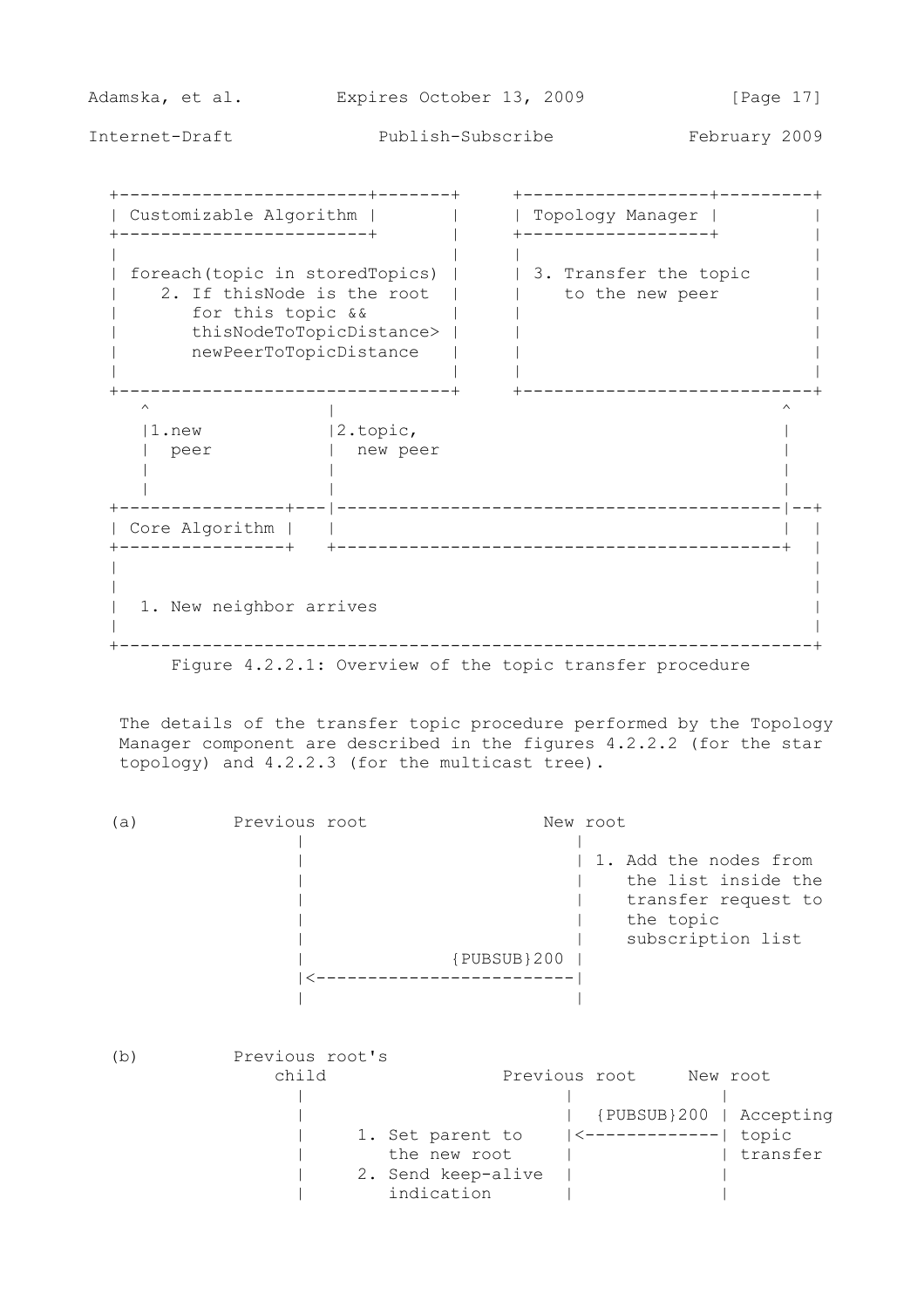```
 +------------------------+-------+      +------------------+---------+
 | Customizable Algorithm |       |      | Topology Manager |         |
 +------------------------+       |      +------------------+         |
 |                                |      |                            |
 | foreach(topic in storedTopics) |      | 3. Transfer the topic      |
 |    2. If thisNode is the root  |      |    to the new peer         |
 |       for this topic &&        |      |                            |
 |       thisNodeToTopicDistance> |      |                            |
 |       newPeerToTopicDistance   |      |                            |
 |                                |      |                            |
 +--------------------------------+      +----------------------------+
    ^                |                                              ^
    |1.new           |2.topic,                                      |
    |  peer          |  new peer                                    |
    |                |                                              |
    |                |                                              |
 +----------------+---|------------------------------------------|--+
 | Core Algorithm |   |                                          |  |
 +----------------+   +------------------------------------------+  |
 |                                                                  |
 |                                                                  |
 |  1. New neighbor arrives                                         |
 |                                                                  |
 +------------------------------------------------------------------+
```

Figure 4.2.2.1: Overview of the topic transfer procedure

The details of the transfer topic procedure performed by the Topology Manager component are described in the figures 4.2.2.2 (for the star topology) and 4.2.2.3 (for the multicast tree).

```
(a)         Previous root                New root
                  |                          |
                  |                          | 1. Add the nodes from
                  |                          |    the list inside the
                  |                          |    transfer request to
                  |                          |    the topic
                  |                          |    subscription list
                  |               {PUBSUB}200 |
                  |<-------------------------|
                  |                          |


(b)         Previous root's
               child                Previous root     New root
                  |                          |             |
                  |                          | {PUBSUB}200 | Accepting
                  |      1. Set parent to    |<------------| topic
                  |         the new root     |             | transfer
                  |      2. Send keep-alive  |             |
                  |         indication       |             |
```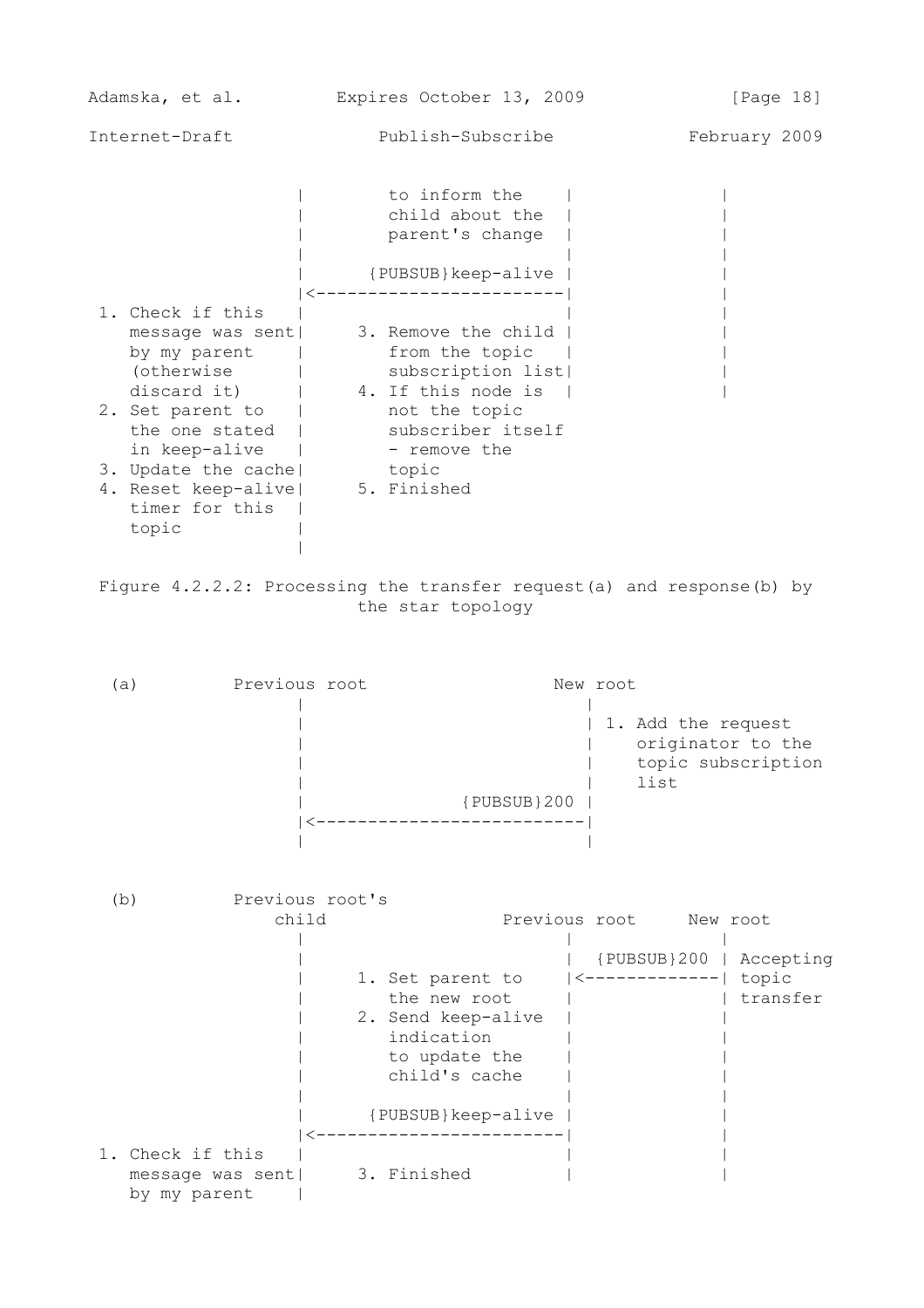```
                    |        to inform the    |               |
                    |        child about the  |               |
                    |        parent's change  |               |
                    |                         |               |
                    |      {PUBSUB}keep-alive |               |
                    |<------------------------|               |
 1. Check if this   |                         |               |
    message was sent|     3. Remove the child |               |
    by my parent    |        from the topic   |               |
    (otherwise      |        subscription list|               |
    discard it)     |     4. If this node is  |               |
 2. Set parent to   |        not the topic
    the one stated  |        subscriber itself
    in keep-alive   |        - remove the
 3. Update the cache|        topic
 4. Reset keep-alive|     5. Finished
    timer for this  |
    topic           |
                    |
```

Figure 4.2.2.2: Processing the transfer request(a) and response(b) by the star topology

```
 (a)         Previous root                  New root
                    |                            |
                    |                            | 1. Add the request
                    |                            |    originator to the
                    |                            |    topic subscription
                    |                            |    list
                    |                {PUBSUB}200 |
                    |<---------------------------|
                    |                            |
```

```
 (b)         Previous root's
                 child                Previous root     New root
                    |                          |              |
                    |                          |  {PUBSUB}200 | Accepting
                    |     1. Set parent to     |<-------------| topic
                    |        the new root      |              | transfer
                    |     2. Send keep-alive   |              |
                    |        indication        |              |
                    |        to update the     |              |
                    |        child's cache     |              |
                    |                          |              |
                    |      {PUBSUB}keep-alive  |              |
                    |<-------------------------|              |
 1. Check if this   |                          |              |
    message was sent|     3. Finished          |              |
    by my parent    |
```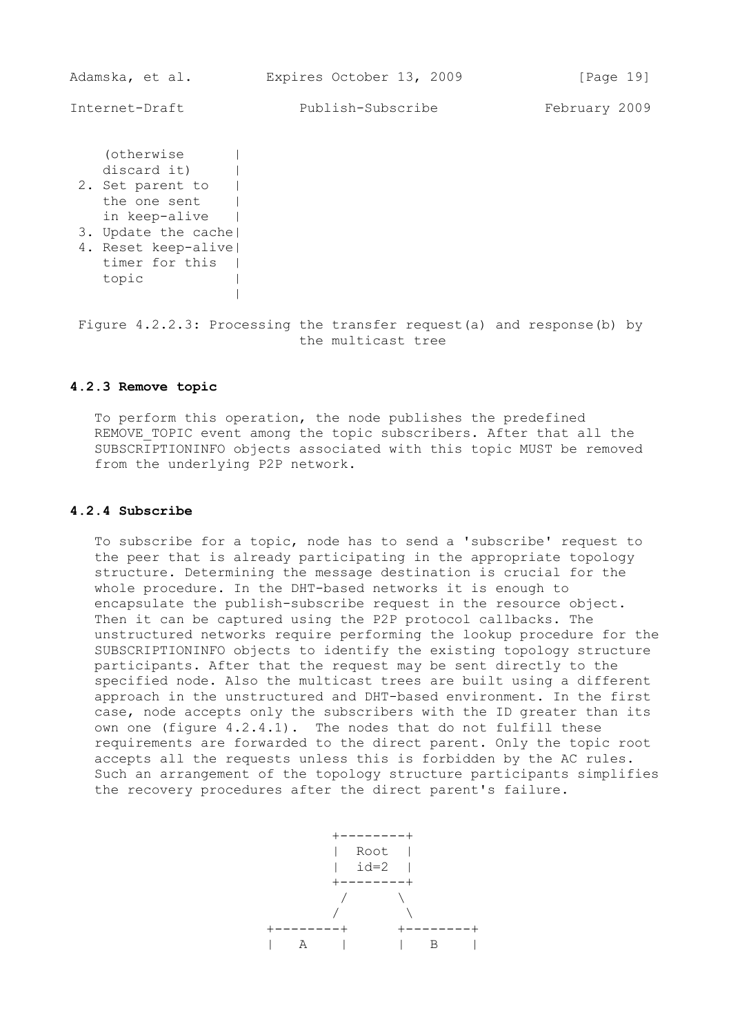```
    (otherwise      |
    discard it)     |
 2. Set parent to   |
    the one sent    |
    in keep-alive   |
 3. Update the cache|
 4. Reset keep-alive|
    timer for this  |
    topic           |
                    |
```

Figure 4.2.2.3: Processing the transfer request(a) and response(b) by the multicast tree

### 4.2.3 Remove topic

To perform this operation, the node publishes the predefined REMOVE_TOPIC event among the topic subscribers. After that all the SUBSCRIPTIONINFO objects associated with this topic MUST be removed from the underlying P2P network.

### 4.2.4 Subscribe

To subscribe for a topic, node has to send a 'subscribe' request to the peer that is already participating in the appropriate topology structure. Determining the message destination is crucial for the whole procedure. In the DHT-based networks it is enough to encapsulate the publish-subscribe request in the resource object. Then it can be captured using the P2P protocol callbacks. The unstructured networks require performing the lookup procedure for the SUBSCRIPTIONINFO objects to identify the existing topology structure participants. After that the request may be sent directly to the specified node. Also the multicast trees are built using a different approach in the unstructured and DHT-based environment. In the first case, node accepts only the subscribers with the ID greater than its own one (figure 4.2.4.1). The nodes that do not fulfill these requirements are forwarded to the direct parent. Only the topic root accepts all the requests unless this is forbidden by the AC rules. Such an arrangement of the topology structure participants simplifies the recovery procedures after the direct parent's failure.

```
                +--------+
                |  Root  |
                |  id=2  |
                +--------+
                 /      \
                /        \
       +--------+      +--------+
       |   A    |      |   B    |
```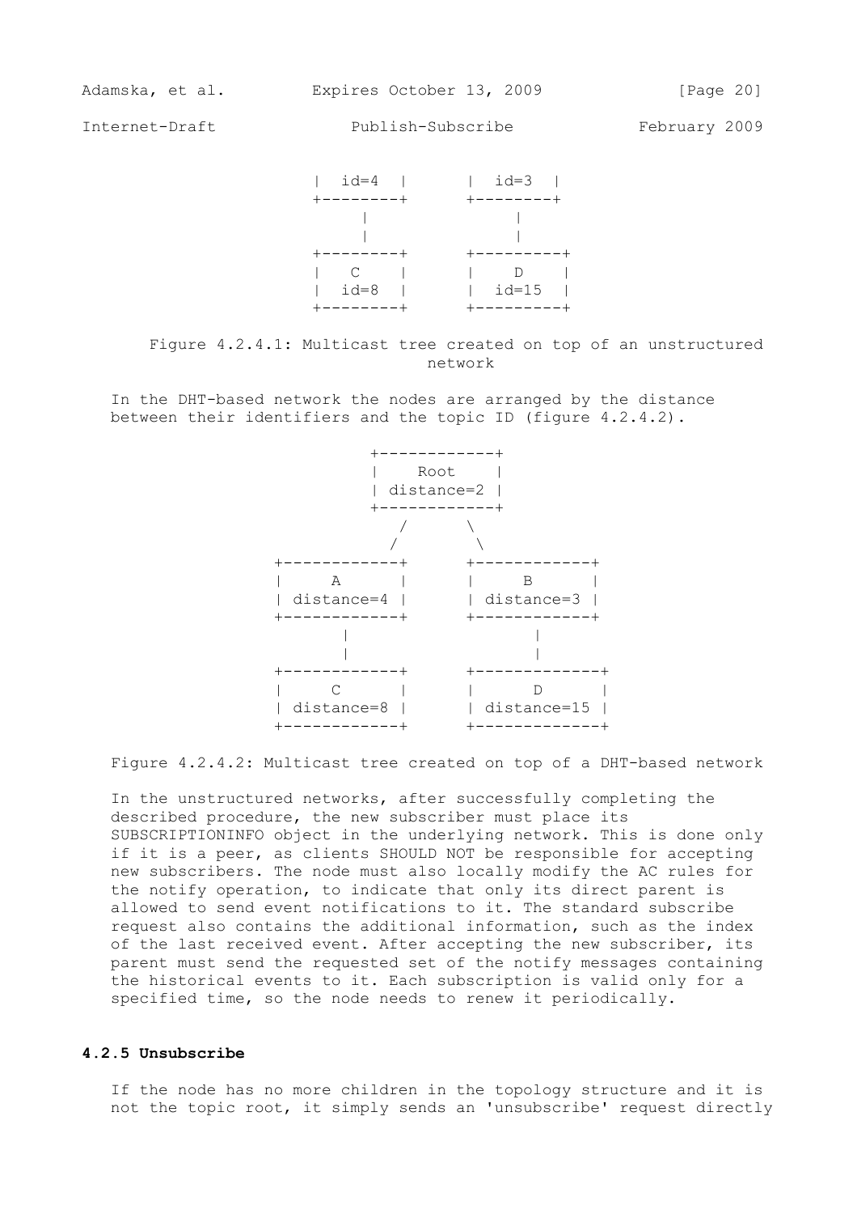```
               |  id=4  |      |  id=3  |
               +--------+      +--------+
                    |               |
                    |               |
               +--------+      +---------+
               |   C    |      |    D    |
               |  id=8  |      |  id=15  |
               +--------+      +---------+
```

Figure 4.2.4.1: Multicast tree created on top of an unstructured network

In the DHT-based network the nodes are arranged by the distance between their identifiers and the topic ID (figure 4.2.4.2).

```
                   +------------+
                   |    Root    |
                   | distance=2 |
                   +------------+
                      /      \
                     /        \
          +------------+      +------------+
          |     A      |      |     B      |
          | distance=4 |      | distance=3 |
          +------------+      +------------+
                |                   |
                |                   |
          +------------+      +-------------+
          |     C      |      |      D      |
          | distance=8 |      | distance=15 |
          +------------+      +-------------+
```

Figure 4.2.4.2: Multicast tree created on top of a DHT-based network

In the unstructured networks, after successfully completing the described procedure, the new subscriber must place its SUBSCRIPTIONINFO object in the underlying network. This is done only if it is a peer, as clients SHOULD NOT be responsible for accepting new subscribers. The node must also locally modify the AC rules for the notify operation, to indicate that only its direct parent is allowed to send event notifications to it. The standard subscribe request also contains the additional information, such as the index of the last received event. After accepting the new subscriber, its parent must send the requested set of the notify messages containing the historical events to it. Each subscription is valid only for a specified time, so the node needs to renew it periodically.

### 4.2.5 Unsubscribe

If the node has no more children in the topology structure and it is not the topic root, it simply sends an 'unsubscribe' request directly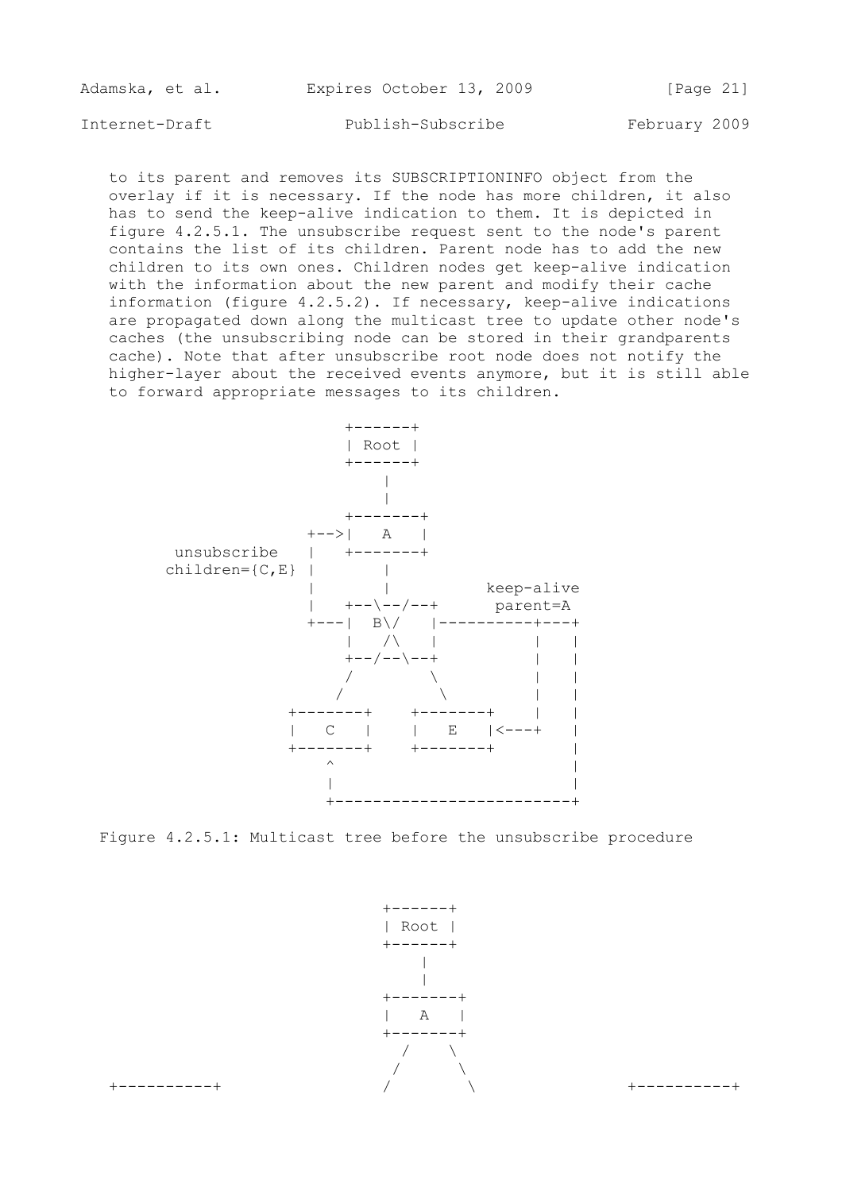to its parent and removes its SUBSCRIPTIONINFO object from the overlay if it is necessary. If the node has more children, it also has to send the keep-alive indication to them. It is depicted in figure 4.2.5.1. The unsubscribe request sent to the node's parent contains the list of its children. Parent node has to add the new children to its own ones. Children nodes get keep-alive indication with the information about the new parent and modify their cache information (figure 4.2.5.2). If necessary, keep-alive indications are propagated down along the multicast tree to update other node's caches (the unsubscribing node can be stored in their grandparents cache). Note that after unsubscribe root node does not notify the higher-layer about the received events anymore, but it is still able to forward appropriate messages to its children.

```
                        +------+
                        | Root |
                        +------+
                            |
                            |
                        +-------+
                     +-->|   A   |
        unsubscribe  |   +-------+
       children={C,E} |       |
                     |       |          keep-alive
                     |   +--\--/--+      parent=A
                     +---|  B\/   |----------+---+
                         |   /\   |          |   |
                         +--/--\--+          |   |
                           /       \         |   |
                          /         \        |   |
                   +-------+    +-------+    |   |
                   |   C   |    |   E   |<---+   |
                   +-------+    +-------+        |
                       ^                         |
                       |                         |
                       +-------------------------+
```

Figure 4.2.5.1: Multicast tree before the unsubscribe procedure

```
                            +------+
                            | Root |
                            +------+
                                |
                                |
                            +-------+
                            |   A   |
                            +-------+
                              /    \
                             /      \
  +----------+              /        \              +----------+
```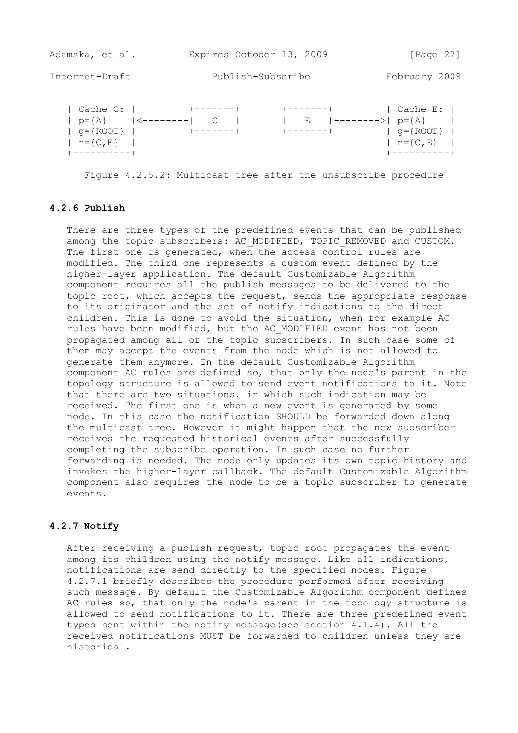```
| Cache C: |         +-------+       +-------+          | Cache E: |
| p={A}    |<--------|   C   |       |   E   |--------->| p={A}    |
| g={ROOT} |         +-------+       +-------+          | g={ROOT} |
| n={C,E}  |                                            | n={C,E}  |
+----------+                                            +----------+
```

Figure 4.2.5.2: Multicast tree after the unsubscribe procedure

### 4.2.6 Publish

There are three types of the predefined events that can be published among the topic subscribers: AC_MODIFIED, TOPIC_REMOVED and CUSTOM. The first one is generated, when the access control rules are modified. The third one represents a custom event defined by the higher-layer application. The default Customizable Algorithm component requires all the publish messages to be delivered to the topic root, which accepts the request, sends the appropriate response to its originator and the set of notify indications to the direct children. This is done to avoid the situation, when for example AC rules have been modified, but the AC_MODIFIED event has not been propagated among all of the topic subscribers. In such case some of them may accept the events from the node which is not allowed to generate them anymore. In the default Customizable Algorithm component AC rules are defined so, that only the node's parent in the topology structure is allowed to send event notifications to it. Note that there are two situations, in which such indication may be received. The first one is when a new event is generated by some node. In this case the notification SHOULD be forwarded down along the multicast tree. However it might happen that the new subscriber receives the requested historical events after successfully completing the subscribe operation. In such case no further forwarding is needed. The node only updates its own topic history and invokes the higher-layer callback. The default Customizable Algorithm component also requires the node to be a topic subscriber to generate events.

### 4.2.7 Notify

After receiving a publish request, topic root propagates the event among its children using the notify message. Like all indications, notifications are send directly to the specified nodes. Figure 4.2.7.1 briefly describes the procedure performed after receiving such message. By default the Customizable Algorithm component defines AC rules so, that only the node's parent in the topology structure is allowed to send notifications to it. There are three predefined event types sent within the notify message(see section 4.1.4). All the received notifications MUST be forwarded to children unless they are historical.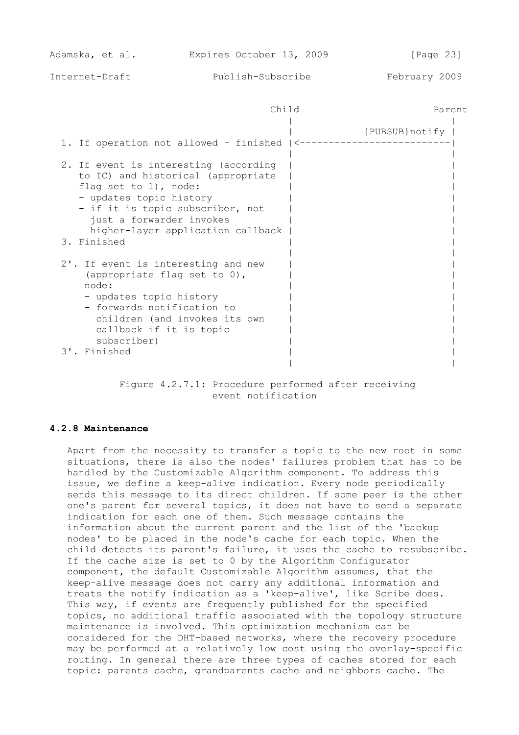```
                                            Child                   Parent
                                              |                        |
                                              |         {PUBSUB}notify |
  1. If operation not allowed - finished |<-------------------------|
                                              |                        |
  2. If event is interesting (according  |                        |
     to IC) and historical (appropriate  |                        |
     flag set to 1), node:                |                        |
     - updates topic history              |                        |
     - if it is topic subscriber, not    |                        |
       just a forwarder invokes           |                        |
       higher-layer application callback |                        |
  3. Finished                             |                        |
                                              |                        |
  2'. If event is interesting and new    |                        |
      (appropriate flag set to 0),        |                        |
      node:                               |                        |
      - updates topic history             |                        |
      - forwards notification to          |                        |
        children (and invokes its own     |                        |
        callback if it is topic           |                        |
        subscriber)                       |                        |
  3'. Finished                            |                        |
                                              |                        |
```

Figure 4.2.7.1: Procedure performed after receiving event notification

#### 4.2.8 Maintenance

Apart from the necessity to transfer a topic to the new root in some situations, there is also the nodes' failures problem that has to be handled by the Customizable Algorithm component. To address this issue, we define a keep-alive indication. Every node periodically sends this message to its direct children. If some peer is the other one's parent for several topics, it does not have to send a separate indication for each one of them. Such message contains the information about the current parent and the list of the 'backup nodes' to be placed in the node's cache for each topic. When the child detects its parent's failure, it uses the cache to resubscribe. If the cache size is set to 0 by the Algorithm Configurator component, the default Customizable Algorithm assumes, that the keep-alive message does not carry any additional information and treats the notify indication as a 'keep-alive', like Scribe does. This way, if events are frequently published for the specified topics, no additional traffic associated with the topology structure maintenance is involved. This optimization mechanism can be considered for the DHT-based networks, where the recovery procedure may be performed at a relatively low cost using the overlay-specific routing. In general there are three types of caches stored for each topic: parents cache, grandparents cache and neighbors cache. The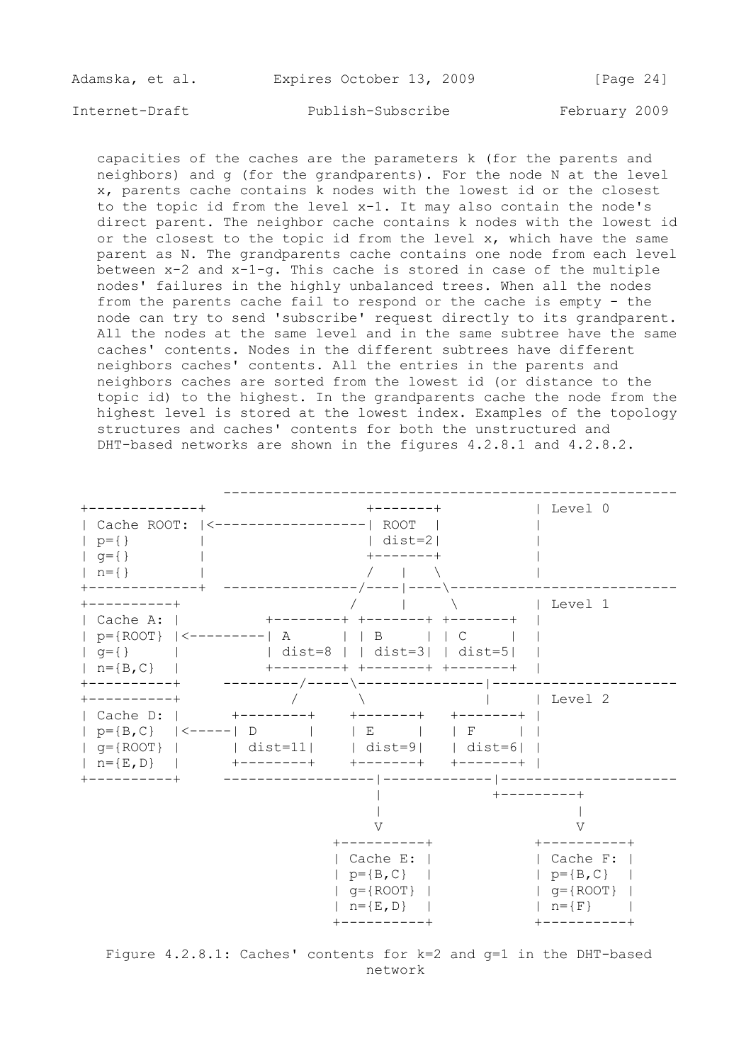capacities of the caches are the parameters k (for the parents and neighbors) and g (for the grandparents). For the node N at the level x, parents cache contains k nodes with the lowest id or the closest to the topic id from the level x-1. It may also contain the node's direct parent. The neighbor cache contains k nodes with the lowest id or the closest to the topic id from the level x, which have the same parent as N. The grandparents cache contains one node from each level between x-2 and x-1-g. This cache is stored in case of the multiple nodes' failures in the highly unbalanced trees. When all the nodes from the parents cache fail to respond or the cache is empty - the node can try to send 'subscribe' request directly to its grandparent. All the nodes at the same level and in the same subtree have the same caches' contents. Nodes in the different subtrees have different neighbors caches' contents. All the entries in the parents and neighbors caches are sorted from the lowest id (or distance to the topic id) to the highest. In the grandparents cache the node from the highest level is stored at the lowest index. Examples of the topology structures and caches' contents for both the unstructured and DHT-based networks are shown in the figures 4.2.8.1 and 4.2.8.2.

```
                 ------------------------------------------------------
+-------------+                   +-------+           | Level 0
| Cache ROOT: |<------------------| ROOT  |           |
| p={}        |                   | dist=2|           |
| g={}        |                   +-------+           |
| n={}        |                   /   |   \           |
+-------------+  ----------------/----|----\---------------------------
+----------+                    /     |     \         | Level 1
| Cache A: |          +--------+ +-------+ +-------+  |
| p={ROOT} |<---------| A      | | B     | | C     |  |
| g={}     |          | dist=8 | | dist=3| | dist=5|  |
| n={B,C}  |          +--------+ +-------+ +-------+  |
+----------+     ---------/-----\---------------|-----------------------
+----------+             /       \              |     | Level 2
| Cache D: |      +--------+    +-------+   +-------+ |
| p={B,C}  |<-----| D      |    | E     |   | F     | |
| g={ROOT} |      | dist=11|    | dist=9|   | dist=6| |
| n={E,D}  |      +--------+    +-------+   +-------+ |
+----------+     ------------------|-------------|---------------------
                                   |            +---------+
                                   |                      |
                                   V                      V
                             +----------+          +----------+
                             | Cache E: |          | Cache F: |
                             | p={B,C}  |          | p={B,C}  |
                             | g={ROOT} |          | g={ROOT} |
                             | n={E,D}  |          | n={F}    |
                             +----------+          +----------+
```

Figure 4.2.8.1: Caches' contents for k=2 and g=1 in the DHT-based network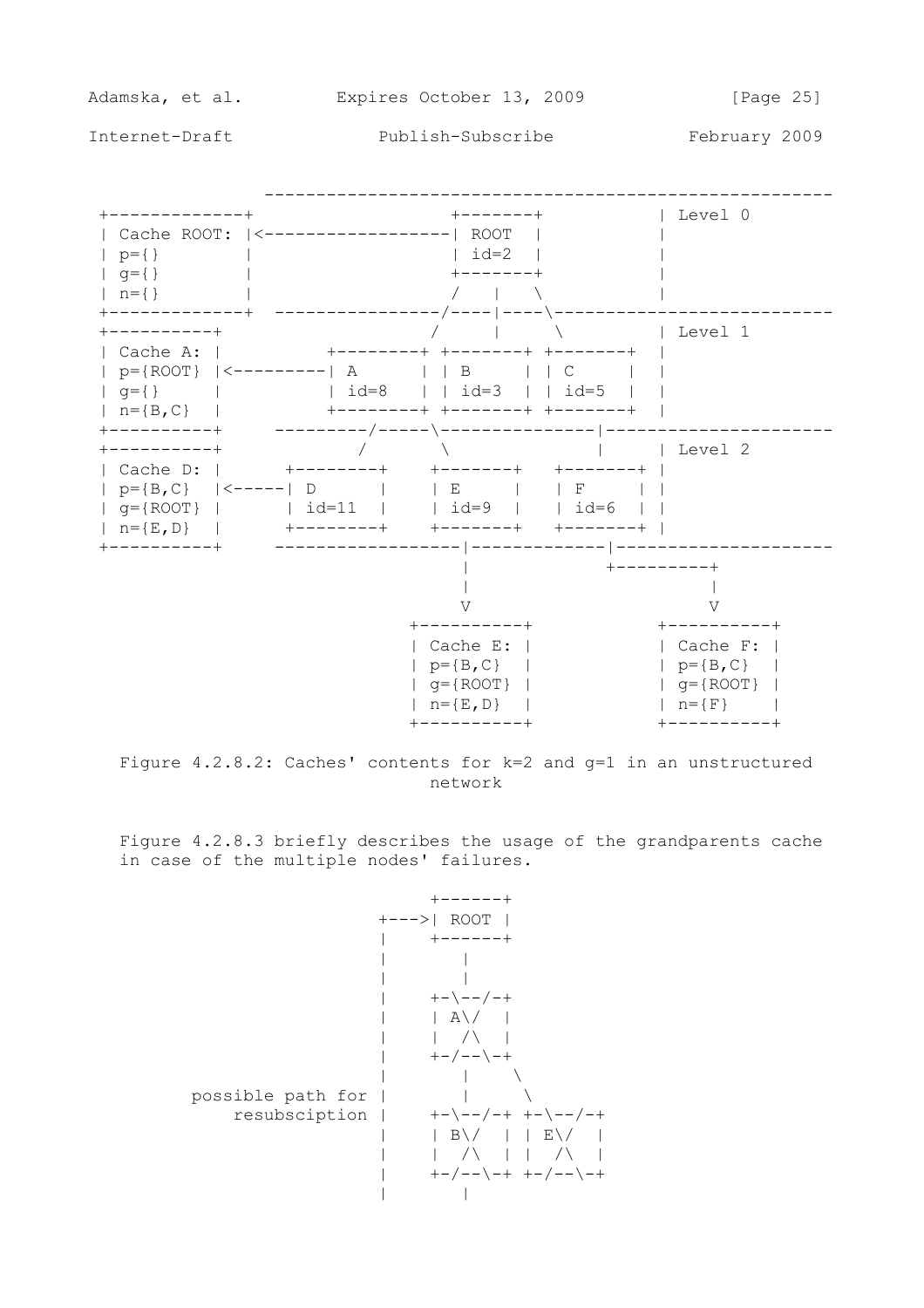```
                  -------------------------------------------------------
+-------------+                  +-------+           | Level 0
| Cache ROOT: |<-----------------| ROOT  |           |
| p={}        |                  | id=2  |           |
| g={}        |                  +-------+           |
| n={}        |                  /   |   \           |
+-------------+  ---------------/----|----\---------------------------
+----------+                    /     |     \         | Level 1
| Cache A: |          +--------+ +-------+ +-------+  |
| p={ROOT} |<---------| A      | | B     | | C     |  |
| g={}     |          | id=8   | | id=3  | | id=5  |  |
| n={B,C}  |          +--------+ +-------+ +-------+  |
+----------+     ---------/-----\--------------|----------------------
+----------+             /       \             |      | Level 2
| Cache D: |      +--------+    +-------+   +-------+ |
| p={B,C}  |<-----| D      |    | E     |   | F     | |
| g={ROOT} |      | id=11  |    | id=9  |   | id=6  | |
| n={E,D}  |      +--------+    +-------+   +-------+ |
+----------+     ------------------|-------------|---------------------
                                   |            +---------+
                                   |                      |
                                   V                      V
                              +----------+          +----------+
                              | Cache E: |          | Cache F: |
                              | p={B,C}  |          | p={B,C}  |
                              | g={ROOT} |          | g={ROOT} |
                              | n={E,D}  |          | n={F}    |
                              +----------+          +----------+
```

Figure 4.2.8.2: Caches' contents for k=2 and g=1 in an unstructured network

Figure 4.2.8.3 briefly describes the usage of the grandparents cache in case of the multiple nodes' failures.

```
                             +------+
                        +--->| ROOT |
                        |    +------+
                        |       |
                        |       |
                        |    +-\--/-+
                        |    | A\/  |
                        |    |  /\  |
                        |    +-/--\-+
                        |       |    \
      possible path for |       |     \
           resubsciption |    +-\--/-+ +-\--/-+
                        |    | B\/  | | E\/  |
                        |    |  /\  | |  /\  |
                        |    +-/--\-+ +-/--\-+
                        |       |
```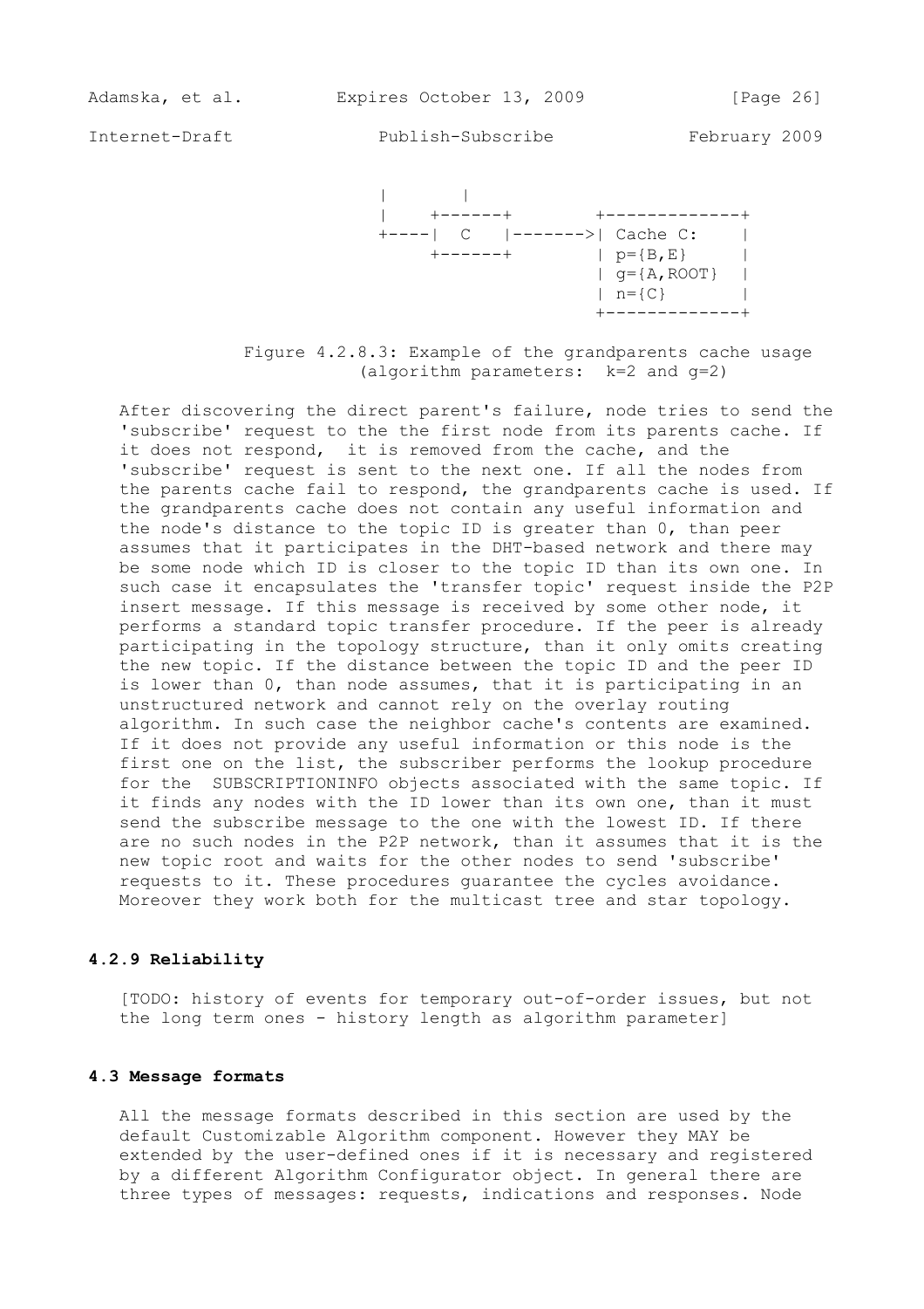```
        |      |
        |    +------+        +-------------+
        +----|  C   |------->| Cache C:    |
             +------+        | p={B,E}     |
                             | g={A,ROOT}  |
                             | n={C}       |
                             +-------------+
```

Figure 4.2.8.3: Example of the grandparents cache usage (algorithm parameters: k=2 and g=2)

After discovering the direct parent's failure, node tries to send the 'subscribe' request to the the first node from its parents cache. If it does not respond, it is removed from the cache, and the 'subscribe' request is sent to the next one. If all the nodes from the parents cache fail to respond, the grandparents cache is used. If the grandparents cache does not contain any useful information and the node's distance to the topic ID is greater than 0, than peer assumes that it participates in the DHT-based network and there may be some node which ID is closer to the topic ID than its own one. In such case it encapsulates the 'transfer topic' request inside the P2P insert message. If this message is received by some other node, it performs a standard topic transfer procedure. If the peer is already participating in the topology structure, than it only omits creating the new topic. If the distance between the topic ID and the peer ID is lower than 0, than node assumes, that it is participating in an unstructured network and cannot rely on the overlay routing algorithm. In such case the neighbor cache's contents are examined. If it does not provide any useful information or this node is the first one on the list, the subscriber performs the lookup procedure for the SUBSCRIPTIONINFO objects associated with the same topic. If it finds any nodes with the ID lower than its own one, than it must send the subscribe message to the one with the lowest ID. If there are no such nodes in the P2P network, than it assumes that it is the new topic root and waits for the other nodes to send 'subscribe' requests to it. These procedures guarantee the cycles avoidance. Moreover they work both for the multicast tree and star topology.

### 4.2.9 Reliability

[TODO: history of events for temporary out-of-order issues, but not the long term ones - history length as algorithm parameter]

### 4.3 Message formats

All the message formats described in this section are used by the default Customizable Algorithm component. However they MAY be extended by the user-defined ones if it is necessary and registered by a different Algorithm Configurator object. In general there are three types of messages: requests, indications and responses. Node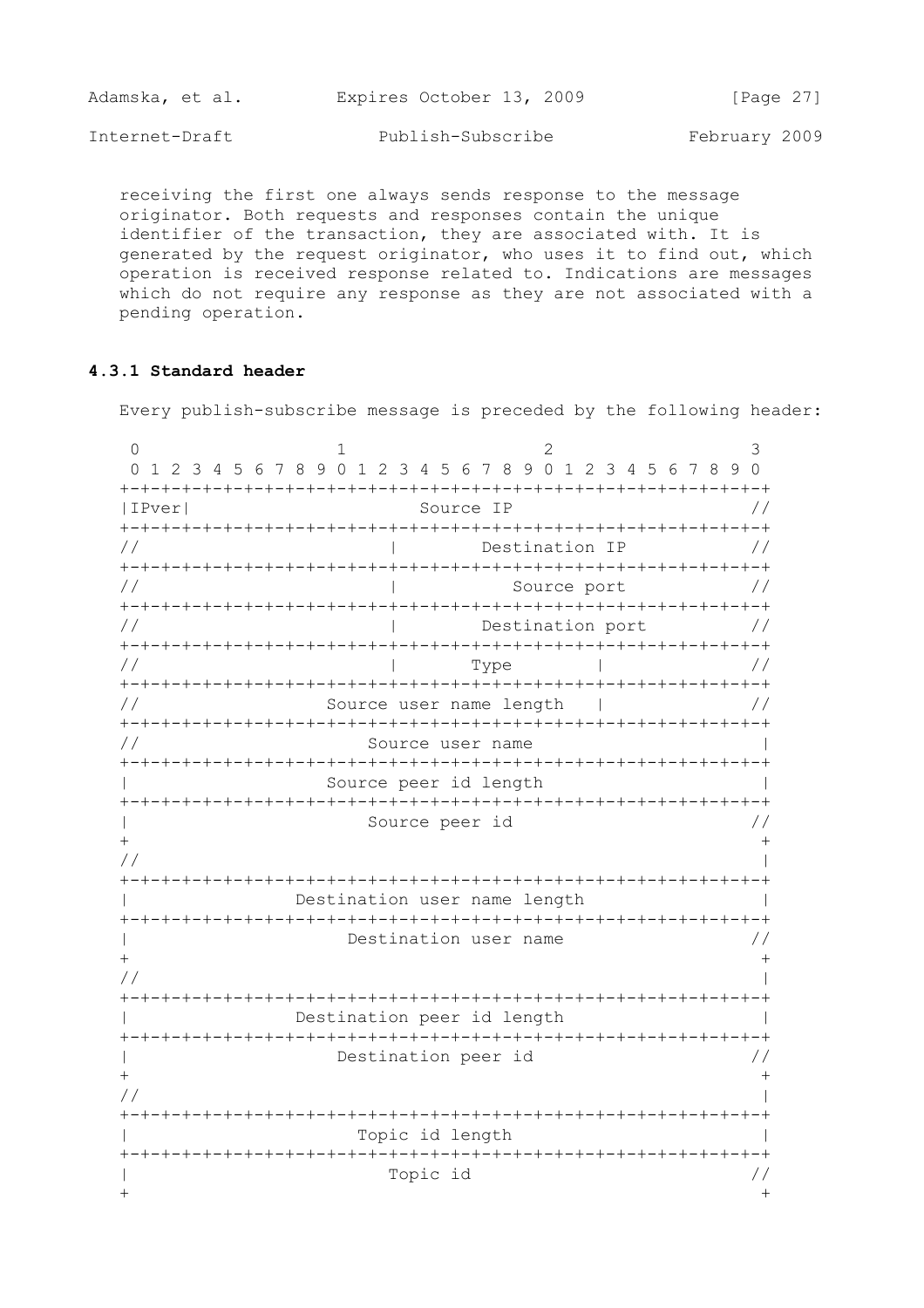receiving the first one always sends response to the message originator. Both requests and responses contain the unique identifier of the transaction, they are associated with. It is generated by the request originator, who uses it to find out, which operation is received response related to. Indications are messages which do not require any response as they are not associated with a pending operation.

### 4.3.1 Standard header

Every publish-subscribe message is preceded by the following header:

```
 0                   1                   2                   3
 0 1 2 3 4 5 6 7 8 9 0 1 2 3 4 5 6 7 8 9 0 1 2 3 4 5 6 7 8 9 0 1
+-+-+-+-+-+-+-+-+-+-+-+-+-+-+-+-+-+-+-+-+-+-+-+-+-+-+-+-+-+-+-+-+
|IPver|                      Source IP                          //
+-+-+-+-+-+-+-+-+-+-+-+-+-+-+-+-+-+-+-+-+-+-+-+-+-+-+-+-+-+-+-+-+
//                        |        Destination IP               //
+-+-+-+-+-+-+-+-+-+-+-+-+-+-+-+-+-+-+-+-+-+-+-+-+-+-+-+-+-+-+-+-+
//                        |           Source port               //
+-+-+-+-+-+-+-+-+-+-+-+-+-+-+-+-+-+-+-+-+-+-+-+-+-+-+-+-+-+-+-+-+
//                        |        Destination port             //
+-+-+-+-+-+-+-+-+-+-+-+-+-+-+-+-+-+-+-+-+-+-+-+-+-+-+-+-+-+-+-+-+
//                        |       Type        |                 //
+-+-+-+-+-+-+-+-+-+-+-+-+-+-+-+-+-+-+-+-+-+-+-+-+-+-+-+-+-+-+-+-+
//                Source user name length   |                   //
+-+-+-+-+-+-+-+-+-+-+-+-+-+-+-+-+-+-+-+-+-+-+-+-+-+-+-+-+-+-+-+-+
//                    Source user name                           |
+-+-+-+-+-+-+-+-+-+-+-+-+-+-+-+-+-+-+-+-+-+-+-+-+-+-+-+-+-+-+-+-+
|                 Source peer id length                          |
+-+-+-+-+-+-+-+-+-+-+-+-+-+-+-+-+-+-+-+-+-+-+-+-+-+-+-+-+-+-+-+-+
|                     Source peer id                            //
+                                                                +
//                                                               |
+-+-+-+-+-+-+-+-+-+-+-+-+-+-+-+-+-+-+-+-+-+-+-+-+-+-+-+-+-+-+-+-+
|              Destination user name length                      |
+-+-+-+-+-+-+-+-+-+-+-+-+-+-+-+-+-+-+-+-+-+-+-+-+-+-+-+-+-+-+-+-+
|                    Destination user name                      //
+                                                                +
//                                                               |
+-+-+-+-+-+-+-+-+-+-+-+-+-+-+-+-+-+-+-+-+-+-+-+-+-+-+-+-+-+-+-+-+
|              Destination peer id length                        |
+-+-+-+-+-+-+-+-+-+-+-+-+-+-+-+-+-+-+-+-+-+-+-+-+-+-+-+-+-+-+-+-+
|                   Destination peer id                         //
+                                                                +
//                                                               |
+-+-+-+-+-+-+-+-+-+-+-+-+-+-+-+-+-+-+-+-+-+-+-+-+-+-+-+-+-+-+-+-+
|                     Topic id length                            |
+-+-+-+-+-+-+-+-+-+-+-+-+-+-+-+-+-+-+-+-+-+-+-+-+-+-+-+-+-+-+-+-+
|                        Topic id                               //
+                                                                +
```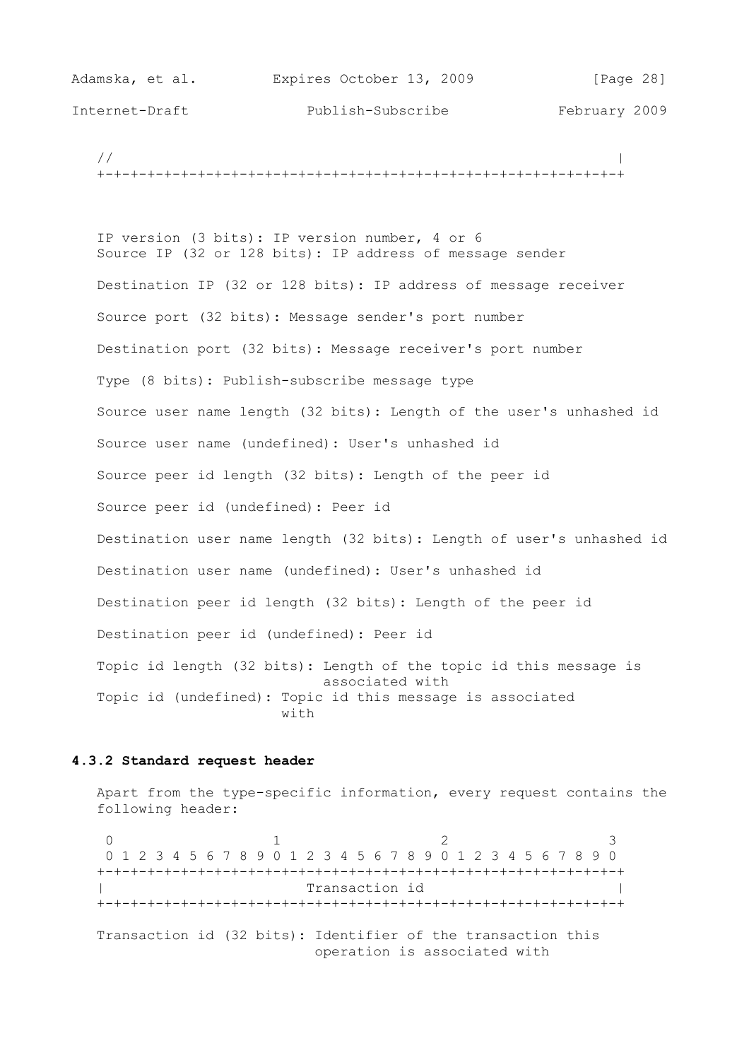```
   //                                                              |
   +-+-+-+-+-+-+-+-+-+-+-+-+-+-+-+-+-+-+-+-+-+-+-+-+-+-+-+-+-+-+-+-+
```

IP version (3 bits): IP version number, 4 or 6

Source IP (32 or 128 bits): IP address of message sender

Destination IP (32 or 128 bits): IP address of message receiver

Source port (32 bits): Message sender's port number

Destination port (32 bits): Message receiver's port number

Type (8 bits): Publish-subscribe message type

Source user name length (32 bits): Length of the user's unhashed id

Source user name (undefined): User's unhashed id

Source peer id length (32 bits): Length of the peer id

Source peer id (undefined): Peer id

Destination user name length (32 bits): Length of user's unhashed id

Destination user name (undefined): User's unhashed id

Destination peer id length (32 bits): Length of the peer id

Destination peer id (undefined): Peer id

Topic id length (32 bits): Length of the topic id this message is associated with

Topic id (undefined): Topic id this message is associated with

#### 4.3.2 Standard request header

Apart from the type-specific information, every request contains the following header:

```
    0                   1                   2                   3
    0 1 2 3 4 5 6 7 8 9 0 1 2 3 4 5 6 7 8 9 0 1 2 3 4 5 6 7 8 9 0 1
   +-+-+-+-+-+-+-+-+-+-+-+-+-+-+-+-+-+-+-+-+-+-+-+-+-+-+-+-+-+-+-+-+
   |                        Transaction id                         |
   +-+-+-+-+-+-+-+-+-+-+-+-+-+-+-+-+-+-+-+-+-+-+-+-+-+-+-+-+-+-+-+-+
```

Transaction id (32 bits): Identifier of the transaction this operation is associated with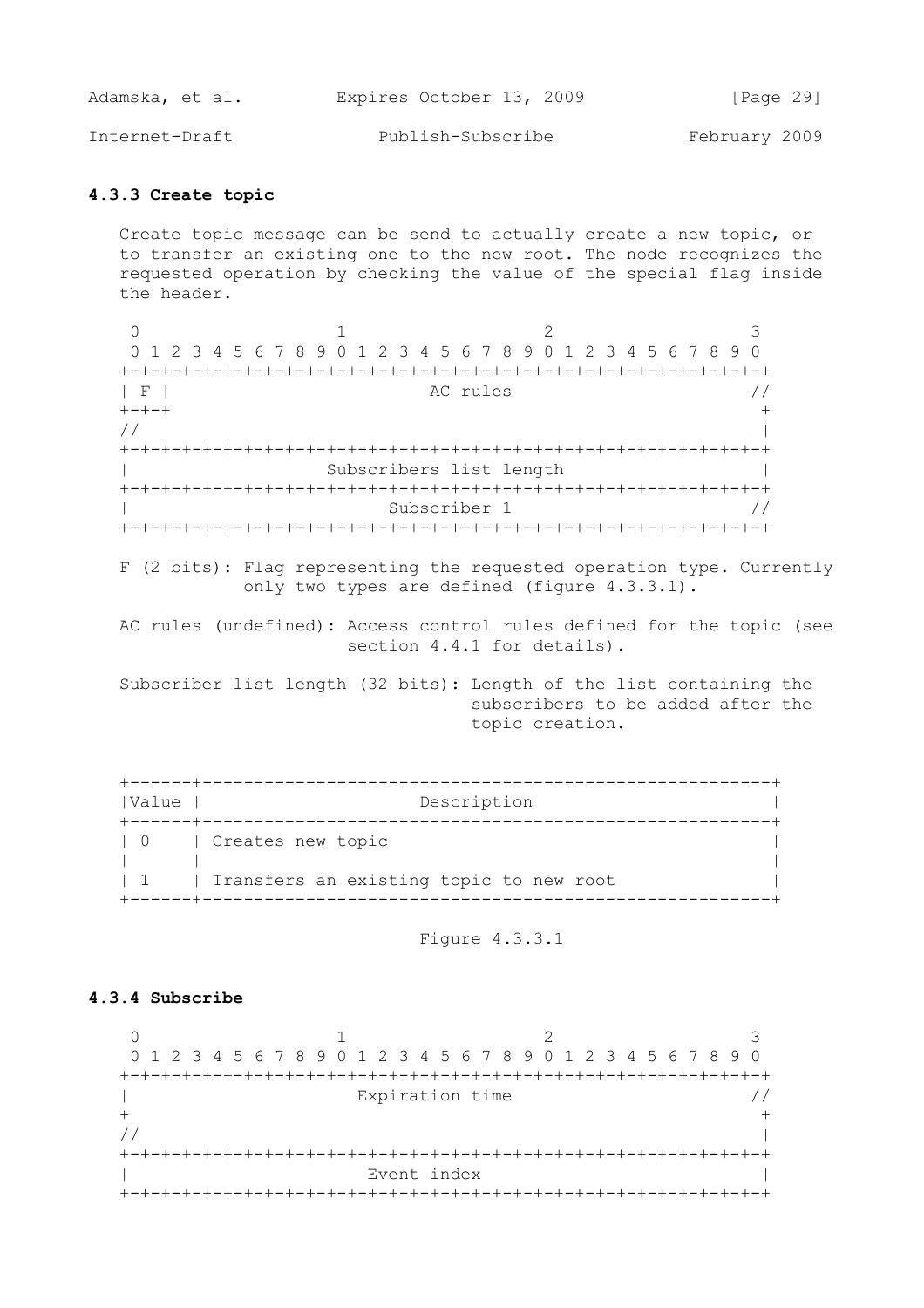### 4.3.3 Create topic

Create topic message can be send to actually create a new topic, or to transfer an existing one to the new root. The node recognizes the requested operation by checking the value of the special flag inside the header.

```
 0                   1                   2                   3
 0 1 2 3 4 5 6 7 8 9 0 1 2 3 4 5 6 7 8 9 0 1 2 3 4 5 6 7 8 9 0
+-+-+-+-+-+-+-+-+-+-+-+-+-+-+-+-+-+-+-+-+-+-+-+-+-+-+-+-+-+-+-+-+
| F |                         AC rules                          //
+-+-+                                                           +
//                                                              |
+-+-+-+-+-+-+-+-+-+-+-+-+-+-+-+-+-+-+-+-+-+-+-+-+-+-+-+-+-+-+-+-+
|                   Subscribers list length                     |
+-+-+-+-+-+-+-+-+-+-+-+-+-+-+-+-+-+-+-+-+-+-+-+-+-+-+-+-+-+-+-+-+
|                         Subscriber 1                          //
+-+-+-+-+-+-+-+-+-+-+-+-+-+-+-+-+-+-+-+-+-+-+-+-+-+-+-+-+-+-+-+-+
```

F (2 bits): Flag representing the requested operation type. Currently only two types are defined (figure 4.3.3.1).

AC rules (undefined): Access control rules defined for the topic (see section 4.4.1 for details).

Subscriber list length (32 bits): Length of the list containing the subscribers to be added after the topic creation.

| Value | Description |
|---|---|
| 0 | Creates new topic |
| 1 | Transfers an existing topic to new root |

Figure 4.3.3.1

### 4.3.4 Subscribe

```
 0                   1                   2                   3
 0 1 2 3 4 5 6 7 8 9 0 1 2 3 4 5 6 7 8 9 0 1 2 3 4 5 6 7 8 9 0
+-+-+-+-+-+-+-+-+-+-+-+-+-+-+-+-+-+-+-+-+-+-+-+-+-+-+-+-+-+-+-+-+
|                       Expiration time                         //
+                                                               +
//                                                              |
+-+-+-+-+-+-+-+-+-+-+-+-+-+-+-+-+-+-+-+-+-+-+-+-+-+-+-+-+-+-+-+-+
|                          Event index                          |
+-+-+-+-+-+-+-+-+-+-+-+-+-+-+-+-+-+-+-+-+-+-+-+-+-+-+-+-+-+-+-+-+
```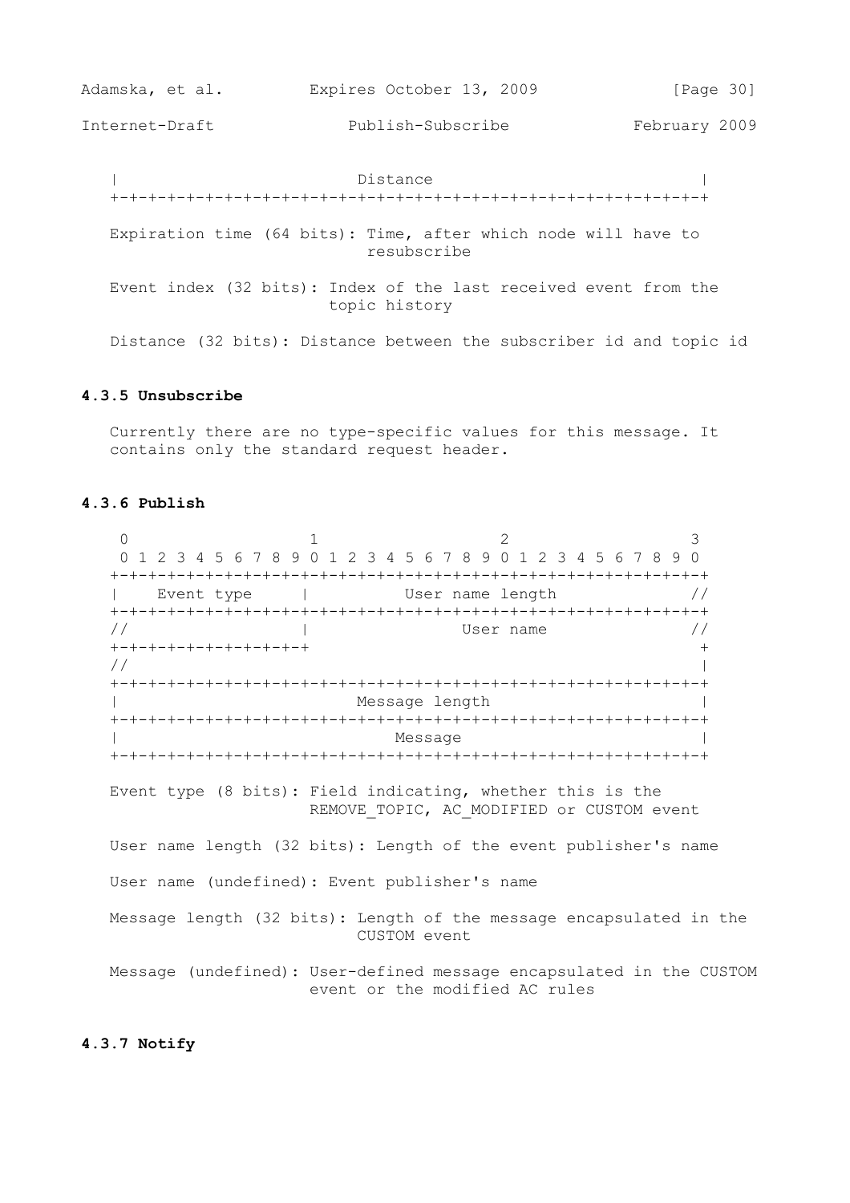```
   |                         Distance                              |
   +-+-+-+-+-+-+-+-+-+-+-+-+-+-+-+-+-+-+-+-+-+-+-+-+-+-+-+-+-+-+-+-+
```

Expiration time (64 bits): Time, after which node will have to resubscribe

Event index (32 bits): Index of the last received event from the topic history

Distance (32 bits): Distance between the subscriber id and topic id

### 4.3.5 Unsubscribe

Currently there are no type-specific values for this message. It contains only the standard request header.

### 4.3.6 Publish

```
    0                   1                   2                   3
    0 1 2 3 4 5 6 7 8 9 0 1 2 3 4 5 6 7 8 9 0 1 2 3 4 5 6 7 8 9 0
   +-+-+-+-+-+-+-+-+-+-+-+-+-+-+-+-+-+-+-+-+-+-+-+-+-+-+-+-+-+-+-+-+
   |    Event type     |           User name length              //
   +-+-+-+-+-+-+-+-+-+-+-+-+-+-+-+-+-+-+-+-+-+-+-+-+-+-+-+-+-+-+-+-+
   //                  |                User name                //
   +-+-+-+-+-+-+-+-+-+-+                                           +
   //                                                              |
   +-+-+-+-+-+-+-+-+-+-+-+-+-+-+-+-+-+-+-+-+-+-+-+-+-+-+-+-+-+-+-+-+
   |                        Message length                         |
   +-+-+-+-+-+-+-+-+-+-+-+-+-+-+-+-+-+-+-+-+-+-+-+-+-+-+-+-+-+-+-+-+
   |                            Message                            |
   +-+-+-+-+-+-+-+-+-+-+-+-+-+-+-+-+-+-+-+-+-+-+-+-+-+-+-+-+-+-+-+-+
```

Event type (8 bits): Field indicating, whether this is the REMOVE_TOPIC, AC_MODIFIED or CUSTOM event

User name length (32 bits): Length of the event publisher's name

User name (undefined): Event publisher's name

Message length (32 bits): Length of the message encapsulated in the CUSTOM event

Message (undefined): User-defined message encapsulated in the CUSTOM event or the modified AC rules

### 4.3.7 Notify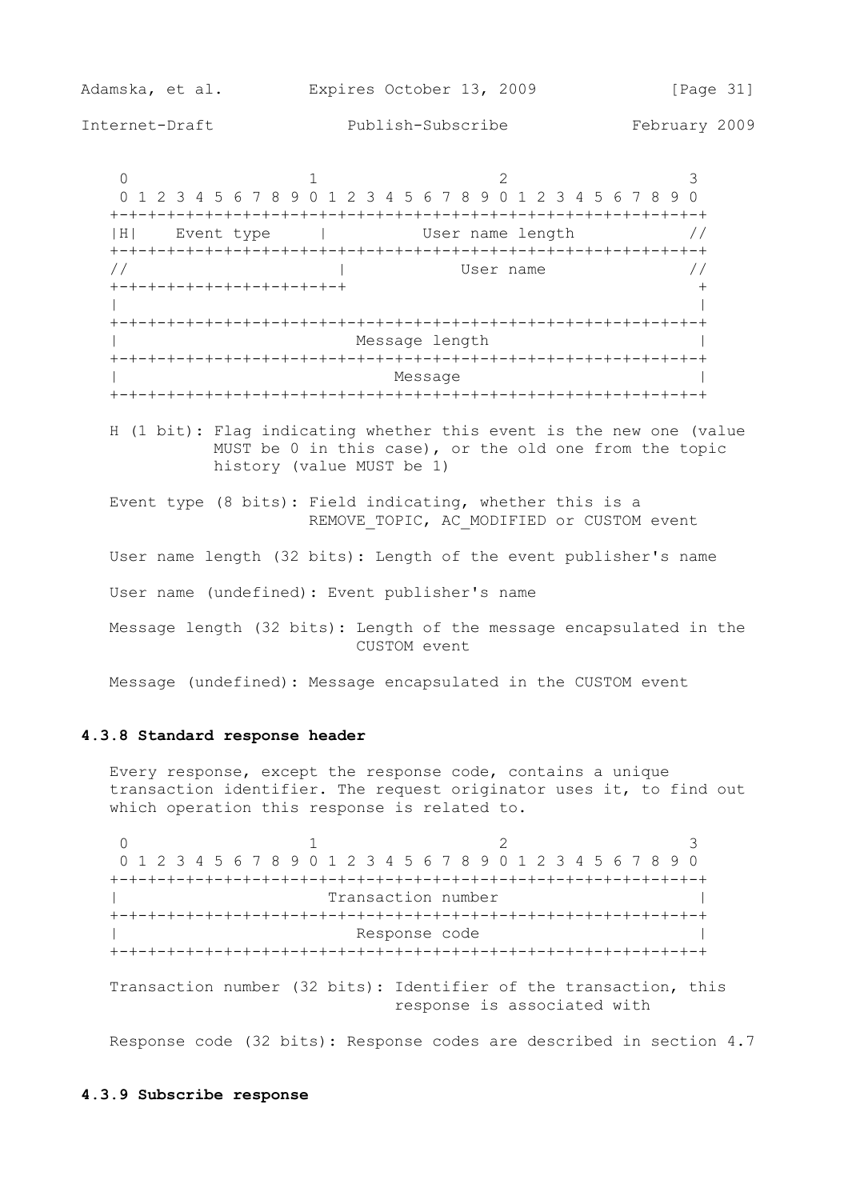```
 0                   1                   2                   3
 0 1 2 3 4 5 6 7 8 9 0 1 2 3 4 5 6 7 8 9 0 1 2 3 4 5 6 7 8 9 0
+-+-+-+-+-+-+-+-+-+-+-+-+-+-+-+-+-+-+-+-+-+-+-+-+-+-+-+-+-+-+-+
|H|    Event type     |          User name length           //
+-+-+-+-+-+-+-+-+-+-+-+-+-+-+-+-+-+-+-+-+-+-+-+-+-+-+-+-+-+-+-+
//                    |            User name                //
+-+-+-+-+-+-+-+-+-+-+-+                                       +
|                                                             |
+-+-+-+-+-+-+-+-+-+-+-+-+-+-+-+-+-+-+-+-+-+-+-+-+-+-+-+-+-+-+-+
|                       Message length                        |
+-+-+-+-+-+-+-+-+-+-+-+-+-+-+-+-+-+-+-+-+-+-+-+-+-+-+-+-+-+-+-+
|                             Message                         |
+-+-+-+-+-+-+-+-+-+-+-+-+-+-+-+-+-+-+-+-+-+-+-+-+-+-+-+-+-+-+-+
```

H (1 bit): Flag indicating whether this event is the new one (value MUST be 0 in this case), or the old one from the topic history (value MUST be 1)

Event type (8 bits): Field indicating, whether this is a REMOVE_TOPIC, AC_MODIFIED or CUSTOM event

User name length (32 bits): Length of the event publisher's name

User name (undefined): Event publisher's name

Message length (32 bits): Length of the message encapsulated in the CUSTOM event

Message (undefined): Message encapsulated in the CUSTOM event

### 4.3.8 Standard response header

Every response, except the response code, contains a unique transaction identifier. The request originator uses it, to find out which operation this response is related to.

```
 0                   1                   2                   3
 0 1 2 3 4 5 6 7 8 9 0 1 2 3 4 5 6 7 8 9 0 1 2 3 4 5 6 7 8 9 0
+-+-+-+-+-+-+-+-+-+-+-+-+-+-+-+-+-+-+-+-+-+-+-+-+-+-+-+-+-+-+-+
|                     Transaction number                      |
+-+-+-+-+-+-+-+-+-+-+-+-+-+-+-+-+-+-+-+-+-+-+-+-+-+-+-+-+-+-+-+
|                        Response code                        |
+-+-+-+-+-+-+-+-+-+-+-+-+-+-+-+-+-+-+-+-+-+-+-+-+-+-+-+-+-+-+-+
```

Transaction number (32 bits): Identifier of the transaction, this response is associated with

Response code (32 bits): Response codes are described in section 4.7

### 4.3.9 Subscribe response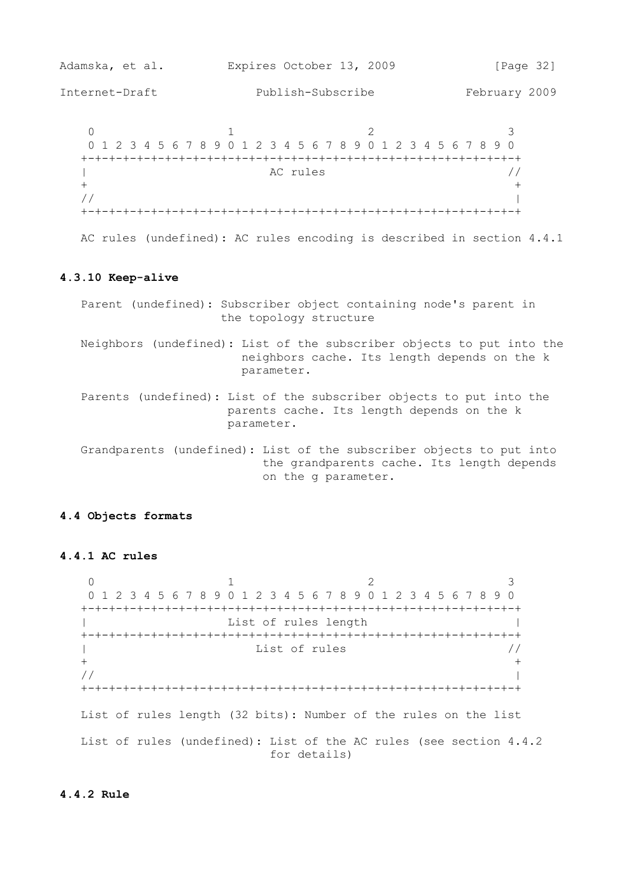```
    0                   1                   2                   3
    0 1 2 3 4 5 6 7 8 9 0 1 2 3 4 5 6 7 8 9 0 1 2 3 4 5 6 7 8 9 0
   +-+-+-+-+-+-+-+-+-+-+-+-+-+-+-+-+-+-+-+-+-+-+-+-+-+-+-+-+-+-+-+
   |                           AC rules                          //
   +                                                              +
   //                                                             |
   +-+-+-+-+-+-+-+-+-+-+-+-+-+-+-+-+-+-+-+-+-+-+-+-+-+-+-+-+-+-+-+
```

AC rules (undefined): AC rules encoding is described in section 4.4.1

### 4.3.10 Keep-alive

Parent (undefined): Subscriber object containing node's parent in the topology structure

Neighbors (undefined): List of the subscriber objects to put into the neighbors cache. Its length depends on the k parameter.

Parents (undefined): List of the subscriber objects to put into the parents cache. Its length depends on the k parameter.

Grandparents (undefined): List of the subscriber objects to put into the grandparents cache. Its length depends on the g parameter.

## 4.4 Objects formats

### 4.4.1 AC rules

```
    0                   1                   2                   3
    0 1 2 3 4 5 6 7 8 9 0 1 2 3 4 5 6 7 8 9 0 1 2 3 4 5 6 7 8 9 0
   +-+-+-+-+-+-+-+-+-+-+-+-+-+-+-+-+-+-+-+-+-+-+-+-+-+-+-+-+-+-+-+
   |                     List of rules length                     |
   +-+-+-+-+-+-+-+-+-+-+-+-+-+-+-+-+-+-+-+-+-+-+-+-+-+-+-+-+-+-+-+
   |                         List of rules                       //
   +                                                              +
   //                                                             |
   +-+-+-+-+-+-+-+-+-+-+-+-+-+-+-+-+-+-+-+-+-+-+-+-+-+-+-+-+-+-+-+
```

List of rules length (32 bits): Number of the rules on the list

List of rules (undefined): List of the AC rules (see section 4.4.2 for details)

### 4.4.2 Rule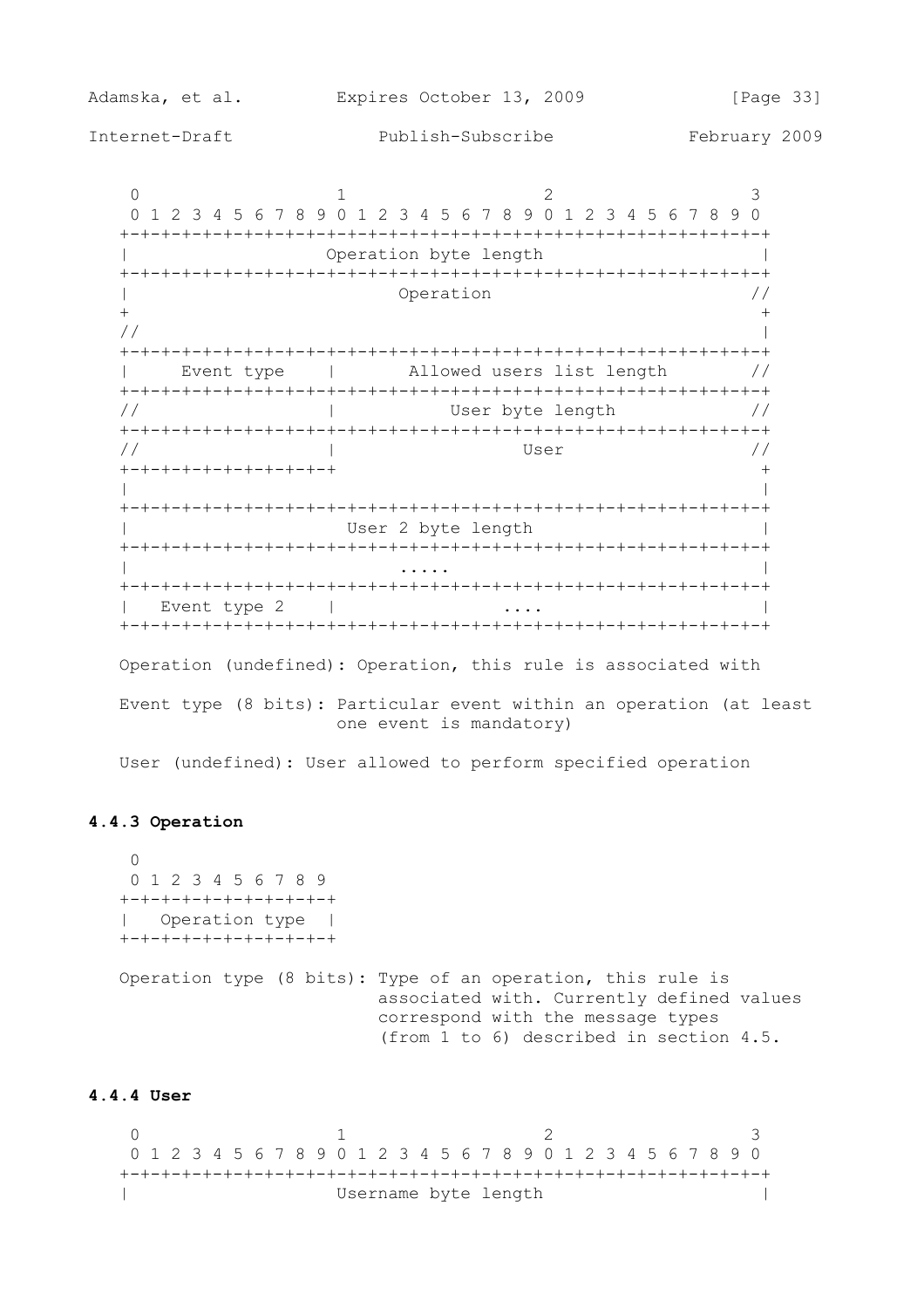```
    0                   1                   2                   3
    0 1 2 3 4 5 6 7 8 9 0 1 2 3 4 5 6 7 8 9 0 1 2 3 4 5 6 7 8 9 0
   +-+-+-+-+-+-+-+-+-+-+-+-+-+-+-+-+-+-+-+-+-+-+-+-+-+-+-+-+-+-+-+
   |                   Operation byte length                       |
   +-+-+-+-+-+-+-+-+-+-+-+-+-+-+-+-+-+-+-+-+-+-+-+-+-+-+-+-+-+-+-+
   |                          Operation                          //
   +                                                               +
   //                                                              |
   +-+-+-+-+-+-+-+-+-+-+-+-+-+-+-+-+-+-+-+-+-+-+-+-+-+-+-+-+-+-+-+
   |    Event type    |       Allowed users list length          //
   +-+-+-+-+-+-+-+-+-+-+-+-+-+-+-+-+-+-+-+-+-+-+-+-+-+-+-+-+-+-+-+
   //                 |            User byte length              //
   +-+-+-+-+-+-+-+-+-+-+-+-+-+-+-+-+-+-+-+-+-+-+-+-+-+-+-+-+-+-+-+
   //                 |                  User                    //
   +-+-+-+-+-+-+-+-+-+                                             +
   |                                                               |
   +-+-+-+-+-+-+-+-+-+-+-+-+-+-+-+-+-+-+-+-+-+-+-+-+-+-+-+-+-+-+-+
   |                     User 2 byte length                        |
   +-+-+-+-+-+-+-+-+-+-+-+-+-+-+-+-+-+-+-+-+-+-+-+-+-+-+-+-+-+-+-+
   |                           .....                               |
   +-+-+-+-+-+-+-+-+-+-+-+-+-+-+-+-+-+-+-+-+-+-+-+-+-+-+-+-+-+-+-+
   |  Event type 2    |                 ....                       |
   +-+-+-+-+-+-+-+-+-+-+-+-+-+-+-+-+-+-+-+-+-+-+-+-+-+-+-+-+-+-+-+
```

Operation (undefined): Operation, this rule is associated with

Event type (8 bits): Particular event within an operation (at least one event is mandatory)

User (undefined): User allowed to perform specified operation

### 4.4.3 Operation

```
    0
    0 1 2 3 4 5 6 7 8 9
   +-+-+-+-+-+-+-+-+-+
   |  Operation type  |
   +-+-+-+-+-+-+-+-+-+
```

Operation type (8 bits): Type of an operation, this rule is associated with. Currently defined values correspond with the message types (from 1 to 6) described in section 4.5.

### 4.4.4 User

```
    0                   1                   2                   3
    0 1 2 3 4 5 6 7 8 9 0 1 2 3 4 5 6 7 8 9 0 1 2 3 4 5 6 7 8 9 0
   +-+-+-+-+-+-+-+-+-+-+-+-+-+-+-+-+-+-+-+-+-+-+-+-+-+-+-+-+-+-+-+
   |                    Username byte length                       |
```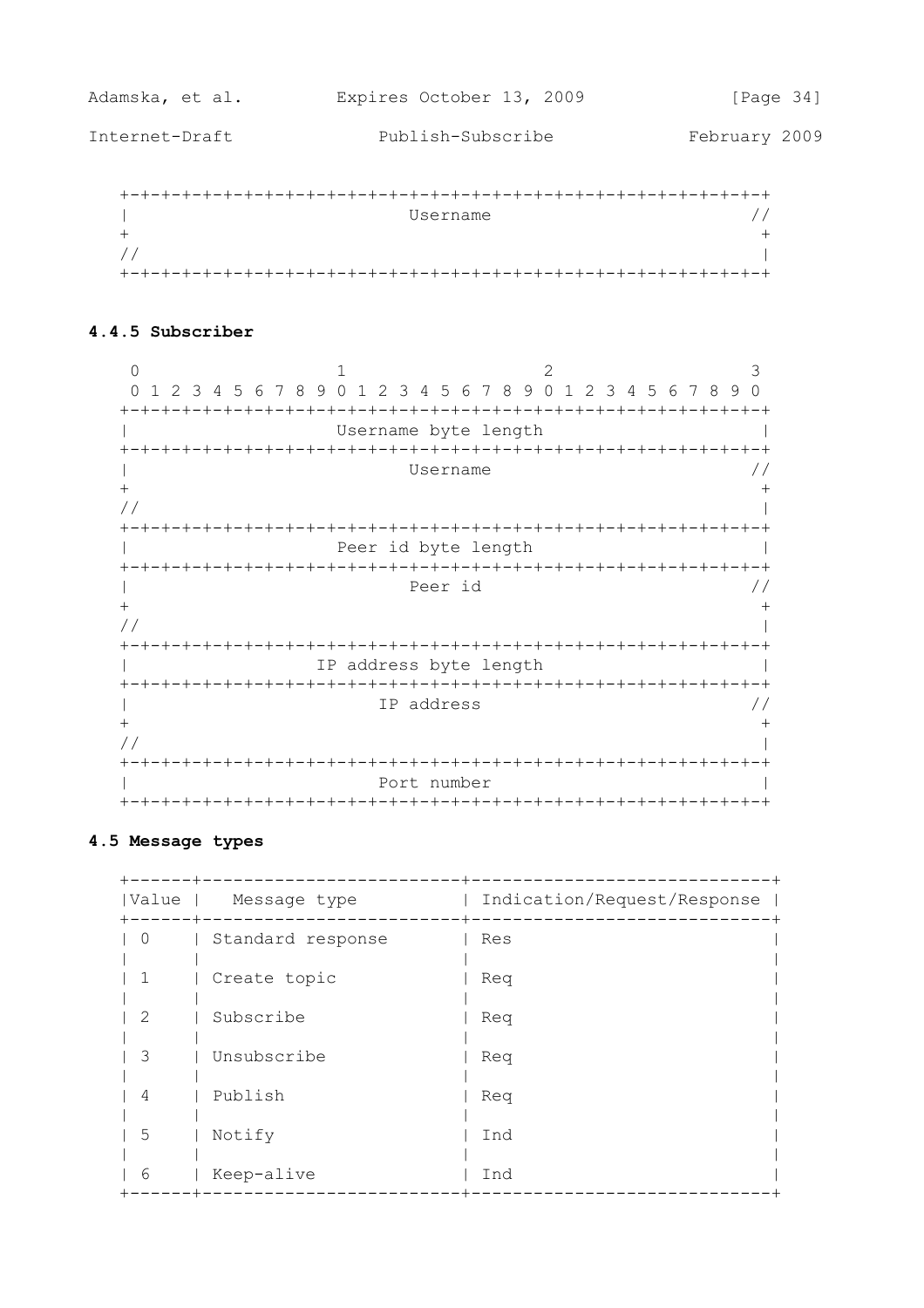```
   +-+-+-+-+-+-+-+-+-+-+-+-+-+-+-+-+-+-+-+-+-+-+-+-+-+-+-+-+-+-+-+-+
   |                          Username                           //
   +                                                               +
   //                                                              |
   +-+-+-+-+-+-+-+-+-+-+-+-+-+-+-+-+-+-+-+-+-+-+-+-+-+-+-+-+-+-+-+-+
```

### 4.4.5 Subscriber

```
    0                   1                   2                   3
    0 1 2 3 4 5 6 7 8 9 0 1 2 3 4 5 6 7 8 9 0 1 2 3 4 5 6 7 8 9 0
   +-+-+-+-+-+-+-+-+-+-+-+-+-+-+-+-+-+-+-+-+-+-+-+-+-+-+-+-+-+-+-+-+
   |                    Username byte length                       |
   +-+-+-+-+-+-+-+-+-+-+-+-+-+-+-+-+-+-+-+-+-+-+-+-+-+-+-+-+-+-+-+-+
   |                          Username                           //
   +                                                               +
   //                                                              |
   +-+-+-+-+-+-+-+-+-+-+-+-+-+-+-+-+-+-+-+-+-+-+-+-+-+-+-+-+-+-+-+-+
   |                    Peer id byte length                        |
   +-+-+-+-+-+-+-+-+-+-+-+-+-+-+-+-+-+-+-+-+-+-+-+-+-+-+-+-+-+-+-+-+
   |                          Peer id                            //
   +                                                               +
   //                                                              |
   +-+-+-+-+-+-+-+-+-+-+-+-+-+-+-+-+-+-+-+-+-+-+-+-+-+-+-+-+-+-+-+-+
   |                  IP address byte length                       |
   +-+-+-+-+-+-+-+-+-+-+-+-+-+-+-+-+-+-+-+-+-+-+-+-+-+-+-+-+-+-+-+-+
   |                        IP address                           //
   +                                                               +
   //                                                              |
   +-+-+-+-+-+-+-+-+-+-+-+-+-+-+-+-+-+-+-+-+-+-+-+-+-+-+-+-+-+-+-+-+
   |                        Port number                            |
   +-+-+-+-+-+-+-+-+-+-+-+-+-+-+-+-+-+-+-+-+-+-+-+-+-+-+-+-+-+-+-+-+
```

### 4.5 Message types

| Value | Message type | Indication/Request/Response |
|---|---|---|
| 0 | Standard response | Res |
| 1 | Create topic | Req |
| 2 | Subscribe | Req |
| 3 | Unsubscribe | Req |
| 4 | Publish | Req |
| 5 | Notify | Ind |
| 6 | Keep-alive | Ind |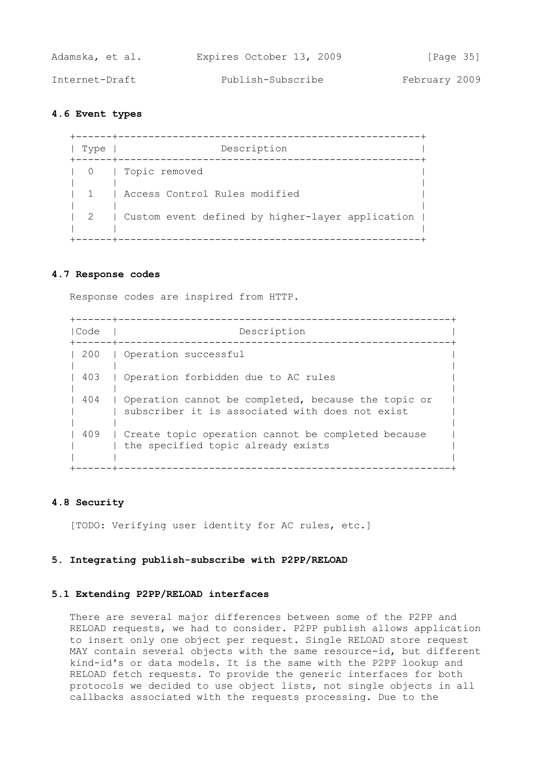## 4.6 Event types

| Type | Description |
| --- | --- |
| 0 | Topic removed |
| 1 | Access Control Rules modified |
| 2 | Custom event defined by higher-layer application |

## 4.7 Response codes

Response codes are inspired from HTTP.

| Code | Description |
| --- | --- |
| 200 | Operation successful |
| 403 | Operation forbidden due to AC rules |
| 404 | Operation cannot be completed, because the topic or subscriber it is associated with does not exist |
| 409 | Create topic operation cannot be completed because the specified topic already exists |

## 4.8 Security

[TODO: Verifying user identity for AC rules, etc.]

# 5. Integrating publish-subscribe with P2PP/RELOAD

## 5.1 Extending P2PP/RELOAD interfaces

There are several major differences between some of the P2PP and RELOAD requests, we had to consider. P2PP publish allows application to insert only one object per request. Single RELOAD store request MAY contain several objects with the same resource-id, but different kind-id's or data models. It is the same with the P2PP lookup and RELOAD fetch requests. To provide the generic interfaces for both protocols we decided to use object lists, not single objects in all callbacks associated with the requests processing. Due to the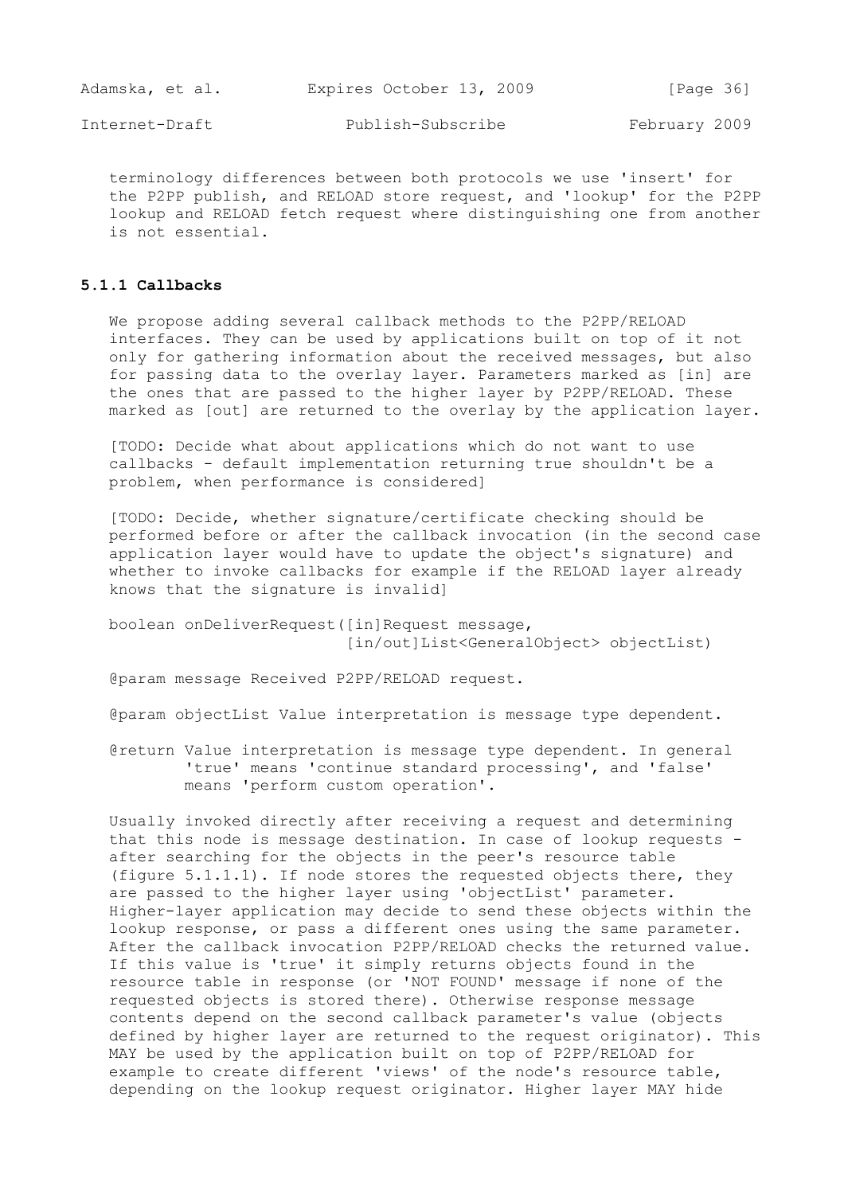terminology differences between both protocols we use 'insert' for the P2PP publish, and RELOAD store request, and 'lookup' for the P2PP lookup and RELOAD fetch request where distinguishing one from another is not essential.

### 5.1.1 Callbacks

We propose adding several callback methods to the P2PP/RELOAD interfaces. They can be used by applications built on top of it not only for gathering information about the received messages, but also for passing data to the overlay layer. Parameters marked as [in] are the ones that are passed to the higher layer by P2PP/RELOAD. These marked as [out] are returned to the overlay by the application layer.

[TODO: Decide what about applications which do not want to use callbacks - default implementation returning true shouldn't be a problem, when performance is considered]

[TODO: Decide, whether signature/certificate checking should be performed before or after the callback invocation (in the second case application layer would have to update the object's signature) and whether to invoke callbacks for example if the RELOAD layer already knows that the signature is invalid]

```
boolean onDeliverRequest([in]Request message,
                         [in/out]List<GeneralObject> objectList)
```

@param message Received P2PP/RELOAD request.

@param objectList Value interpretation is message type dependent.

@return Value interpretation is message type dependent. In general 'true' means 'continue standard processing', and 'false' means 'perform custom operation'.

Usually invoked directly after receiving a request and determining that this node is message destination. In case of lookup requests - after searching for the objects in the peer's resource table (figure 5.1.1.1). If node stores the requested objects there, they are passed to the higher layer using 'objectList' parameter. Higher-layer application may decide to send these objects within the lookup response, or pass a different ones using the same parameter. After the callback invocation P2PP/RELOAD checks the returned value. If this value is 'true' it simply returns objects found in the resource table in response (or 'NOT FOUND' message if none of the requested objects is stored there). Otherwise response message contents depend on the second callback parameter's value (objects defined by higher layer are returned to the request originator). This MAY be used by the application built on top of P2PP/RELOAD for example to create different 'views' of the node's resource table, depending on the lookup request originator. Higher layer MAY hide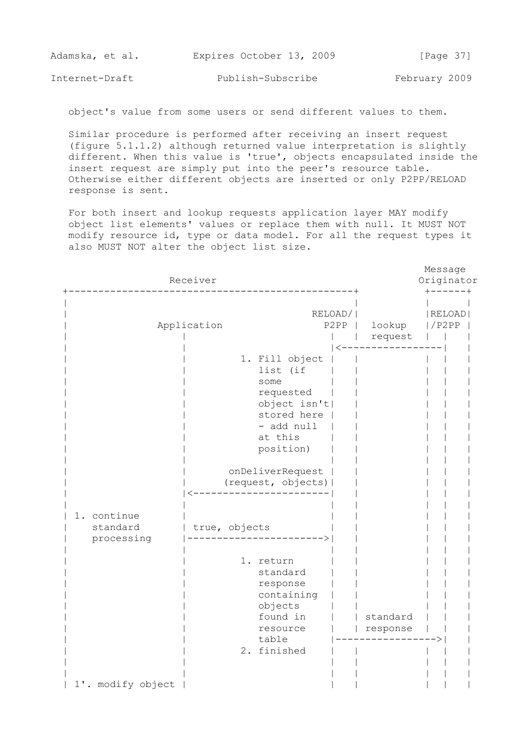object's value from some users or send different values to them.

Similar procedure is performed after receiving an insert request (figure 5.1.1.2) although returned value interpretation is slightly different. When this value is 'true', objects encapsulated inside the insert request are simply put into the peer's resource table. Otherwise either different objects are inserted or only P2PP/RELOAD response is sent.

For both insert and lookup requests application layer MAY modify object list elements' values or replace them with null. It MUST NOT modify resource id, type or data model. For all the request types it also MUST NOT alter the object list size.

```
                                                              Message
                 Receiver                                    Originator
 +------------------------------------------------+          +------+
 |                                                |          |      |
 |                                        RELOAD/|           |RELOAD|
 |            Application                   P2PP |  lookup   |/P2PP |
 |                 |                           |  |  request  |  |   |
 |                 |                           |<-----------------|   |
 |                 |          1. Fill object   |  |           |  |   |
 |                 |             list (if      |  |           |  |   |
 |                 |             some          |  |           |  |   |
 |                 |             requested     |  |           |  |   |
 |                 |             object isn't  |  |           |  |   |
 |                 |             stored here   |  |           |  |   |
 |                 |             - add null    |  |           |  |   |
 |                 |             at this       |  |           |  |   |
 |                 |             position)     |  |           |  |   |
 |                 |                           |  |           |  |   |
 |                 |       onDeliverRequest    |  |           |  |   |
 |                 |      (request, objects)   |  |           |  |   |
 |                 |<--------------------------|  |           |  |   |
 |                 |                           |  |           |  |   |
 | 1. continue     |                           |  |           |  |   |
 |    standard     | true, objects             |  |           |  |   |
 |    processing   |-------------------------->|  |           |  |   |
 |                 |                           |  |           |  |   |
 |                 |          1. return        |  |           |  |   |
 |                 |             standard      |  |           |  |   |
 |                 |             response      |  |           |  |   |
 |                 |             containing    |  |           |  |   |
 |                 |             objects       |  |           |  |   |
 |                 |             found in      |  | standard  |  |   |
 |                 |             resource      |  | response  |  |   |
 |                 |             table         |----------------->|   |
 |                 |          2. finished      |  |           |  |   |
 |                 |                           |  |           |  |   |
 |                 |                           |  |           |  |   |
 | 1'. modify object |                         |  |           |  |   |
```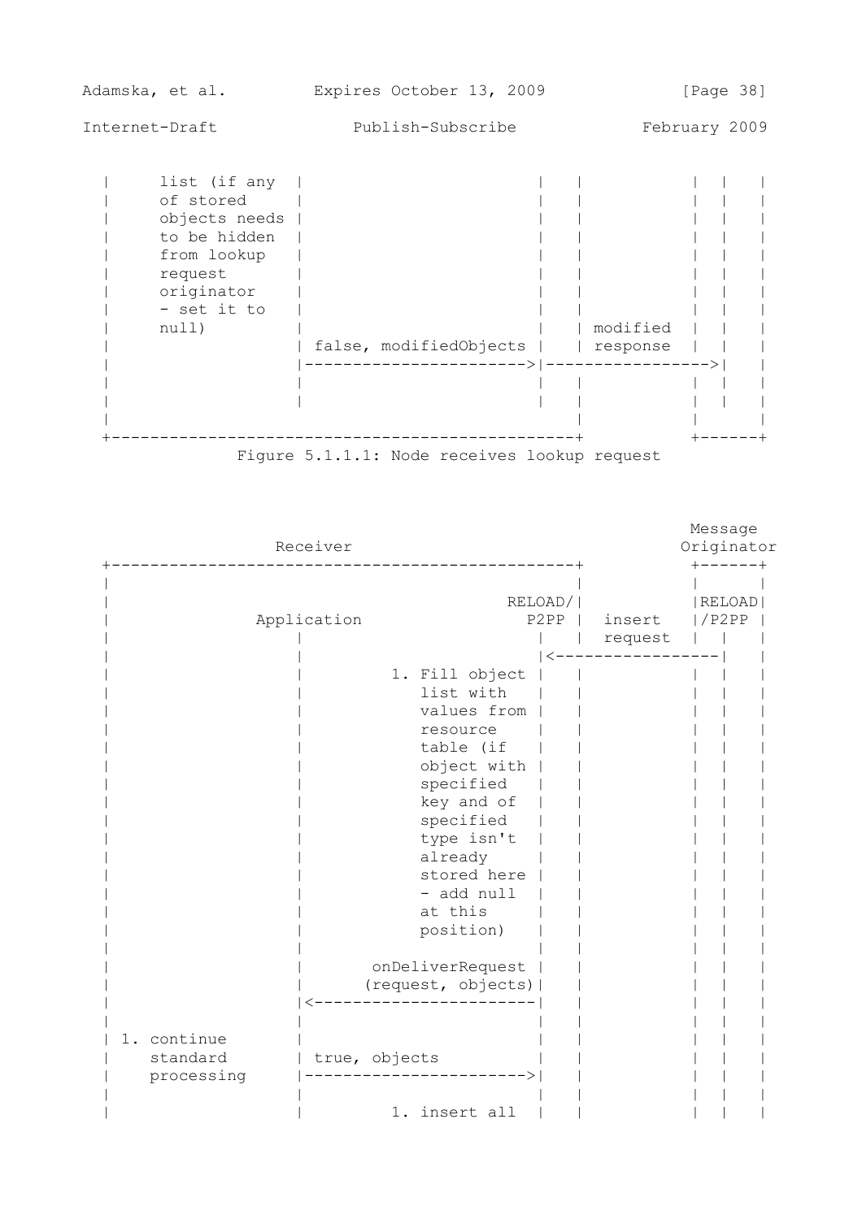```
|     list (if any  |                         |  |                |  |  |
|     of stored     |                         |  |                |  |  |
|     objects needs |                         |  |                |  |  |
|     to be hidden  |                         |  |                |  |  |
|     from lookup   |                         |  |                |  |  |
|     request       |                         |  |                |  |  |
|     originator    |                         |  |                |  |  |
|     - set it to   |                         |  |                |  |  |
|     null)         |                         |  | modified       |  |  |
|                   | false, modifiedObjects  |  | response       |  |  |
|                   |------------------------>|----------------->|  |  |
|                   |                         |  |                |  |  |
|                   |                         |  |                |  |  |
|                                             |                   |     |
+---------------------------------------------+                   +-----+
```

Figure 5.1.1.1: Node receives lookup request

```
                                                              Message
                    Receiver                                 Originator
+---------------------------------------------+               +------+
|                                             |               |      |
|                                     RELOAD/|               |RELOAD|
|            Application                P2PP |   insert      |/P2PP |
|                   |                      |  |   request     |  |   |
|                   |                      |<-----------------|  |   |
|                   |          1. Fill object |  |             |  |   |
|                   |             list with   |  |             |  |   |
|                   |             values from |  |             |  |   |
|                   |             resource    |  |             |  |   |
|                   |             table (if   |  |             |  |   |
|                   |             object with |  |             |  |   |
|                   |             specified   |  |             |  |   |
|                   |             key and of  |  |             |  |   |
|                   |             specified   |  |             |  |   |
|                   |             type isn't  |  |             |  |   |
|                   |             already     |  |             |  |   |
|                   |             stored here |  |             |  |   |
|                   |             - add null  |  |             |  |   |
|                   |             at this     |  |             |  |   |
|                   |             position)   |  |             |  |   |
|                   |                         |  |             |  |   |
|                   |        onDeliverRequest |  |             |  |   |
|                   |       (request, objects)|  |             |  |   |
|                   |<------------------------|  |             |  |   |
|                   |                         |  |             |  |   |
| 1. continue       |                         |  |             |  |   |
|    standard       | true, objects           |  |             |  |   |
|    processing     |------------------------>|  |             |  |   |
|                   |                         |  |             |  |   |
|                   |          1. insert all  |  |             |  |   |
```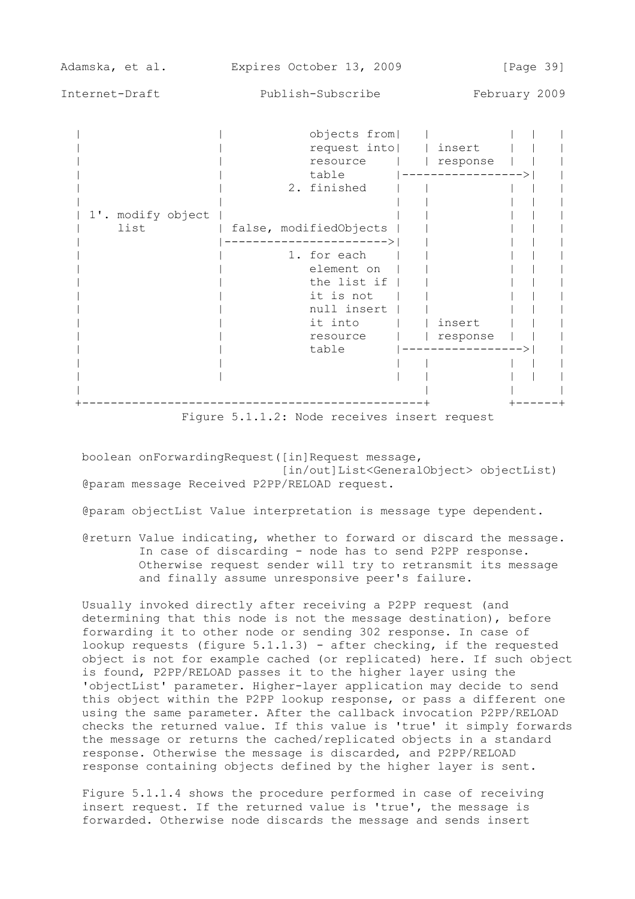```
   |                  |            objects from|   |            |  |   |
   |                  |            request into|   | insert     |  |   |
   |                  |            resource    |   | response   |  |   |
   |                  |            table       |----------------->|   |
   |                  |         2. finished    |   |            |  |   |
   |                  |                        |   |            |  |   |
   | 1'. modify object |                       |   |            |  |   |
   |     list         | false, modifiedObjects |   |            |  |   |
   |                  |----------------------->|   |            |  |   |
   |                  |         1. for each    |   |            |  |   |
   |                  |            element on  |   |            |  |   |
   |                  |            the list if |   |            |  |   |
   |                  |            it is not   |   |            |  |   |
   |                  |            null insert |   |            |  |   |
   |                  |            it into     |   | insert     |  |   |
   |                  |            resource    |   | response   |  |   |
   |                  |            table       |----------------->|   |
   |                  |                        |   |            |  |   |
   |                  |                        |   |            |  |   |
   |                                           |                |      |
   +-------------------------------------------+                +------+
```

Figure 5.1.1.2: Node receives insert request

```
boolean onForwardingRequest([in]Request message,
                            [in/out]List<GeneralObject> objectList)
@param message Received P2PP/RELOAD request.

@param objectList Value interpretation is message type dependent.

@return Value indicating, whether to forward or discard the message.
        In case of discarding - node has to send P2PP response.
        Otherwise request sender will try to retransmit its message
        and finally assume unresponsive peer's failure.
```

Usually invoked directly after receiving a P2PP request (and determining that this node is not the message destination), before forwarding it to other node or sending 302 response. In case of lookup requests (figure 5.1.1.3) - after checking, if the requested object is not for example cached (or replicated) here. If such object is found, P2PP/RELOAD passes it to the higher layer using the 'objectList' parameter. Higher-layer application may decide to send this object within the P2PP lookup response, or pass a different one using the same parameter. After the callback invocation P2PP/RELOAD checks the returned value. If this value is 'true' it simply forwards the message or returns the cached/replicated objects in a standard response. Otherwise the message is discarded, and P2PP/RELOAD response containing objects defined by the higher layer is sent.

Figure 5.1.1.4 shows the procedure performed in case of receiving insert request. If the returned value is 'true', the message is forwarded. Otherwise node discards the message and sends insert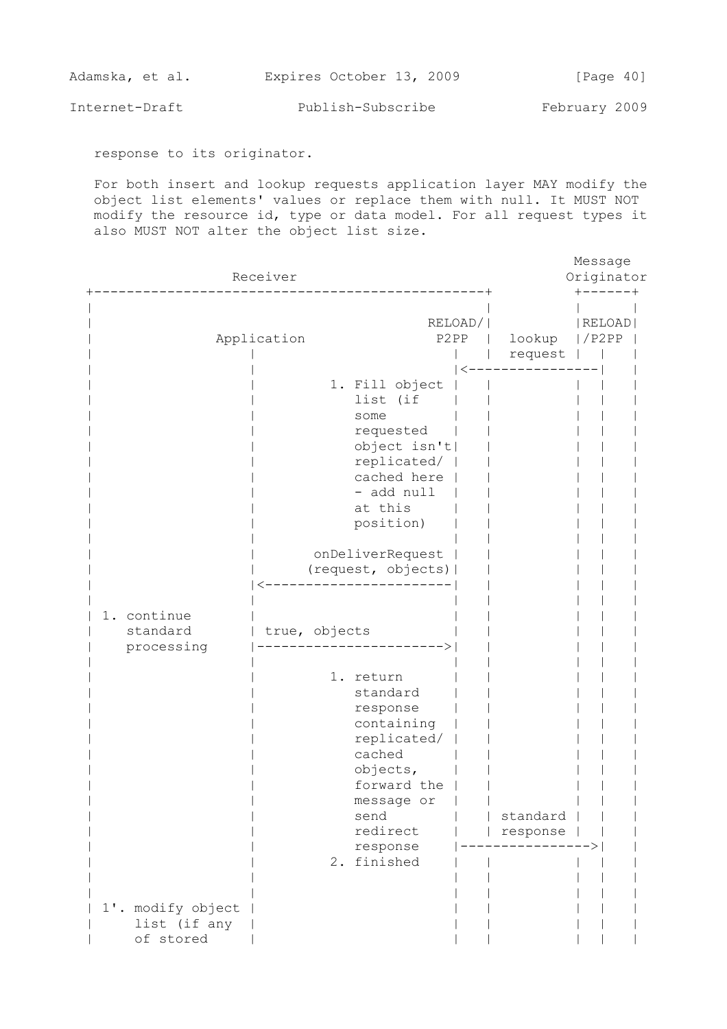response to its originator.

For both insert and lookup requests application layer MAY modify the object list elements' values or replace them with null. It MUST NOT modify the resource id, type or data model. For all request types it also MUST NOT alter the object list size.

```
                                                                 Message
                Receiver                                        Originator
  +-----------------------------------------------+            +------+
  |                                               |            |      |
  |                                       RELOAD/|             |RELOAD|
  |               Application               P2PP  |  lookup    |/P2PP |
  |                   |                       |   |  request   |  |   |
  |                   |                       |<---------------|  |   |
  |                   |         1. Fill object |   |            |  |   |
  |                   |            list (if    |   |            |  |   |
  |                   |            some        |   |            |  |   |
  |                   |            requested   |   |            |  |   |
  |                   |            object isn't|   |            |  |   |
  |                   |            replicated/ |   |            |  |   |
  |                   |            cached here |   |            |  |   |
  |                   |            - add null  |   |            |  |   |
  |                   |            at this     |   |            |  |   |
  |                   |            position)   |   |            |  |   |
  |                   |                        |   |            |  |   |
  |                   |       onDeliverRequest |   |            |  |   |
  |                   |      (request, objects)|   |            |  |   |
  |                   |<-----------------------|   |            |  |   |
  |                   |                        |   |            |  |   |
  | 1. continue       |                        |   |            |  |   |
  |    standard       | true, objects          |   |            |  |   |
  |    processing     |----------------------->|   |            |  |   |
  |                   |                        |   |            |  |   |
  |                   |         1. return      |   |            |  |   |
  |                   |            standard    |   |            |  |   |
  |                   |            response    |   |            |  |   |
  |                   |            containing  |   |            |  |   |
  |                   |            replicated/ |   |            |  |   |
  |                   |            cached      |   |            |  |   |
  |                   |            objects,    |   |            |  |   |
  |                   |            forward the |   |            |  |   |
  |                   |            message or  |   |            |  |   |
  |                   |            send        |   | standard   |  |   |
  |                   |            redirect    |   | response   |  |   |
  |                   |            response    |---------------->|  |   |
  |                   |         2. finished    |   |            |  |   |
  |                   |                        |   |            |  |   |
  |                   |                        |   |            |  |   |
  | 1'. modify object |                        |   |            |  |   |
  |     list (if any  |                        |   |            |  |   |
  |     of stored     |                        |   |            |  |   |
```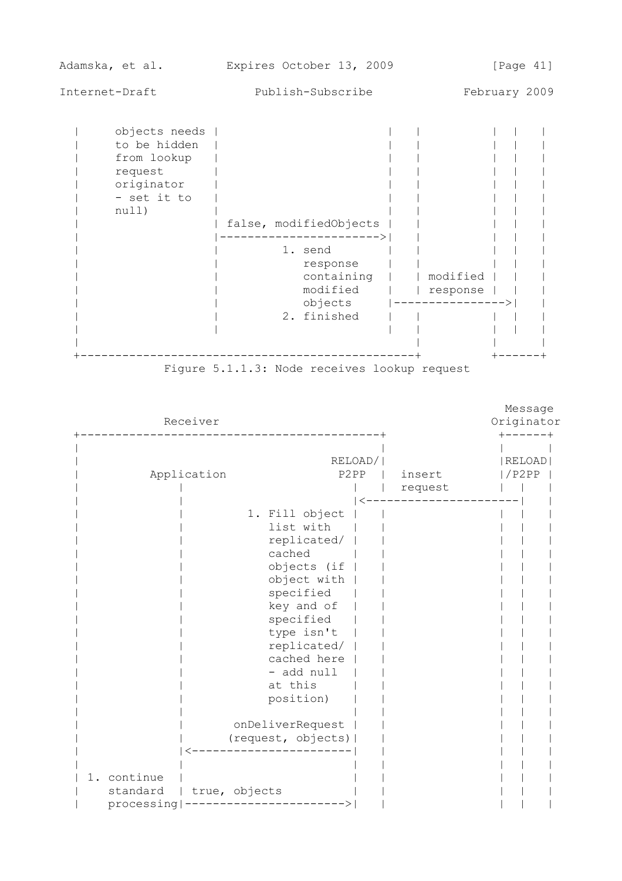```
 |     objects needs |                       |    |             |  |    |
 |     to be hidden  |                       |    |             |  |    |
 |     from lookup   |                       |    |             |  |    |
 |     request       |                       |    |             |  |    |
 |     originator    |                       |    |             |  |    |
 |     - set it to   |                       |    |             |  |    |
 |     null)         |                       |    |             |  |    |
 |                   | false, modifiedObjects |    |             |  |    |
 |                   |----------------------->|    |             |  |    |
 |                   |        1. send         |    |             |  |    |
 |                   |           response     |    |             |  |    |
 |                   |           containing   |    | modified    |  |    |
 |                   |           modified     |    | response    |  |    |
 |                   |           objects      |---------------->|  |    |
 |                   |        2. finished     |    |             |  |    |
 |                   |                        |    |             |  |    |
 |                                                  |             |       |
 +--------------------------------------------------+             +------+
           Figure 5.1.1.3: Node receives lookup request


                                                                  Message
            Receiver                                             Originator
 +-------------------------------------------+                   +------+
 |                                           |                   |      |
 |                                   RELOAD/|                   |RELOAD|
 |          Application                P2PP |   insert          |/P2PP |
 |                |                       |  |   request         |  |   |
 |                |                       |<----------------------|  |   |
 |                |          1. Fill object |  |                   |  |   |
 |                |             list with   |  |                   |  |   |
 |                |             replicated/ |  |                   |  |   |
 |                |             cached      |  |                   |  |   |
 |                |             objects (if |  |                   |  |   |
 |                |             object with |  |                   |  |   |
 |                |             specified   |  |                   |  |   |
 |                |             key and of  |  |                   |  |   |
 |                |             specified   |  |                   |  |   |
 |                |             type isn't  |  |                   |  |   |
 |                |             replicated/ |  |                   |  |   |
 |                |             cached here |  |                   |  |   |
 |                |             - add null  |  |                   |  |   |
 |                |             at this     |  |                   |  |   |
 |                |             position)   |  |                   |  |   |
 |                |                       |  |                   |  |   |
 |                |        onDeliverRequest |  |                   |  |   |
 |                |       (request, objects)|  |                   |  |   |
 |                |<----------------------|  |                   |  |   |
 |                |                       |  |                   |  |   |
 | 1. continue    |                       |  |                   |  |   |
 |    standard    | true, objects         |  |                   |  |   |
 |    processing|----------------------->|  |                   |  |   |
```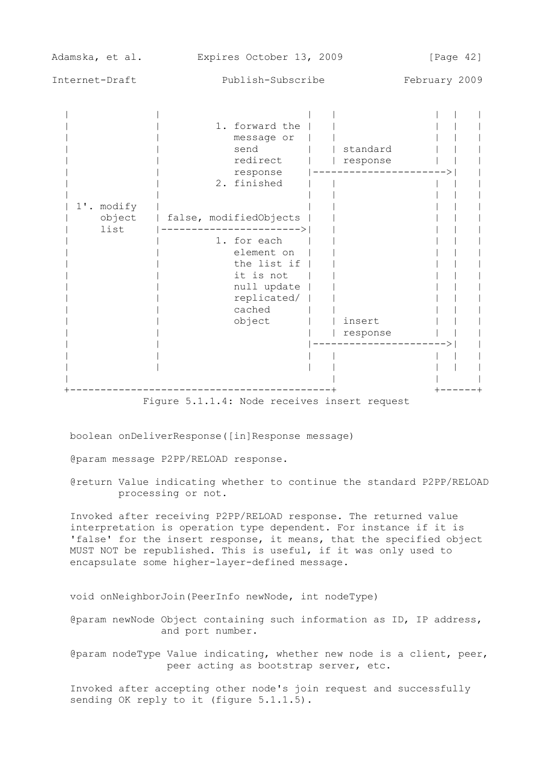```
  |              |                        |  |                    |  |    |
  |              |          1. forward the |  |                    |  |    |
  |              |             message or  |  |                    |  |    |
  |              |             send        |  | standard           |  |    |
  |              |             redirect    |  | response           |  |    |
  |              |             response    |----------------------->|    |
  |              |          2. finished    |  |                    |  |    |
  |              |                        |  |                    |  |    |
  | 1'. modify   |                        |  |                    |  |    |
  |     object   | false, modifiedObjects |  |                    |  |    |
  |     list     |----------------------->|  |                    |  |    |
  |              |          1. for each    |  |                    |  |    |
  |              |             element on  |  |                    |  |    |
  |              |             the list if |  |                    |  |    |
  |              |             it is not   |  |                    |  |    |
  |              |             null update |  |                    |  |    |
  |              |             replicated/ |  |                    |  |    |
  |              |             cached      |  |                    |  |    |
  |              |             object      |  | insert             |  |    |
  |              |                        |  | response           |  |    |
  |              |                        |----------------------->|    |
  |              |                        |  |                    |  |    |
  |              |                        |  |                    |  |    |
  |                                          |                    |       |
  +------------------------------------------+                    +------+
```

Figure 5.1.1.4: Node receives insert request

```
boolean onDeliverResponse([in]Response message)
```

@param message P2PP/RELOAD response.

@return Value indicating whether to continue the standard P2PP/RELOAD processing or not.

Invoked after receiving P2PP/RELOAD response. The returned value interpretation is operation type dependent. For instance if it is 'false' for the insert response, it means, that the specified object MUST NOT be republished. This is useful, if it was only used to encapsulate some higher-layer-defined message.

```
void onNeighborJoin(PeerInfo newNode, int nodeType)
```

@param newNode Object containing such information as ID, IP address, and port number.

@param nodeType Value indicating, whether new node is a client, peer, peer acting as bootstrap server, etc.

Invoked after accepting other node's join request and successfully sending OK reply to it (figure 5.1.1.5).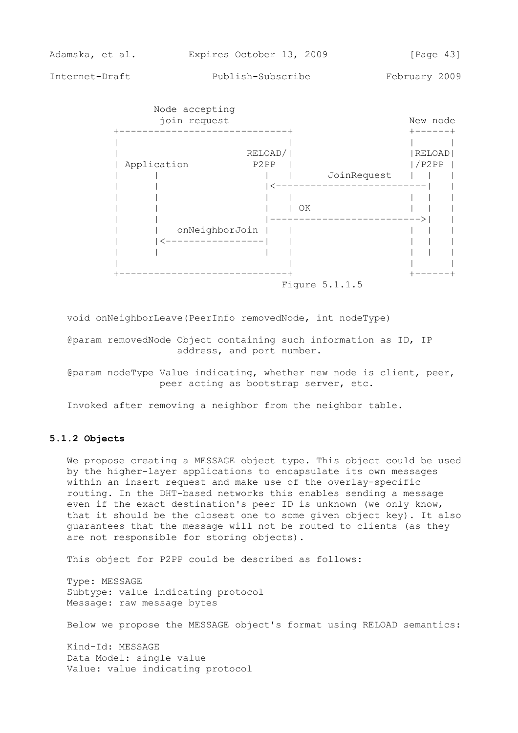```
              Node accepting
               join request                             New node
        +----------------------------+                 +------+
        |                            |                 |      |
        |                    RELOAD/ |                 |RELOAD|
        | Application          P2PP  |                 |/P2PP |
        |      |                  |  |     JoinRequest |  |   |
        |      |                  |<-------------------------|   |
        |      |                  |  |                 |  |   |
        |      |                  |  | OK              |  |   |
        |      |                  |-------------------------->|   |
        |      |   onNeighborJoin |  |                 |  |   |
        |      |<-----------------|  |                 |  |   |
        |      |                  |  |                 |  |   |
        |                            |                 |      |
        +----------------------------+                 +------+
                                      Figure 5.1.1.5
```

void onNeighborLeave(PeerInfo removedNode, int nodeType)

@param removedNode Object containing such information as ID, IP address, and port number.

@param nodeType Value indicating, whether new node is client, peer, peer acting as bootstrap server, etc.

Invoked after removing a neighbor from the neighbor table.

### 5.1.2 Objects

We propose creating a MESSAGE object type. This object could be used by the higher-layer applications to encapsulate its own messages within an insert request and make use of the overlay-specific routing. In the DHT-based networks this enables sending a message even if the exact destination's peer ID is unknown (we only know, that it should be the closest one to some given object key). It also guarantees that the message will not be routed to clients (as they are not responsible for storing objects).

This object for P2PP could be described as follows:

Type: MESSAGE
Subtype: value indicating protocol
Message: raw message bytes

Below we propose the MESSAGE object's format using RELOAD semantics:

Kind-Id: MESSAGE
Data Model: single value
Value: value indicating protocol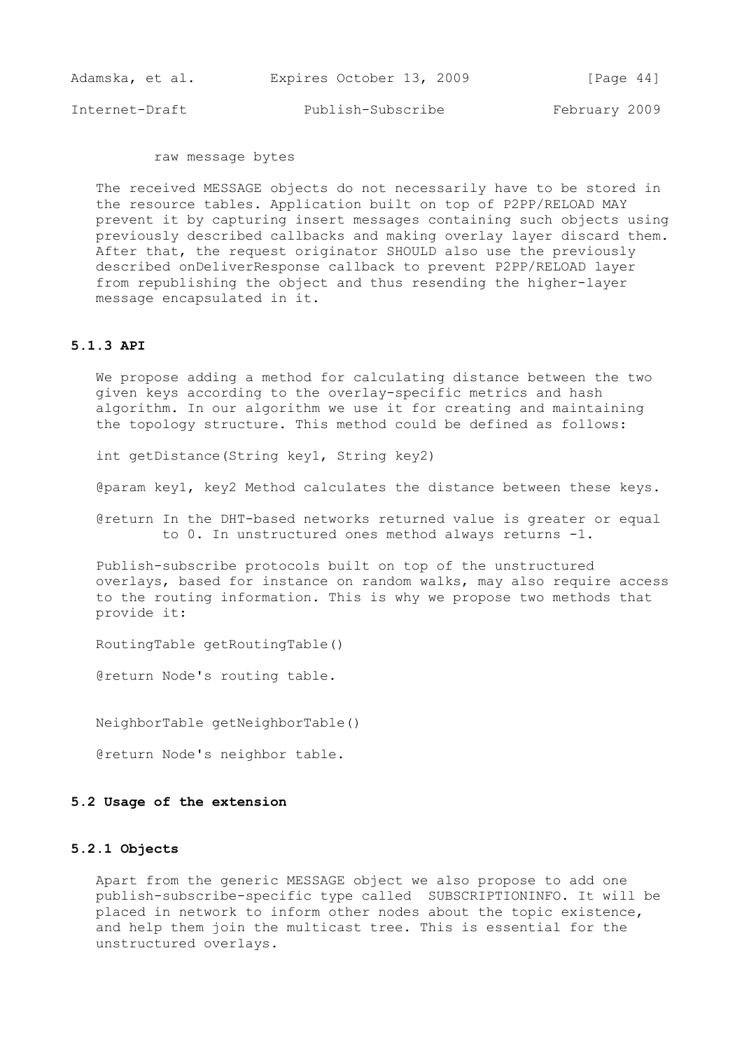raw message bytes

The received MESSAGE objects do not necessarily have to be stored in the resource tables. Application built on top of P2PP/RELOAD MAY prevent it by capturing insert messages containing such objects using previously described callbacks and making overlay layer discard them. After that, the request originator SHOULD also use the previously described onDeliverResponse callback to prevent P2PP/RELOAD layer from republishing the object and thus resending the higher-layer message encapsulated in it.

### 5.1.3 API

We propose adding a method for calculating distance between the two given keys according to the overlay-specific metrics and hash algorithm. In our algorithm we use it for creating and maintaining the topology structure. This method could be defined as follows:

```
int getDistance(String key1, String key2)

@param key1, key2 Method calculates the distance between these keys.

@return In the DHT-based networks returned value is greater or equal
        to 0. In unstructured ones method always returns -1.
```

Publish-subscribe protocols built on top of the unstructured overlays, based for instance on random walks, may also require access to the routing information. This is why we propose two methods that provide it:

```
RoutingTable getRoutingTable()

@return Node's routing table.


NeighborTable getNeighborTable()

@return Node's neighbor table.
```

## 5.2 Usage of the extension

### 5.2.1 Objects

Apart from the generic MESSAGE object we also propose to add one publish-subscribe-specific type called SUBSCRIPTIONINFO. It will be placed in network to inform other nodes about the topic existence, and help them join the multicast tree. This is essential for the unstructured overlays.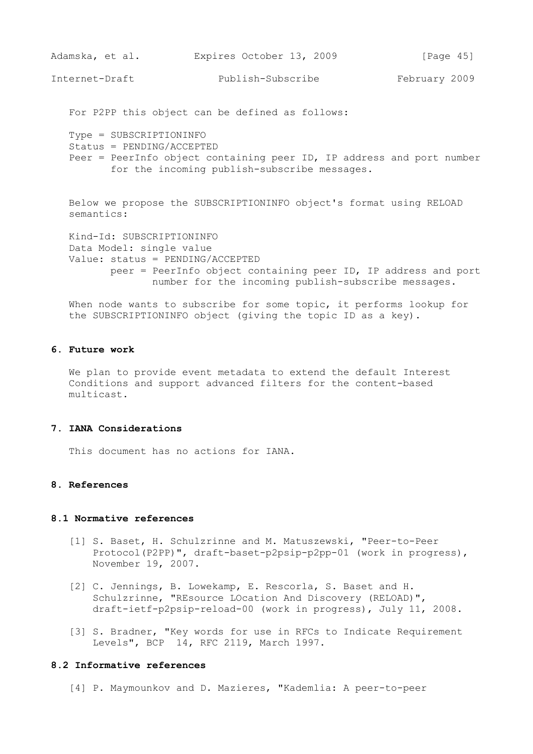For P2PP this object can be defined as follows:

```
Type = SUBSCRIPTIONINFO
Status = PENDING/ACCEPTED
Peer = PeerInfo object containing peer ID, IP address and port number
       for the incoming publish-subscribe messages.
```

Below we propose the SUBSCRIPTIONINFO object's format using RELOAD semantics:

```
Kind-Id: SUBSCRIPTIONINFO
Data Model: single value
Value: status = PENDING/ACCEPTED
       peer = PeerInfo object containing peer ID, IP address and port
              number for the incoming publish-subscribe messages.
```

When node wants to subscribe for some topic, it performs lookup for the SUBSCRIPTIONINFO object (giving the topic ID as a key).

## 6. Future work

We plan to provide event metadata to extend the default Interest Conditions and support advanced filters for the content-based multicast.

## 7. IANA Considerations

This document has no actions for IANA.

## 8. References

### 8.1 Normative references

[1] S. Baset, H. Schulzrinne and M. Matuszewski, "Peer-to-Peer Protocol(P2PP)", draft-baset-p2psip-p2pp-01 (work in progress), November 19, 2007.

[2] C. Jennings, B. Lowekamp, E. Rescorla, S. Baset and H. Schulzrinne, "REsource LOcation And Discovery (RELOAD)", draft-ietf-p2psip-reload-00 (work in progress), July 11, 2008.

[3] S. Bradner, "Key words for use in RFCs to Indicate Requirement Levels", BCP 14, RFC 2119, March 1997.

### 8.2 Informative references

[4] P. Maymounkov and D. Mazieres, "Kademlia: A peer-to-peer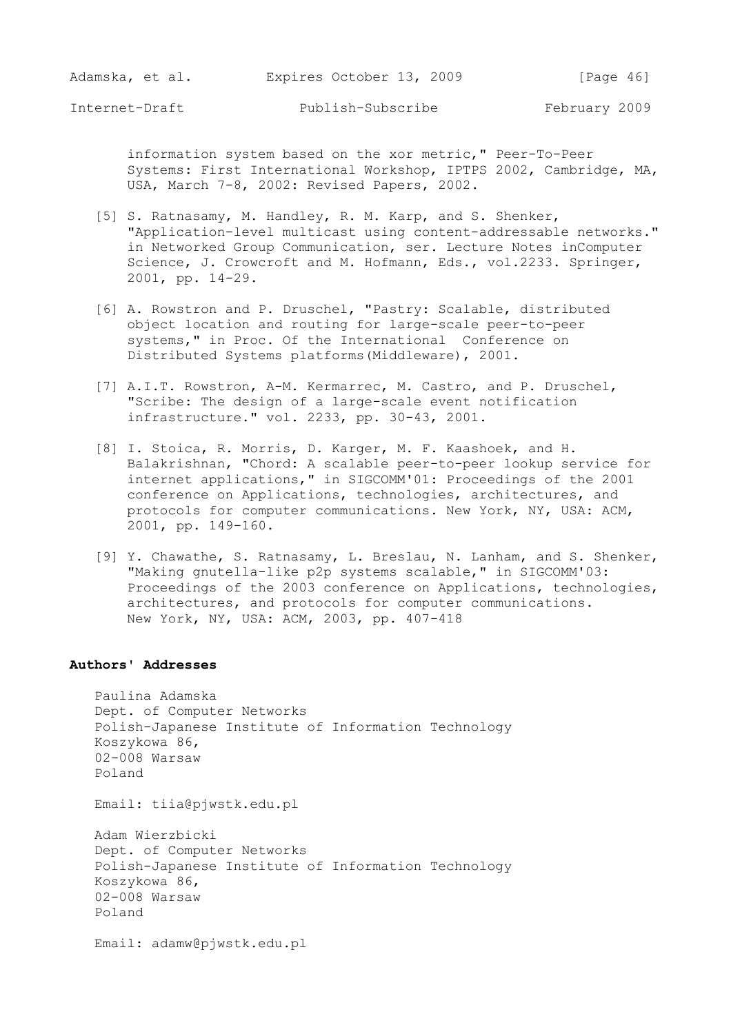information system based on the xor metric," Peer-To-Peer Systems: First International Workshop, IPTPS 2002, Cambridge, MA, USA, March 7-8, 2002: Revised Papers, 2002.

[5] S. Ratnasamy, M. Handley, R. M. Karp, and S. Shenker, "Application-level multicast using content-addressable networks." in Networked Group Communication, ser. Lecture Notes inComputer Science, J. Crowcroft and M. Hofmann, Eds., vol.2233. Springer, 2001, pp. 14-29.

[6] A. Rowstron and P. Druschel, "Pastry: Scalable, distributed object location and routing for large-scale peer-to-peer systems," in Proc. Of the International Conference on Distributed Systems platforms(Middleware), 2001.

[7] A.I.T. Rowstron, A-M. Kermarrec, M. Castro, and P. Druschel, "Scribe: The design of a large-scale event notification infrastructure." vol. 2233, pp. 30-43, 2001.

[8] I. Stoica, R. Morris, D. Karger, M. F. Kaashoek, and H. Balakrishnan, "Chord: A scalable peer-to-peer lookup service for internet applications," in SIGCOMM'01: Proceedings of the 2001 conference on Applications, technologies, architectures, and protocols for computer communications. New York, NY, USA: ACM, 2001, pp. 149-160.

[9] Y. Chawathe, S. Ratnasamy, L. Breslau, N. Lanham, and S. Shenker, "Making gnutella-like p2p systems scalable," in SIGCOMM'03: Proceedings of the 2003 conference on Applications, technologies, architectures, and protocols for computer communications. New York, NY, USA: ACM, 2003, pp. 407-418

## Authors' Addresses

Paulina Adamska
Dept. of Computer Networks
Polish-Japanese Institute of Information Technology
Koszykowa 86,
02-008 Warsaw
Poland

Email: tiia@pjwstk.edu.pl

Adam Wierzbicki
Dept. of Computer Networks
Polish-Japanese Institute of Information Technology
Koszykowa 86,
02-008 Warsaw
Poland

Email: adamw@pjwstk.edu.pl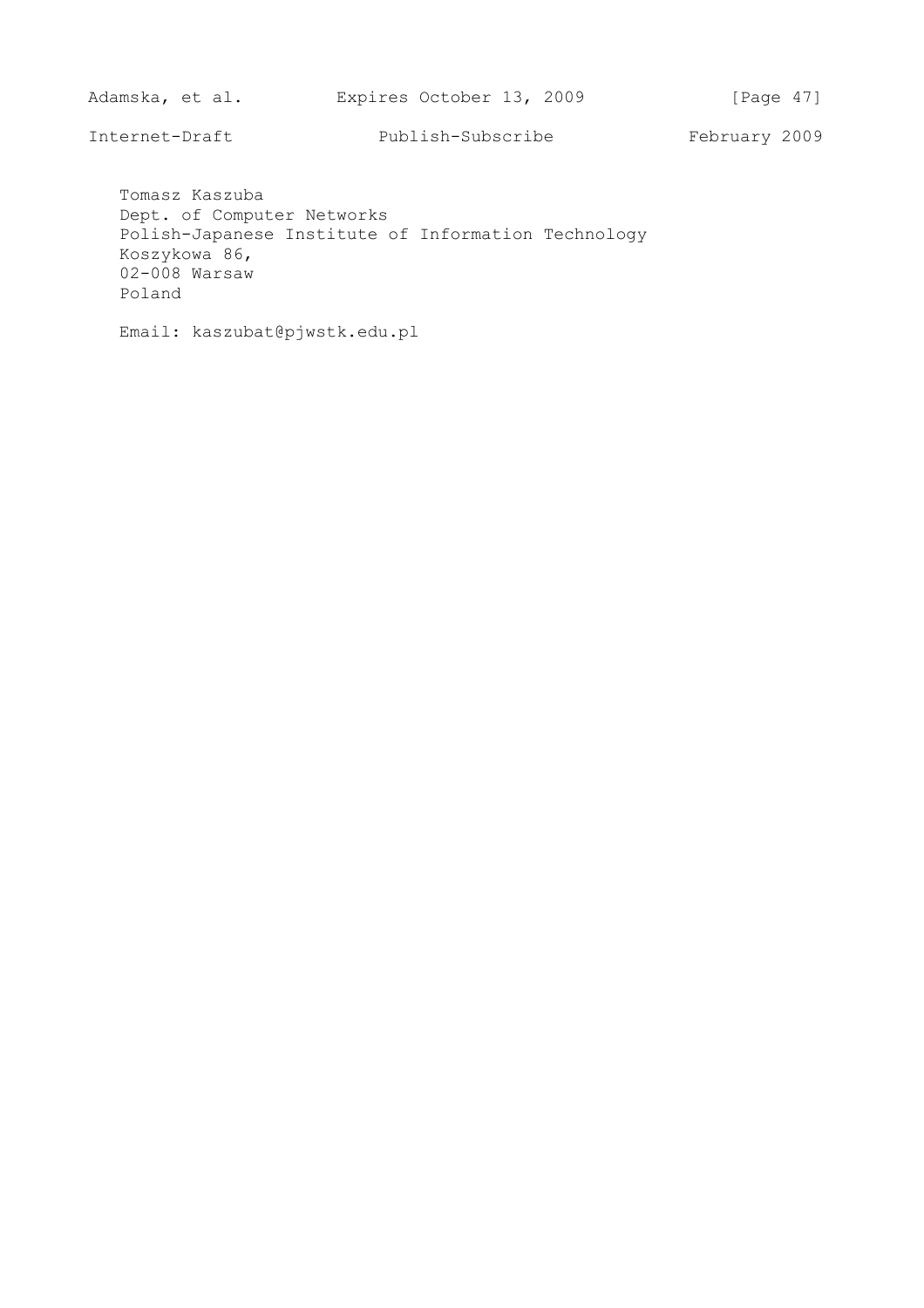Tomasz Kaszuba
Dept. of Computer Networks
Polish-Japanese Institute of Information Technology
Koszykowa 86,
02-008 Warsaw
Poland

Email: kaszubat@pjwstk.edu.pl